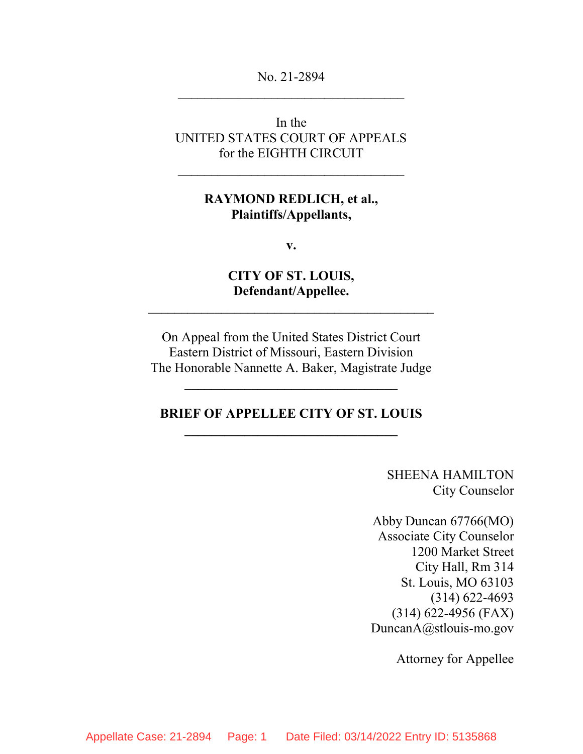No. 21-2894

---

In the
UNITED STATES COURT OF APPEALS
for the EIGHTH CIRCUIT

---

**RAYMOND REDLICH, et al.,**
**Plaintiffs/Appellants,**

**v.**

**CITY OF ST. LOUIS,**
**Defendant/Appellee.**

---

On Appeal from the United States District Court
Eastern District of Missouri, Eastern Division
The Honorable Nannette A. Baker, Magistrate Judge

---

**BRIEF OF APPELLEE CITY OF ST. LOUIS**

---

SHEENA HAMILTON
City Counselor

Abby Duncan 67766(MO)
Associate City Counselor
1200 Market Street
City Hall, Rm 314
St. Louis, MO 63103
(314) 622-4693
(314) 622-4956 (FAX)
DuncanA@stlouis-mo.gov

Attorney for Appellee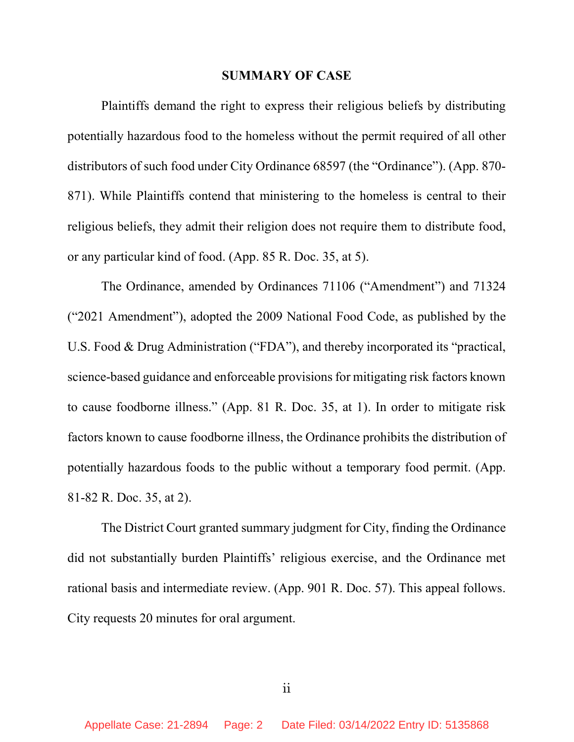## SUMMARY OF CASE

Plaintiffs demand the right to express their religious beliefs by distributing potentially hazardous food to the homeless without the permit required of all other distributors of such food under City Ordinance 68597 (the "Ordinance"). (App. 870-871). While Plaintiffs contend that ministering to the homeless is central to their religious beliefs, they admit their religion does not require them to distribute food, or any particular kind of food. (App. 85 R. Doc. 35, at 5).

The Ordinance, amended by Ordinances 71106 ("Amendment") and 71324 ("2021 Amendment"), adopted the 2009 National Food Code, as published by the U.S. Food & Drug Administration ("FDA"), and thereby incorporated its "practical, science-based guidance and enforceable provisions for mitigating risk factors known to cause foodborne illness." (App. 81 R. Doc. 35, at 1). In order to mitigate risk factors known to cause foodborne illness, the Ordinance prohibits the distribution of potentially hazardous foods to the public without a temporary food permit. (App. 81-82 R. Doc. 35, at 2).

The District Court granted summary judgment for City, finding the Ordinance did not substantially burden Plaintiffs' religious exercise, and the Ordinance met rational basis and intermediate review. (App. 901 R. Doc. 57). This appeal follows. City requests 20 minutes for oral argument.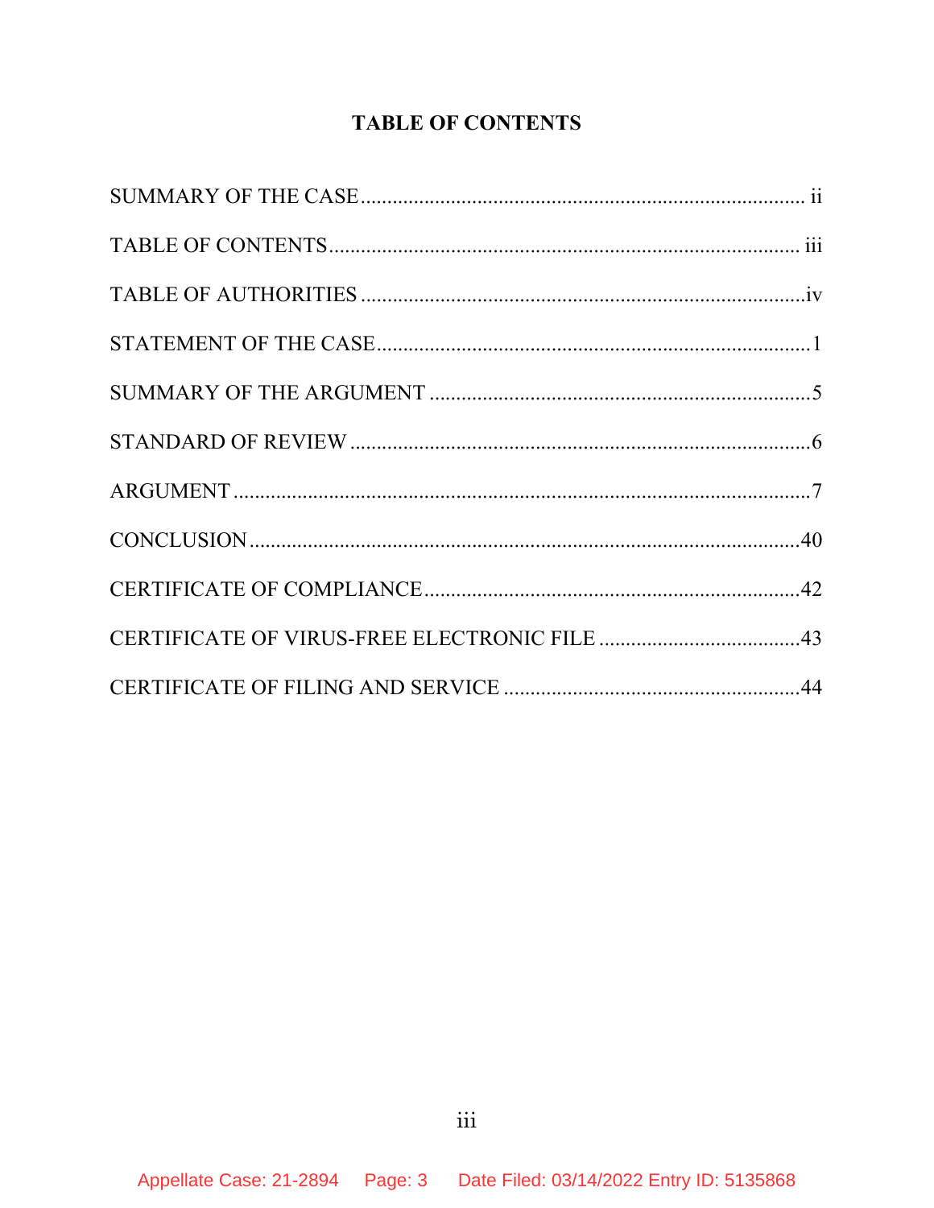# TABLE OF CONTENTS

SUMMARY OF THE CASE .................................................................................. ii

TABLE OF CONTENTS ..................................................................................... iii

TABLE OF AUTHORITIES ..................................................................................iv

STATEMENT OF THE CASE ................................................................................1

SUMMARY OF THE ARGUMENT ......................................................................5

STANDARD OF REVIEW .....................................................................................6

ARGUMENT ..........................................................................................................7

CONCLUSION .....................................................................................................40

CERTIFICATE OF COMPLIANCE .....................................................................42

CERTIFICATE OF VIRUS-FREE ELECTRONIC FILE .....................................43

CERTIFICATE OF FILING AND SERVICE ......................................................44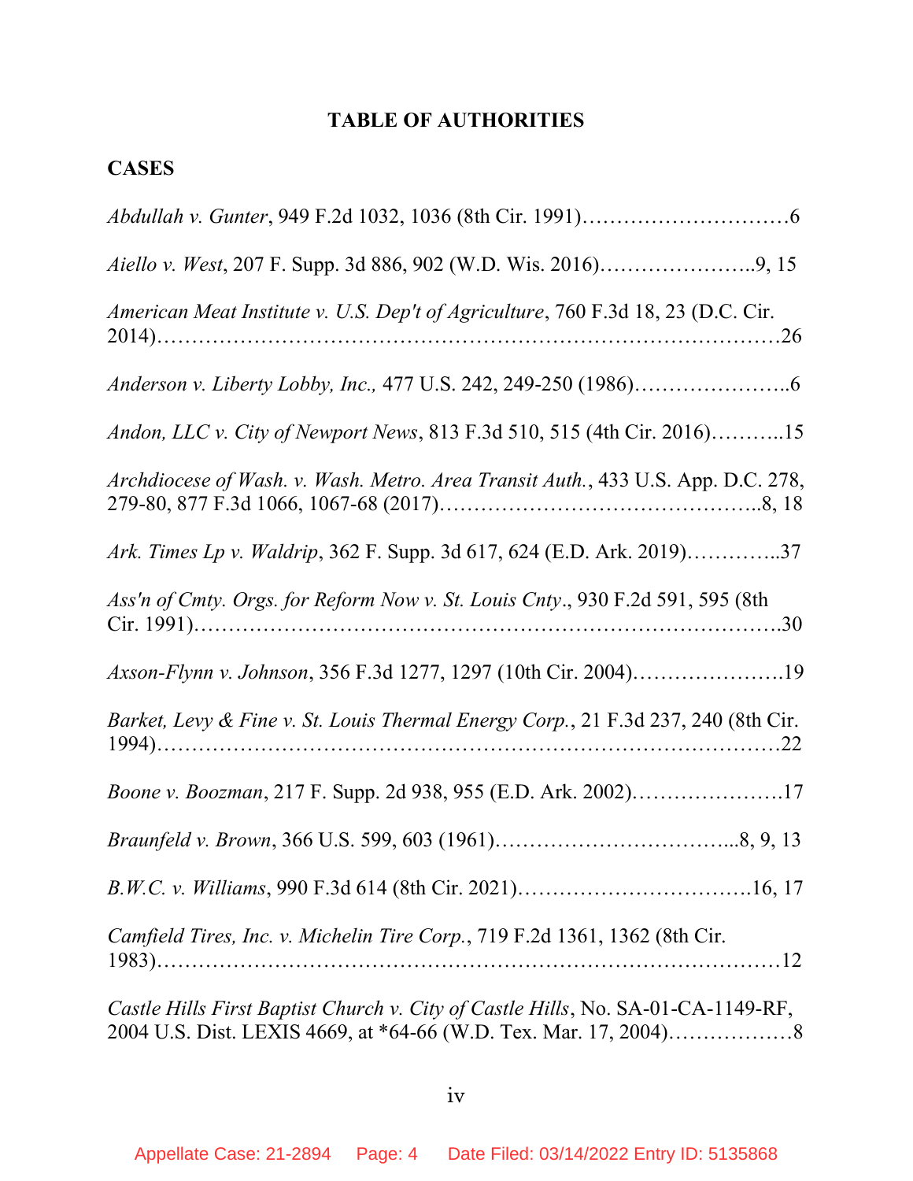## TABLE OF AUTHORITIES

### CASES

*Abdullah v. Gunter*, 949 F.2d 1032, 1036 (8th Cir. 1991)…………………………6

*Aiello v. West*, 207 F. Supp. 3d 886, 902 (W.D. Wis. 2016)…………………..9, 15

*American Meat Institute v. U.S. Dep't of Agriculture*, 760 F.3d 18, 23 (D.C. Cir. 2014)…………………………………………………………………………26

*Anderson v. Liberty Lobby, Inc.,* 477 U.S. 242, 249-250 (1986)…………………..6

*Andon, LLC v. City of Newport News*, 813 F.3d 510, 515 (4th Cir. 2016)………..15

*Archdiocese of Wash. v. Wash. Metro. Area Transit Auth.*, 433 U.S. App. D.C. 278, 279-80, 877 F.3d 1066, 1067-68 (2017)………………………………………..8, 18

*Ark. Times Lp v. Waldrip*, 362 F. Supp. 3d 617, 624 (E.D. Ark. 2019)…………..37

*Ass'n of Cmty. Orgs. for Reform Now v. St. Louis Cnty*., 930 F.2d 591, 595 (8th Cir. 1991)…………………………………………………………………….30

*Axson-Flynn v. Johnson*, 356 F.3d 1277, 1297 (10th Cir. 2004)………………….19

*Barket, Levy & Fine v. St. Louis Thermal Energy Corp.*, 21 F.3d 237, 240 (8th Cir. 1994)…………………………………………………………………………22

*Boone v. Boozman*, 217 F. Supp. 2d 938, 955 (E.D. Ark. 2002)………………….17

*Braunfeld v. Brown*, 366 U.S. 599, 603 (1961)……………………………...8, 9, 13

*B.W.C. v. Williams*, 990 F.3d 614 (8th Cir. 2021)…………………………….16, 17

*Camfield Tires, Inc. v. Michelin Tire Corp.*, 719 F.2d 1361, 1362 (8th Cir. 1983)…………………………………………………………………………12

*Castle Hills First Baptist Church v. City of Castle Hills*, No. SA-01-CA-1149-RF, 2004 U.S. Dist. LEXIS 4669, at *64-66 (W.D. Tex. Mar. 17, 2004)………………8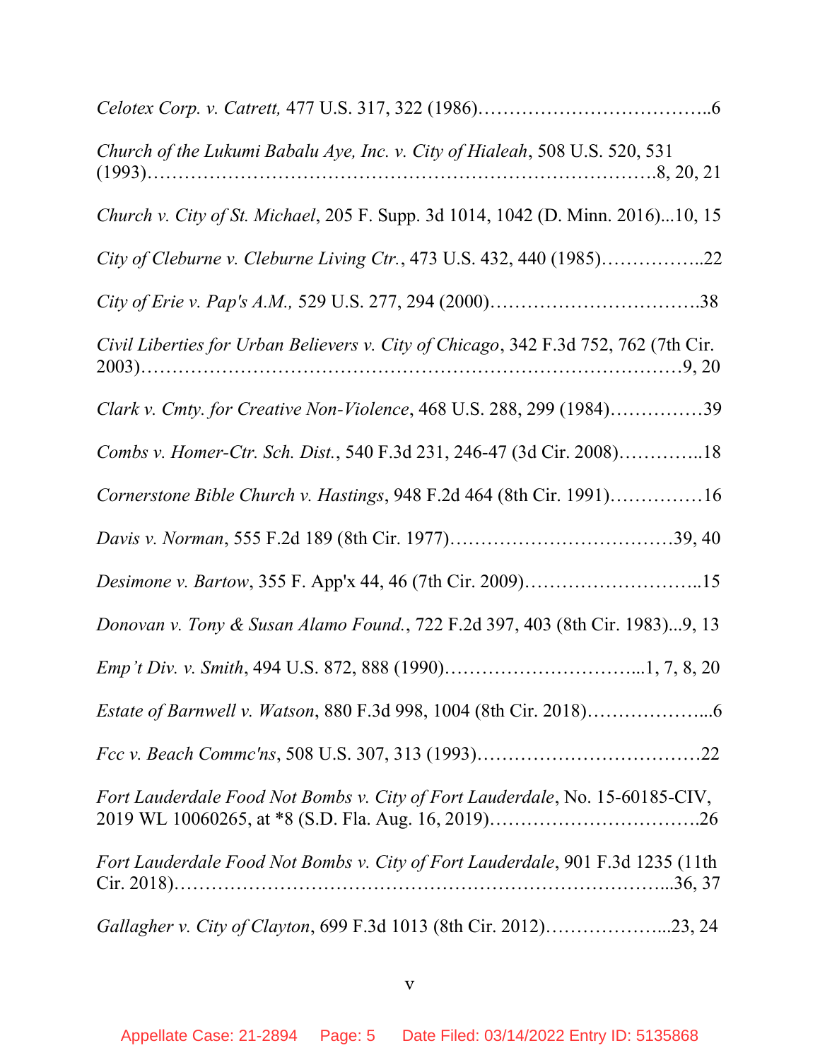*Celotex Corp. v. Catrett,* 477 U.S. 317, 322 (1986)………………………………..6

*Church of the Lukumi Babalu Aye, Inc. v. City of Hialeah*, 508 U.S. 520, 531 (1993)……………………………………………………………………….8, 20, 21

*Church v. City of St. Michael*, 205 F. Supp. 3d 1014, 1042 (D. Minn. 2016)...10, 15

*City of Cleburne v. Cleburne Living Ctr.*, 473 U.S. 432, 440 (1985)……………..22

*City of Erie v. Pap's A.M.,* 529 U.S. 277, 294 (2000)…………………………….38

*Civil Liberties for Urban Believers v. City of Chicago*, 342 F.3d 752, 762 (7th Cir. 2003)…………………………………………………………………………9, 20

*Clark v. Cmty. for Creative Non-Violence*, 468 U.S. 288, 299 (1984)……………39

*Combs v. Homer-Ctr. Sch. Dist.*, 540 F.3d 231, 246-47 (3d Cir. 2008)…………..18

*Cornerstone Bible Church v. Hastings*, 948 F.2d 464 (8th Cir. 1991)……………16

*Davis v. Norman*, 555 F.2d 189 (8th Cir. 1977)………………………………39, 40

*Desimone v. Bartow*, 355 F. App'x 44, 46 (7th Cir. 2009)………………………..15

*Donovan v. Tony & Susan Alamo Found.*, 722 F.2d 397, 403 (8th Cir. 1983)...9, 13

*Emp't Div. v. Smith*, 494 U.S. 872, 888 (1990)…………………………...1, 7, 8, 20

*Estate of Barnwell v. Watson*, 880 F.3d 998, 1004 (8th Cir. 2018)………………...6

*Fcc v. Beach Commc'ns*, 508 U.S. 307, 313 (1993)………………………………22

*Fort Lauderdale Food Not Bombs v. City of Fort Lauderdale*, No. 15-60185-CIV, 2019 WL 10060265, at *8 (S.D. Fla. Aug. 16, 2019)…………………………….26

*Fort Lauderdale Food Not Bombs v. City of Fort Lauderdale*, 901 F.3d 1235 (11th Cir. 2018)…………………………………………………………………...36, 37

*Gallagher v. City of Clayton*, 699 F.3d 1013 (8th Cir. 2012)………………...23, 24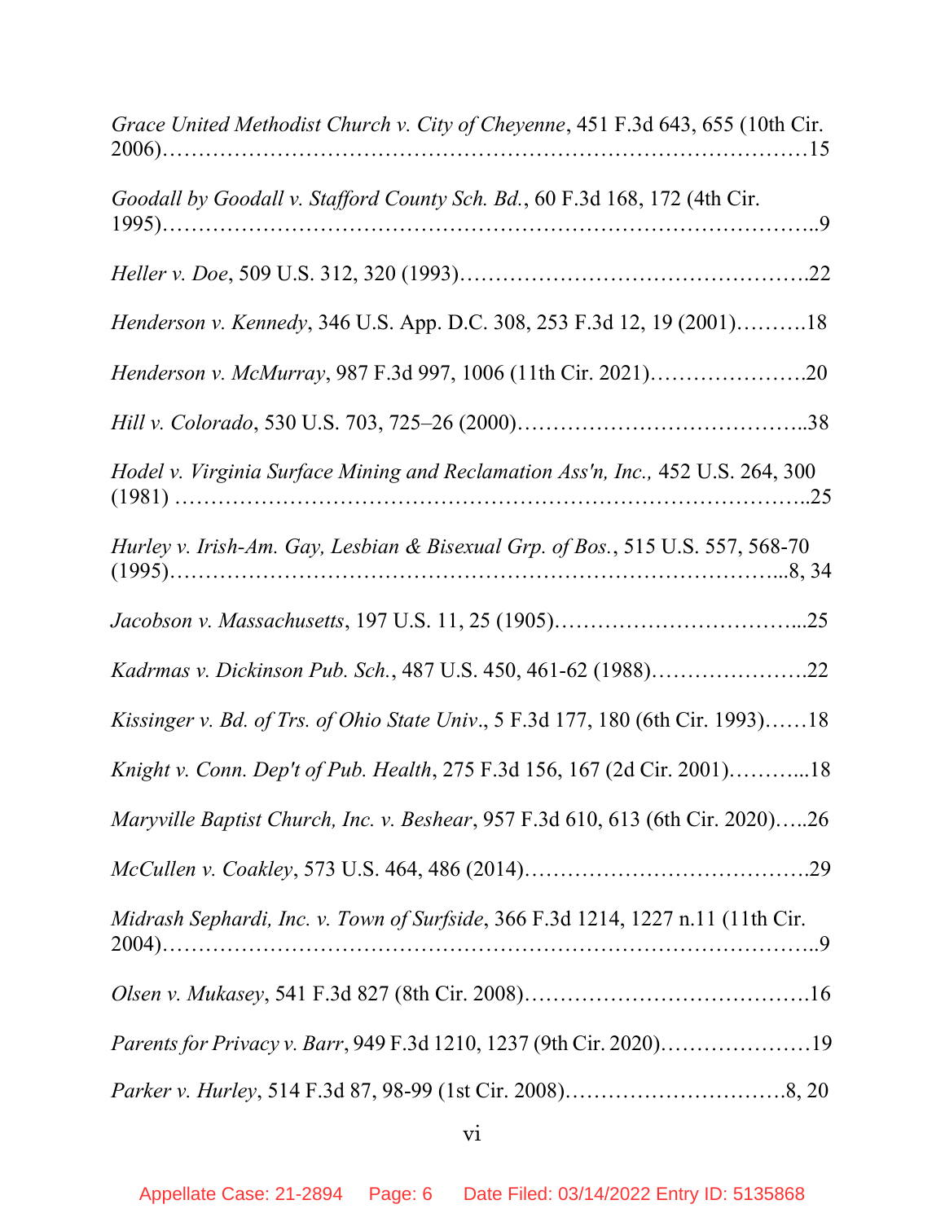*Grace United Methodist Church v. City of Cheyenne*, 451 F.3d 643, 655 (10th Cir. 2006)……………………………………………………………………………15

*Goodall by Goodall v. Stafford County Sch. Bd.*, 60 F.3d 168, 172 (4th Cir. 1995)……………………………………………………………………………..9

*Heller v. Doe*, 509 U.S. 312, 320 (1993)………………………………………….22

*Henderson v. Kennedy*, 346 U.S. App. D.C. 308, 253 F.3d 12, 19 (2001)……….18

*Henderson v. McMurray*, 987 F.3d 997, 1006 (11th Cir. 2021)………………….20

*Hill v. Colorado*, 530 U.S. 703, 725–26 (2000)…………………………………..38

*Hodel v. Virginia Surface Mining and Reclamation Ass'n, Inc.,* 452 U.S. 264, 300 (1981) ………………………………………………………………………..25

*Hurley v. Irish-Am. Gay, Lesbian & Bisexual Grp. of Bos.*, 515 U.S. 557, 568-70 (1995)…………………………………………………………………...8, 34

*Jacobson v. Massachusetts*, 197 U.S. 11, 25 (1905)……………………………...25

*Kadrmas v. Dickinson Pub. Sch.*, 487 U.S. 450, 461-62 (1988)………………….22

*Kissinger v. Bd. of Trs. of Ohio State Univ*., 5 F.3d 177, 180 (6th Cir. 1993)……18

*Knight v. Conn. Dep't of Pub. Health*, 275 F.3d 156, 167 (2d Cir. 2001)………...18

*Maryville Baptist Church, Inc. v. Beshear*, 957 F.3d 610, 613 (6th Cir. 2020)…..26

*McCullen v. Coakley*, 573 U.S. 464, 486 (2014)………………………………….29

*Midrash Sephardi, Inc. v. Town of Surfside*, 366 F.3d 1214, 1227 n.11 (11th Cir. 2004)…………………………………………………………………………..9

*Olsen v. Mukasey*, 541 F.3d 827 (8th Cir. 2008)………………………………….16

*Parents for Privacy v. Barr*, 949 F.3d 1210, 1237 (9th Cir. 2020)…………………19

*Parker v. Hurley*, 514 F.3d 87, 98-99 (1st Cir. 2008)………………………….8, 20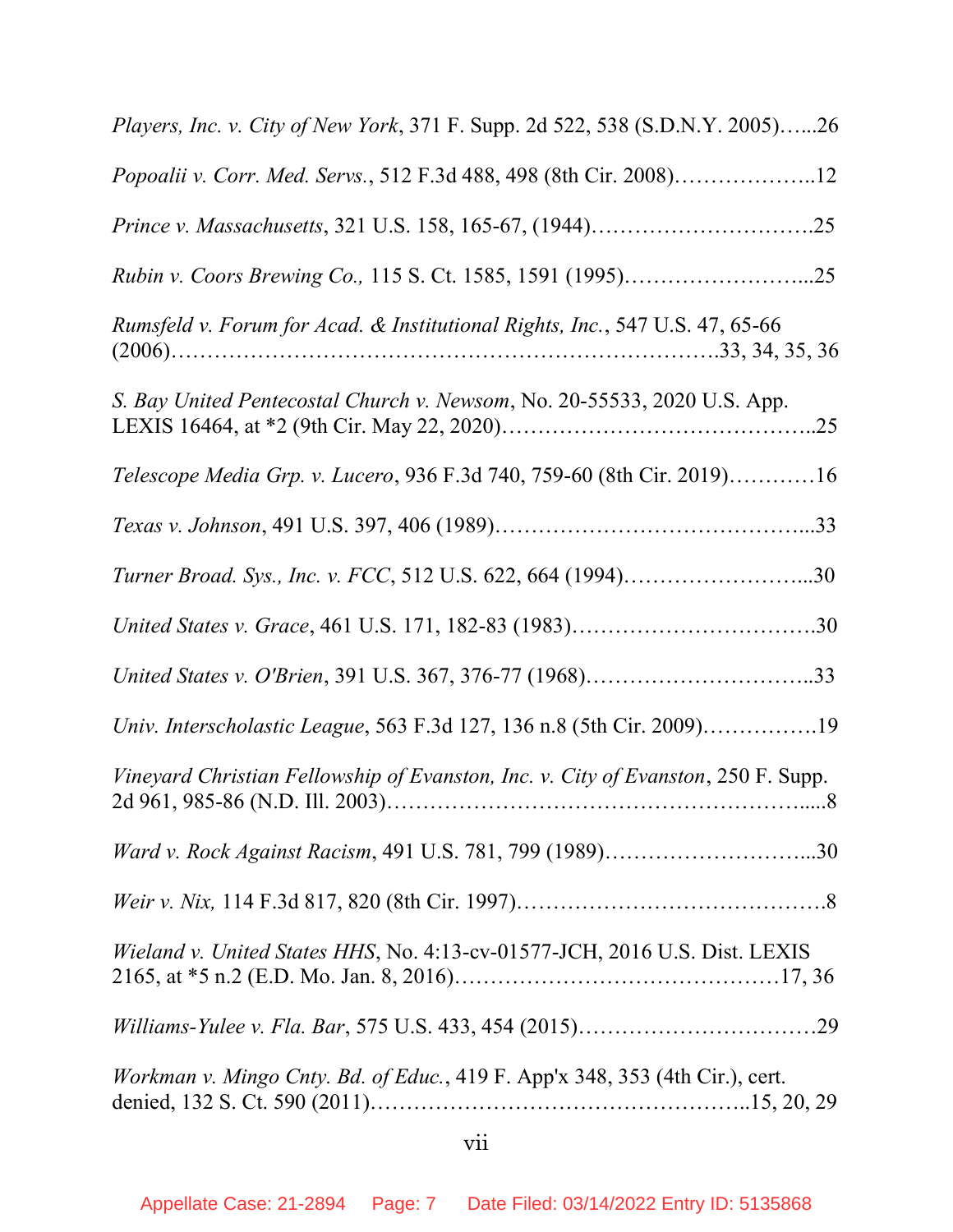*Players, Inc. v. City of New York*, 371 F. Supp. 2d 522, 538 (S.D.N.Y. 2005)…...26

*Popoalii v. Corr. Med. Servs.*, 512 F.3d 488, 498 (8th Cir. 2008)………………..12

*Prince v. Massachusetts*, 321 U.S. 158, 165-67, (1944)………………………….25

*Rubin v. Coors Brewing Co.,* 115 S. Ct. 1585, 1591 (1995)……………………...25

*Rumsfeld v. Forum for Acad. & Institutional Rights, Inc.*, 547 U.S. 47, 65-66 (2006)…………………………………………………………….33, 34, 35, 36

*S. Bay United Pentecostal Church v. Newsom*, No. 20-55533, 2020 U.S. App. LEXIS 16464, at *2 (9th Cir. May 22, 2020)……………………………………..25

*Telescope Media Grp. v. Lucero*, 936 F.3d 740, 759-60 (8th Cir. 2019)…………16

*Texas v. Johnson*, 491 U.S. 397, 406 (1989)……………………………………...33

*Turner Broad. Sys., Inc. v. FCC*, 512 U.S. 622, 664 (1994)……………………...30

*United States v. Grace*, 461 U.S. 171, 182-83 (1983)…………………………….30

*United States v. O'Brien*, 391 U.S. 367, 376-77 (1968)…………………………...33

*Univ. Interscholastic League*, 563 F.3d 127, 136 n.8 (5th Cir. 2009)…………….19

*Vineyard Christian Fellowship of Evanston, Inc. v. City of Evanston*, 250 F. Supp. 2d 961, 985-86 (N.D. Ill. 2003)…………………………………………………....8

*Ward v. Rock Against Racism*, 491 U.S. 781, 799 (1989)………………………...30

*Weir v. Nix,* 114 F.3d 817, 820 (8th Cir. 1997)…………………………………….8

*Wieland v. United States HHS*, No. 4:13-cv-01577-JCH, 2016 U.S. Dist. LEXIS 2165, at *5 n.2 (E.D. Mo. Jan. 8, 2016)………………………………………17, 36

*Williams-Yulee v. Fla. Bar*, 575 U.S. 433, 454 (2015)……………………………29

*Workman v. Mingo Cnty. Bd. of Educ.*, 419 F. App'x 348, 353 (4th Cir.), cert. denied, 132 S. Ct. 590 (2011)……………………………………………..15, 20, 29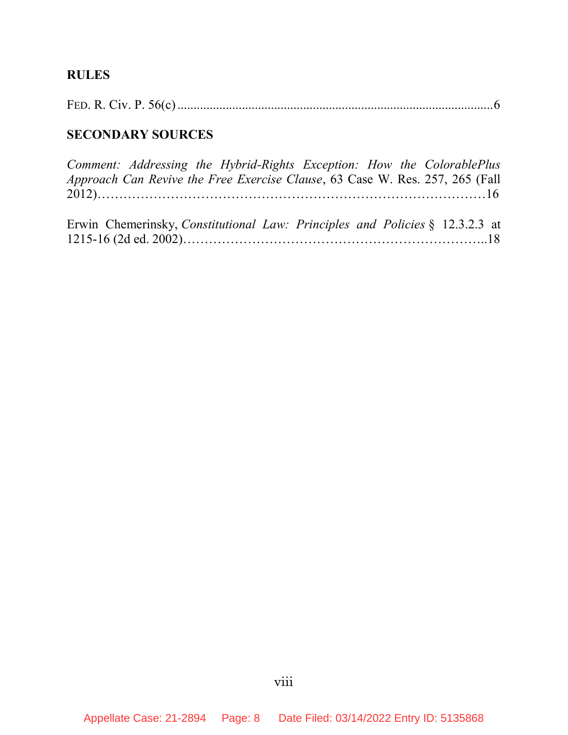**RULES**

FED. R. Civ. P. 56(c) ..................................................................................................6

**SECONDARY SOURCES**

*Comment: Addressing the Hybrid-Rights Exception: How the ColorablePlus Approach Can Revive the Free Exercise Clause*, 63 Case W. Res. 257, 265 (Fall 2012)……………………………………………………………………………16

Erwin Chemerinsky, *Constitutional Law: Principles and Policies* § 12.3.2.3 at 1215-16 (2d ed. 2002)………………………………………………………...18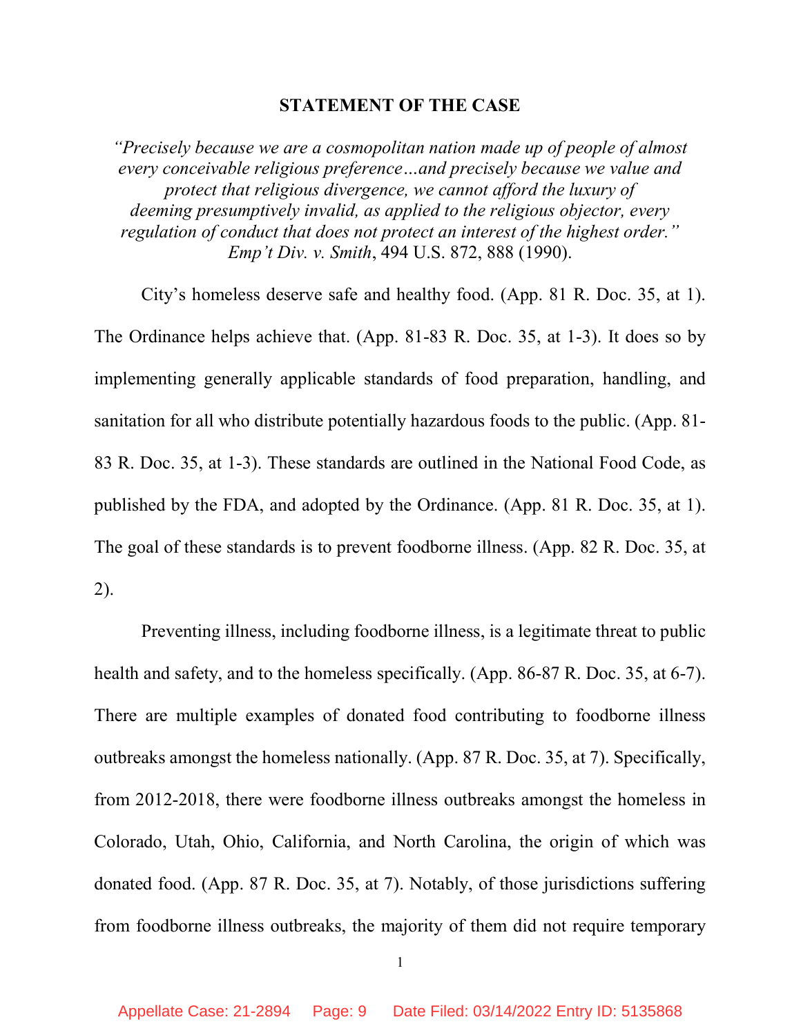## STATEMENT OF THE CASE

*"Precisely because we are a cosmopolitan nation made up of people of almost every conceivable religious preference…and precisely because we value and protect that religious divergence, we cannot afford the luxury of deeming presumptively invalid, as applied to the religious objector, every regulation of conduct that does not protect an interest of the highest order." Emp't Div. v. Smith*, 494 U.S. 872, 888 (1990).

City's homeless deserve safe and healthy food. (App. 81 R. Doc. 35, at 1). The Ordinance helps achieve that. (App. 81-83 R. Doc. 35, at 1-3). It does so by implementing generally applicable standards of food preparation, handling, and sanitation for all who distribute potentially hazardous foods to the public. (App. 81-83 R. Doc. 35, at 1-3). These standards are outlined in the National Food Code, as published by the FDA, and adopted by the Ordinance. (App. 81 R. Doc. 35, at 1). The goal of these standards is to prevent foodborne illness. (App. 82 R. Doc. 35, at 2).

Preventing illness, including foodborne illness, is a legitimate threat to public health and safety, and to the homeless specifically. (App. 86-87 R. Doc. 35, at 6-7). There are multiple examples of donated food contributing to foodborne illness outbreaks amongst the homeless nationally. (App. 87 R. Doc. 35, at 7). Specifically, from 2012-2018, there were foodborne illness outbreaks amongst the homeless in Colorado, Utah, Ohio, California, and North Carolina, the origin of which was donated food. (App. 87 R. Doc. 35, at 7). Notably, of those jurisdictions suffering from foodborne illness outbreaks, the majority of them did not require temporary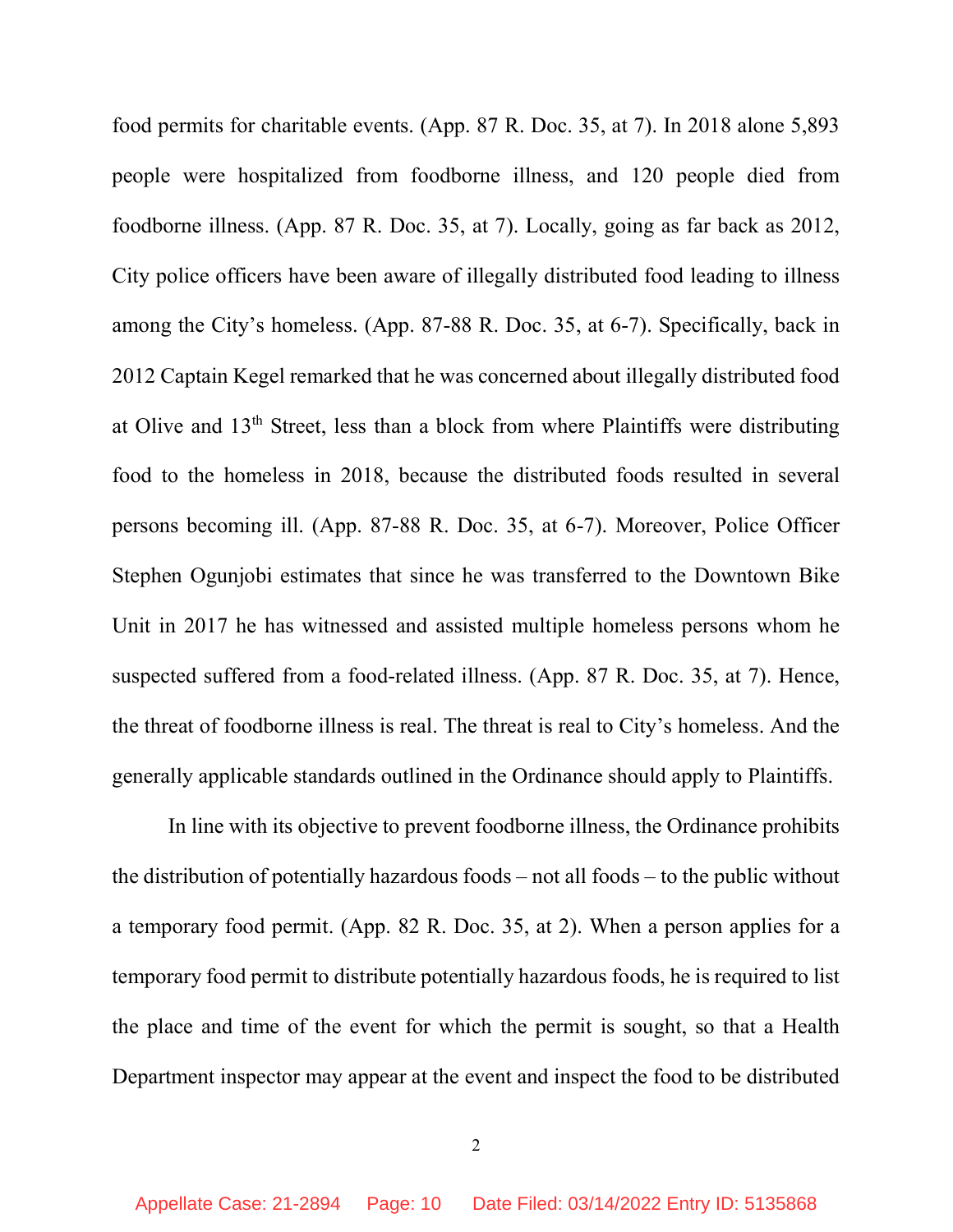food permits for charitable events. (App. 87 R. Doc. 35, at 7). In 2018 alone 5,893 people were hospitalized from foodborne illness, and 120 people died from foodborne illness. (App. 87 R. Doc. 35, at 7). Locally, going as far back as 2012, City police officers have been aware of illegally distributed food leading to illness among the City's homeless. (App. 87-88 R. Doc. 35, at 6-7). Specifically, back in 2012 Captain Kegel remarked that he was concerned about illegally distributed food at Olive and 13th Street, less than a block from where Plaintiffs were distributing food to the homeless in 2018, because the distributed foods resulted in several persons becoming ill. (App. 87-88 R. Doc. 35, at 6-7). Moreover, Police Officer Stephen Ogunjobi estimates that since he was transferred to the Downtown Bike Unit in 2017 he has witnessed and assisted multiple homeless persons whom he suspected suffered from a food-related illness. (App. 87 R. Doc. 35, at 7). Hence, the threat of foodborne illness is real. The threat is real to City's homeless. And the generally applicable standards outlined in the Ordinance should apply to Plaintiffs.

In line with its objective to prevent foodborne illness, the Ordinance prohibits the distribution of potentially hazardous foods – not all foods – to the public without a temporary food permit. (App. 82 R. Doc. 35, at 2). When a person applies for a temporary food permit to distribute potentially hazardous foods, he is required to list the place and time of the event for which the permit is sought, so that a Health Department inspector may appear at the event and inspect the food to be distributed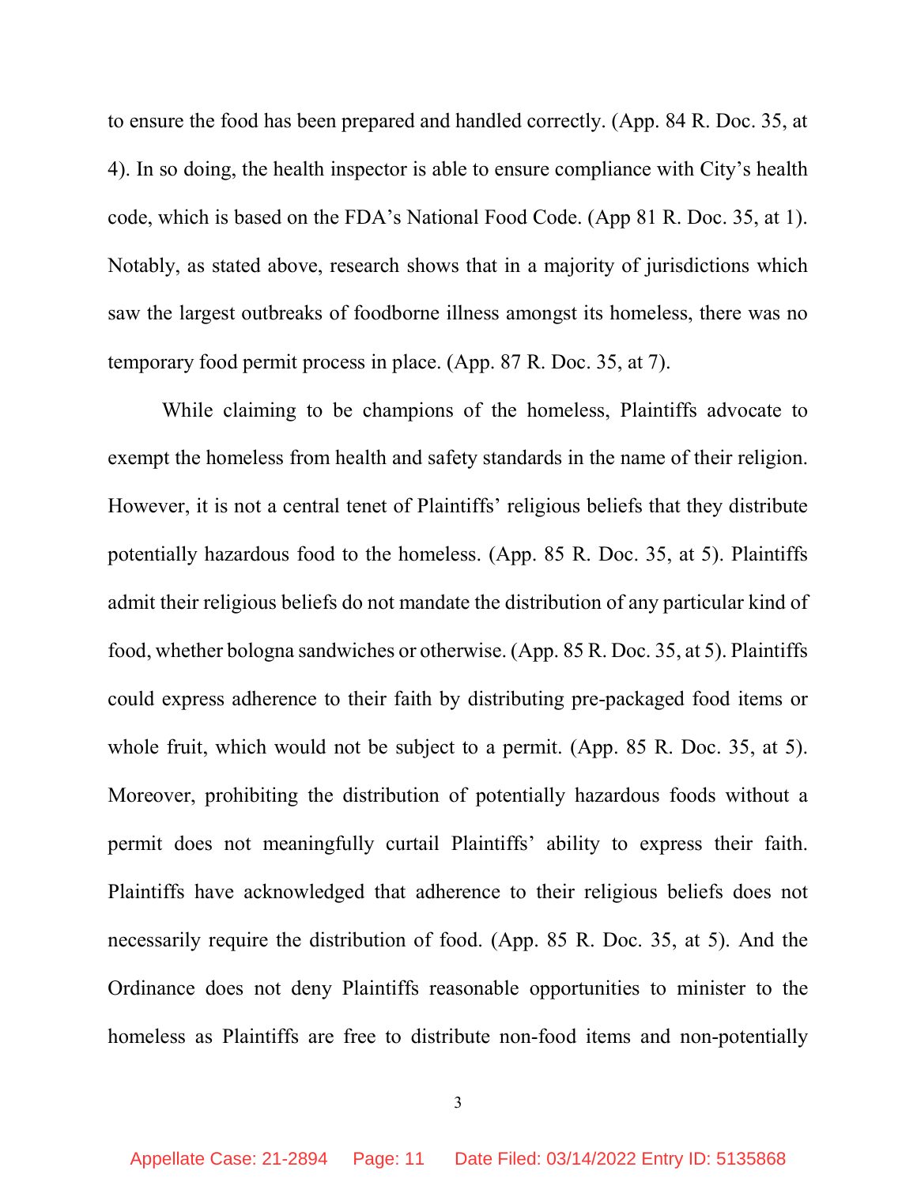to ensure the food has been prepared and handled correctly. (App. 84 R. Doc. 35, at 4). In so doing, the health inspector is able to ensure compliance with City's health code, which is based on the FDA's National Food Code. (App 81 R. Doc. 35, at 1). Notably, as stated above, research shows that in a majority of jurisdictions which saw the largest outbreaks of foodborne illness amongst its homeless, there was no temporary food permit process in place. (App. 87 R. Doc. 35, at 7).

While claiming to be champions of the homeless, Plaintiffs advocate to exempt the homeless from health and safety standards in the name of their religion. However, it is not a central tenet of Plaintiffs' religious beliefs that they distribute potentially hazardous food to the homeless. (App. 85 R. Doc. 35, at 5). Plaintiffs admit their religious beliefs do not mandate the distribution of any particular kind of food, whether bologna sandwiches or otherwise. (App. 85 R. Doc. 35, at 5). Plaintiffs could express adherence to their faith by distributing pre-packaged food items or whole fruit, which would not be subject to a permit. (App. 85 R. Doc. 35, at 5). Moreover, prohibiting the distribution of potentially hazardous foods without a permit does not meaningfully curtail Plaintiffs' ability to express their faith. Plaintiffs have acknowledged that adherence to their religious beliefs does not necessarily require the distribution of food. (App. 85 R. Doc. 35, at 5). And the Ordinance does not deny Plaintiffs reasonable opportunities to minister to the homeless as Plaintiffs are free to distribute non-food items and non-potentially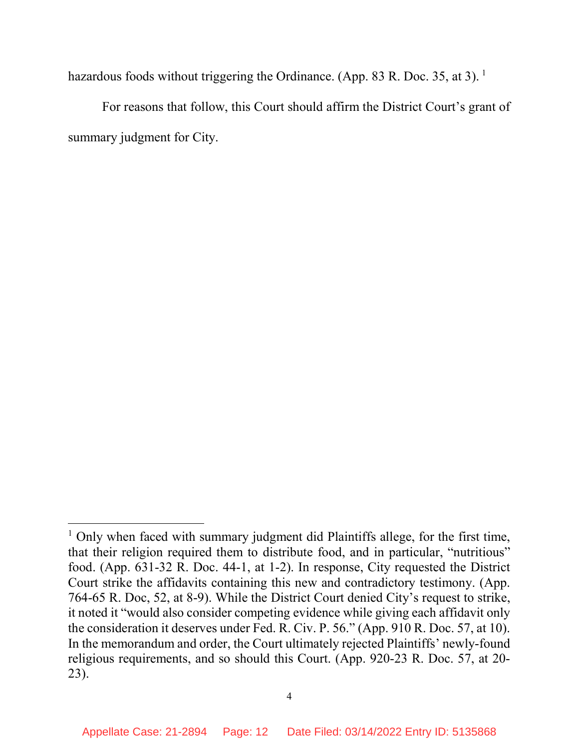hazardous foods without triggering the Ordinance. (App. 83 R. Doc. 35, at 3). [1]

For reasons that follow, this Court should affirm the District Court's grant of summary judgment for City.

---

[1] Only when faced with summary judgment did Plaintiffs allege, for the first time, that their religion required them to distribute food, and in particular, "nutritious" food. (App. 631-32 R. Doc. 44-1, at 1-2). In response, City requested the District Court strike the affidavits containing this new and contradictory testimony. (App. 764-65 R. Doc, 52, at 8-9). While the District Court denied City's request to strike, it noted it "would also consider competing evidence while giving each affidavit only the consideration it deserves under Fed. R. Civ. P. 56." (App. 910 R. Doc. 57, at 10). In the memorandum and order, the Court ultimately rejected Plaintiffs' newly-found religious requirements, and so should this Court. (App. 920-23 R. Doc. 57, at 20-23).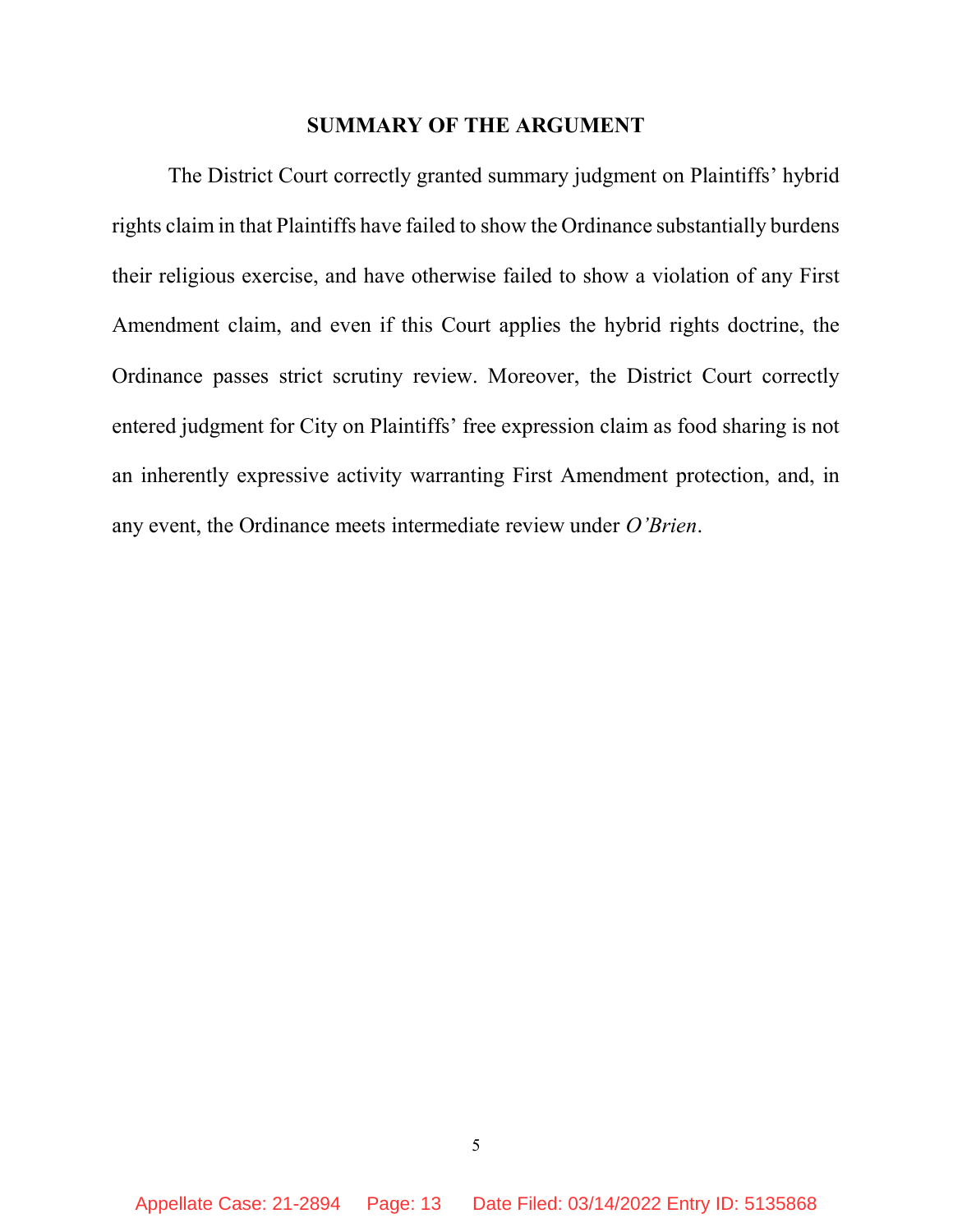## SUMMARY OF THE ARGUMENT

The District Court correctly granted summary judgment on Plaintiffs' hybrid rights claim in that Plaintiffs have failed to show the Ordinance substantially burdens their religious exercise, and have otherwise failed to show a violation of any First Amendment claim, and even if this Court applies the hybrid rights doctrine, the Ordinance passes strict scrutiny review. Moreover, the District Court correctly entered judgment for City on Plaintiffs' free expression claim as food sharing is not an inherently expressive activity warranting First Amendment protection, and, in any event, the Ordinance meets intermediate review under *O'Brien*.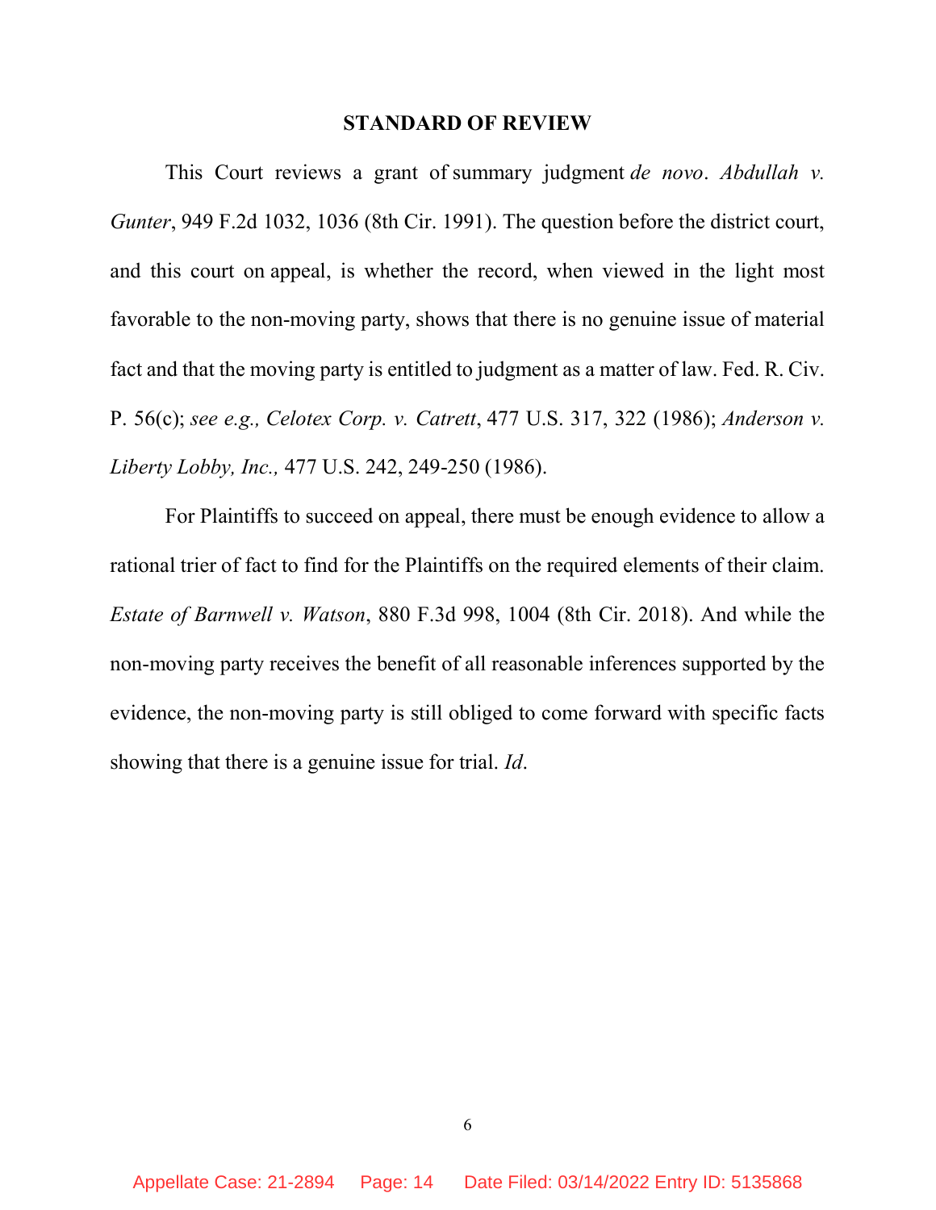## STANDARD OF REVIEW

This Court reviews a grant of summary judgment *de novo*. *Abdullah v. Gunter*, 949 F.2d 1032, 1036 (8th Cir. 1991). The question before the district court, and this court on appeal, is whether the record, when viewed in the light most favorable to the non-moving party, shows that there is no genuine issue of material fact and that the moving party is entitled to judgment as a matter of law. Fed. R. Civ. P. 56(c); *see e.g., Celotex Corp. v. Catrett*, 477 U.S. 317, 322 (1986); *Anderson v. Liberty Lobby, Inc.,* 477 U.S. 242, 249-250 (1986).

For Plaintiffs to succeed on appeal, there must be enough evidence to allow a rational trier of fact to find for the Plaintiffs on the required elements of their claim. *Estate of Barnwell v. Watson*, 880 F.3d 998, 1004 (8th Cir. 2018). And while the non-moving party receives the benefit of all reasonable inferences supported by the evidence, the non-moving party is still obliged to come forward with specific facts showing that there is a genuine issue for trial. *Id*.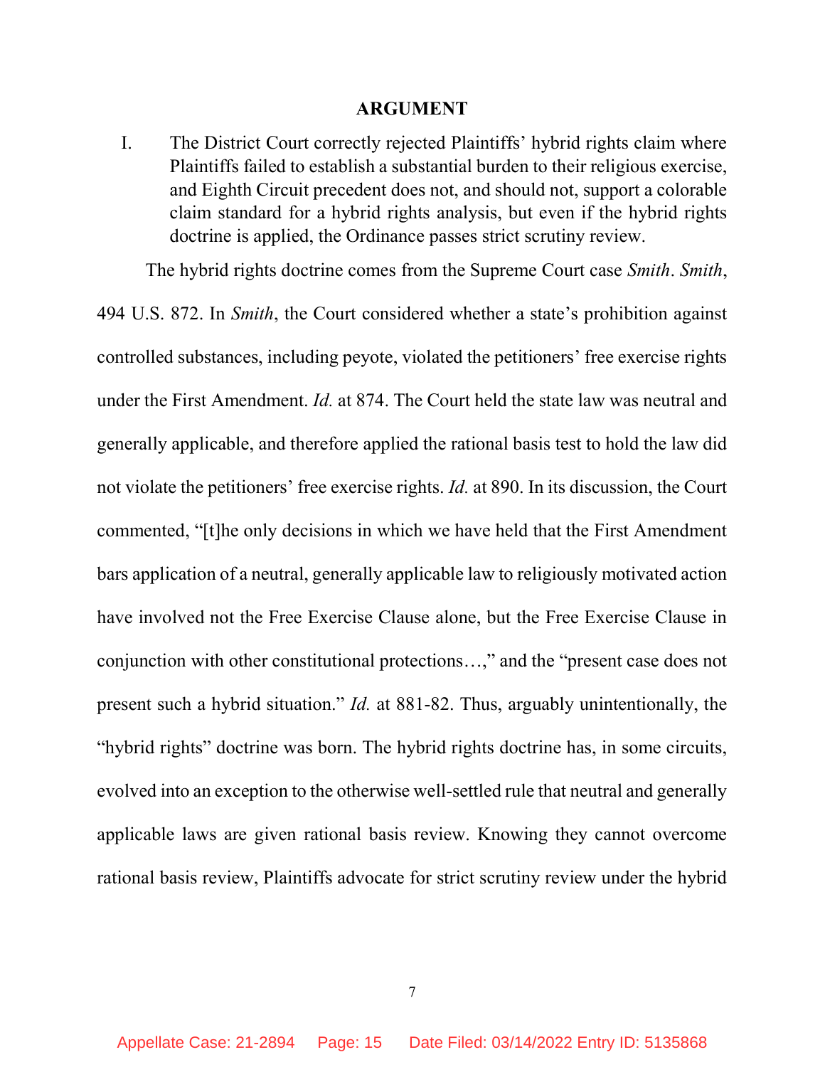## ARGUMENT

I. The District Court correctly rejected Plaintiffs' hybrid rights claim where Plaintiffs failed to establish a substantial burden to their religious exercise, and Eighth Circuit precedent does not, and should not, support a colorable claim standard for a hybrid rights analysis, but even if the hybrid rights doctrine is applied, the Ordinance passes strict scrutiny review.

The hybrid rights doctrine comes from the Supreme Court case *Smith*. *Smith*, 494 U.S. 872. In *Smith*, the Court considered whether a state's prohibition against controlled substances, including peyote, violated the petitioners' free exercise rights under the First Amendment. *Id.* at 874. The Court held the state law was neutral and generally applicable, and therefore applied the rational basis test to hold the law did not violate the petitioners' free exercise rights. *Id.* at 890. In its discussion, the Court commented, "[t]he only decisions in which we have held that the First Amendment bars application of a neutral, generally applicable law to religiously motivated action have involved not the Free Exercise Clause alone, but the Free Exercise Clause in conjunction with other constitutional protections…," and the "present case does not present such a hybrid situation." *Id.* at 881-82. Thus, arguably unintentionally, the "hybrid rights" doctrine was born. The hybrid rights doctrine has, in some circuits, evolved into an exception to the otherwise well-settled rule that neutral and generally applicable laws are given rational basis review. Knowing they cannot overcome rational basis review, Plaintiffs advocate for strict scrutiny review under the hybrid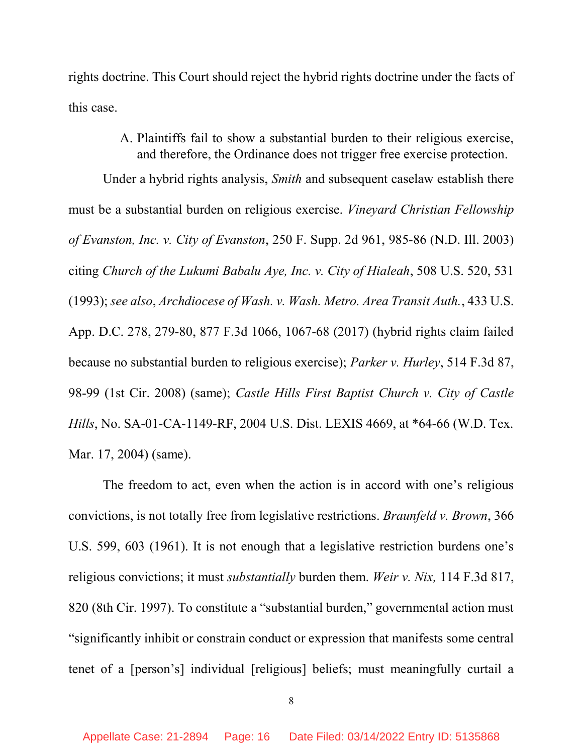rights doctrine. This Court should reject the hybrid rights doctrine under the facts of this case.

A. Plaintiffs fail to show a substantial burden to their religious exercise, and therefore, the Ordinance does not trigger free exercise protection.

Under a hybrid rights analysis, *Smith* and subsequent caselaw establish there must be a substantial burden on religious exercise. *Vineyard Christian Fellowship of Evanston, Inc. v. City of Evanston*, 250 F. Supp. 2d 961, 985-86 (N.D. Ill. 2003) citing *Church of the Lukumi Babalu Aye, Inc. v. City of Hialeah*, 508 U.S. 520, 531 (1993); *see also*, *Archdiocese of Wash. v. Wash. Metro. Area Transit Auth.*, 433 U.S. App. D.C. 278, 279-80, 877 F.3d 1066, 1067-68 (2017) (hybrid rights claim failed because no substantial burden to religious exercise); *Parker v. Hurley*, 514 F.3d 87, 98-99 (1st Cir. 2008) (same); *Castle Hills First Baptist Church v. City of Castle Hills*, No. SA-01-CA-1149-RF, 2004 U.S. Dist. LEXIS 4669, at *64-66 (W.D. Tex. Mar. 17, 2004) (same).

The freedom to act, even when the action is in accord with one's religious convictions, is not totally free from legislative restrictions. *Braunfeld v. Brown*, 366 U.S. 599, 603 (1961). It is not enough that a legislative restriction burdens one's religious convictions; it must *substantially* burden them. *Weir v. Nix,* 114 F.3d 817, 820 (8th Cir. 1997). To constitute a "substantial burden," governmental action must "significantly inhibit or constrain conduct or expression that manifests some central tenet of a [person's] individual [religious] beliefs; must meaningfully curtail a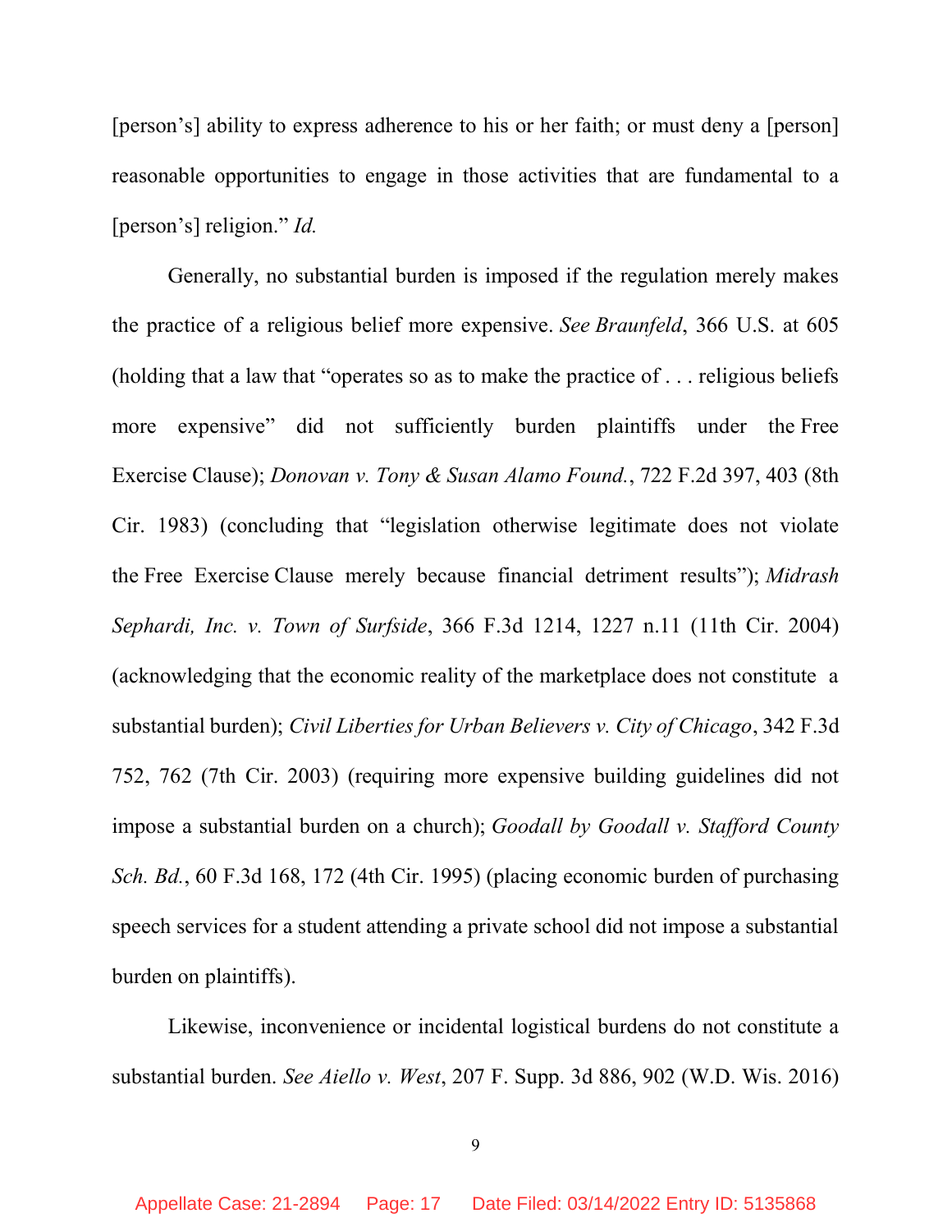[person's] ability to express adherence to his or her faith; or must deny a [person] reasonable opportunities to engage in those activities that are fundamental to a [person's] religion." *Id.*

Generally, no substantial burden is imposed if the regulation merely makes the practice of a religious belief more expensive. *See Braunfeld*, 366 U.S. at 605 (holding that a law that "operates so as to make the practice of . . . religious beliefs more expensive" did not sufficiently burden plaintiffs under the Free Exercise Clause); *Donovan v. Tony & Susan Alamo Found.*, 722 F.2d 397, 403 (8th Cir. 1983) (concluding that "legislation otherwise legitimate does not violate the Free Exercise Clause merely because financial detriment results"); *Midrash Sephardi, Inc. v. Town of Surfside*, 366 F.3d 1214, 1227 n.11 (11th Cir. 2004) (acknowledging that the economic reality of the marketplace does not constitute a substantial burden); *Civil Liberties for Urban Believers v. City of Chicago*, 342 F.3d 752, 762 (7th Cir. 2003) (requiring more expensive building guidelines did not impose a substantial burden on a church); *Goodall by Goodall v. Stafford County Sch. Bd.*, 60 F.3d 168, 172 (4th Cir. 1995) (placing economic burden of purchasing speech services for a student attending a private school did not impose a substantial burden on plaintiffs).

Likewise, inconvenience or incidental logistical burdens do not constitute a substantial burden. *See Aiello v. West*, 207 F. Supp. 3d 886, 902 (W.D. Wis. 2016)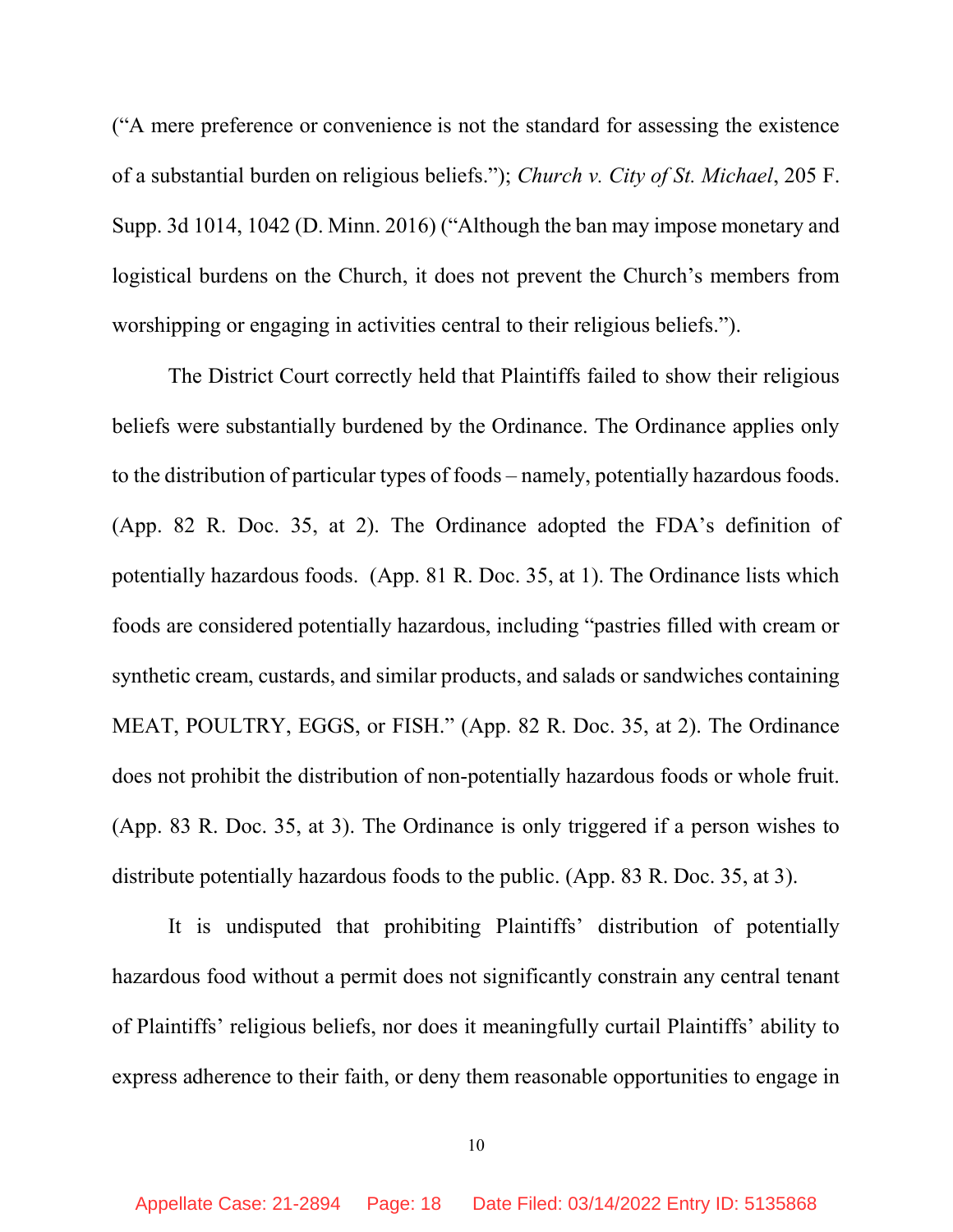("A mere preference or convenience is not the standard for assessing the existence of a substantial burden on religious beliefs."); *Church v. City of St. Michael*, 205 F. Supp. 3d 1014, 1042 (D. Minn. 2016) ("Although the ban may impose monetary and logistical burdens on the Church, it does not prevent the Church's members from worshipping or engaging in activities central to their religious beliefs.").

The District Court correctly held that Plaintiffs failed to show their religious beliefs were substantially burdened by the Ordinance. The Ordinance applies only to the distribution of particular types of foods – namely, potentially hazardous foods. (App. 82 R. Doc. 35, at 2). The Ordinance adopted the FDA's definition of potentially hazardous foods. (App. 81 R. Doc. 35, at 1). The Ordinance lists which foods are considered potentially hazardous, including "pastries filled with cream or synthetic cream, custards, and similar products, and salads or sandwiches containing MEAT, POULTRY, EGGS, or FISH." (App. 82 R. Doc. 35, at 2). The Ordinance does not prohibit the distribution of non-potentially hazardous foods or whole fruit. (App. 83 R. Doc. 35, at 3). The Ordinance is only triggered if a person wishes to distribute potentially hazardous foods to the public. (App. 83 R. Doc. 35, at 3).

It is undisputed that prohibiting Plaintiffs' distribution of potentially hazardous food without a permit does not significantly constrain any central tenant of Plaintiffs' religious beliefs, nor does it meaningfully curtail Plaintiffs' ability to express adherence to their faith, or deny them reasonable opportunities to engage in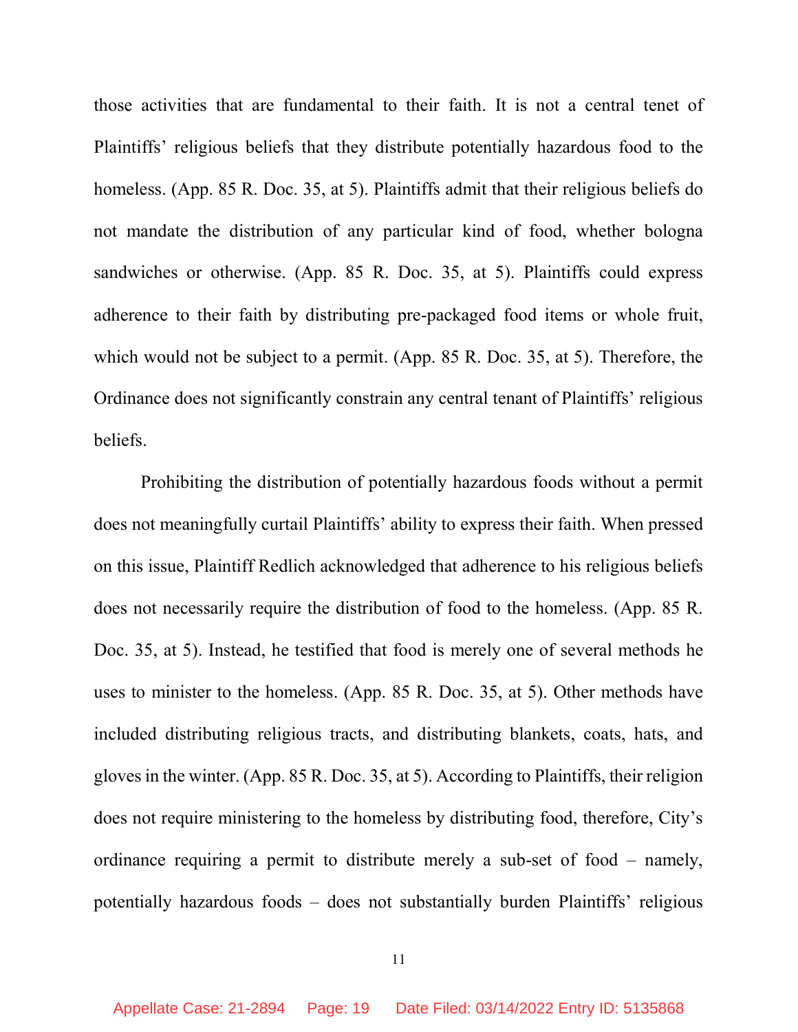those activities that are fundamental to their faith. It is not a central tenet of Plaintiffs' religious beliefs that they distribute potentially hazardous food to the homeless. (App. 85 R. Doc. 35, at 5). Plaintiffs admit that their religious beliefs do not mandate the distribution of any particular kind of food, whether bologna sandwiches or otherwise. (App. 85 R. Doc. 35, at 5). Plaintiffs could express adherence to their faith by distributing pre-packaged food items or whole fruit, which would not be subject to a permit. (App. 85 R. Doc. 35, at 5). Therefore, the Ordinance does not significantly constrain any central tenant of Plaintiffs' religious beliefs.

Prohibiting the distribution of potentially hazardous foods without a permit does not meaningfully curtail Plaintiffs' ability to express their faith. When pressed on this issue, Plaintiff Redlich acknowledged that adherence to his religious beliefs does not necessarily require the distribution of food to the homeless. (App. 85 R. Doc. 35, at 5). Instead, he testified that food is merely one of several methods he uses to minister to the homeless. (App. 85 R. Doc. 35, at 5). Other methods have included distributing religious tracts, and distributing blankets, coats, hats, and gloves in the winter. (App. 85 R. Doc. 35, at 5). According to Plaintiffs, their religion does not require ministering to the homeless by distributing food, therefore, City's ordinance requiring a permit to distribute merely a sub-set of food – namely, potentially hazardous foods – does not substantially burden Plaintiffs' religious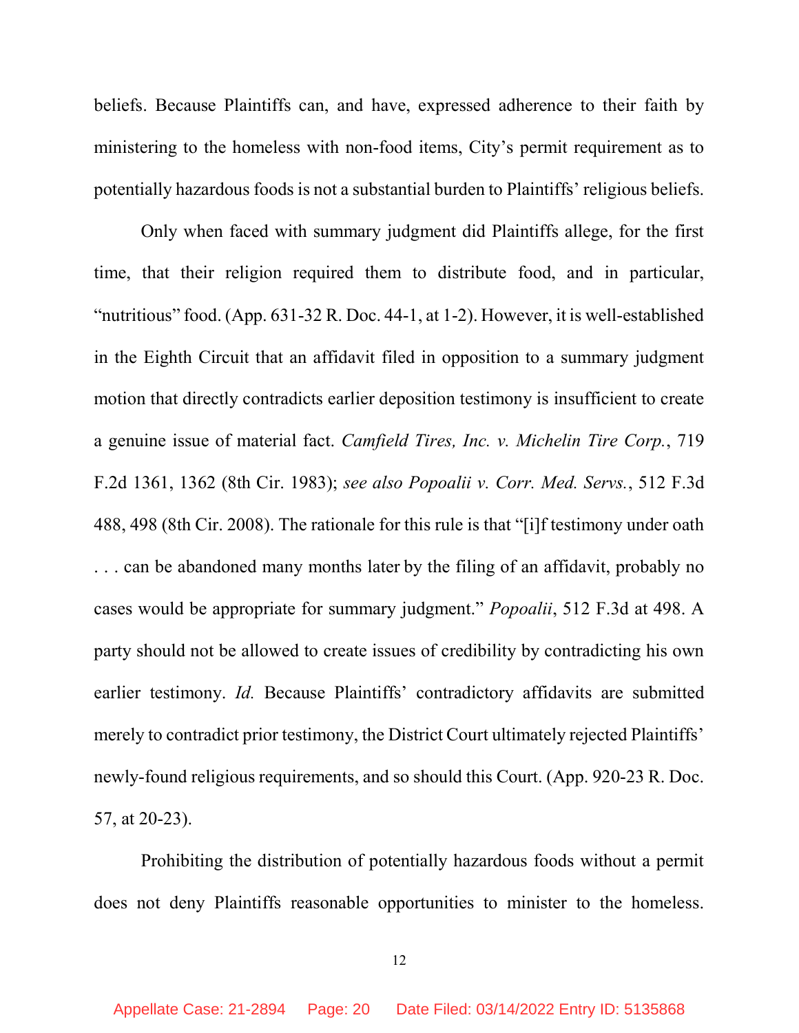beliefs. Because Plaintiffs can, and have, expressed adherence to their faith by ministering to the homeless with non-food items, City's permit requirement as to potentially hazardous foods is not a substantial burden to Plaintiffs' religious beliefs.

Only when faced with summary judgment did Plaintiffs allege, for the first time, that their religion required them to distribute food, and in particular, "nutritious" food. (App. 631-32 R. Doc. 44-1, at 1-2). However, it is well-established in the Eighth Circuit that an affidavit filed in opposition to a summary judgment motion that directly contradicts earlier deposition testimony is insufficient to create a genuine issue of material fact. *Camfield Tires, Inc. v. Michelin Tire Corp.*, 719 F.2d 1361, 1362 (8th Cir. 1983); *see also Popoalii v. Corr. Med. Servs.*, 512 F.3d 488, 498 (8th Cir. 2008). The rationale for this rule is that "[i]f testimony under oath . . . can be abandoned many months later by the filing of an affidavit, probably no cases would be appropriate for summary judgment." *Popoalii*, 512 F.3d at 498. A party should not be allowed to create issues of credibility by contradicting his own earlier testimony. *Id.* Because Plaintiffs' contradictory affidavits are submitted merely to contradict prior testimony, the District Court ultimately rejected Plaintiffs' newly-found religious requirements, and so should this Court. (App. 920-23 R. Doc. 57, at 20-23).

Prohibiting the distribution of potentially hazardous foods without a permit does not deny Plaintiffs reasonable opportunities to minister to the homeless.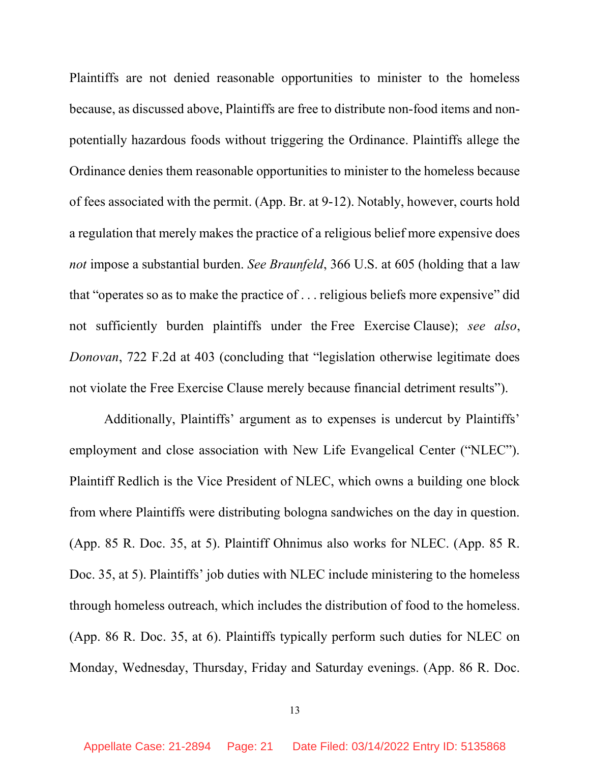Plaintiffs are not denied reasonable opportunities to minister to the homeless because, as discussed above, Plaintiffs are free to distribute non-food items and non-potentially hazardous foods without triggering the Ordinance. Plaintiffs allege the Ordinance denies them reasonable opportunities to minister to the homeless because of fees associated with the permit. (App. Br. at 9-12). Notably, however, courts hold a regulation that merely makes the practice of a religious belief more expensive does *not* impose a substantial burden. *See Braunfeld*, 366 U.S. at 605 (holding that a law that "operates so as to make the practice of . . . religious beliefs more expensive" did not sufficiently burden plaintiffs under the Free Exercise Clause); *see also*, *Donovan*, 722 F.2d at 403 (concluding that "legislation otherwise legitimate does not violate the Free Exercise Clause merely because financial detriment results").

Additionally, Plaintiffs' argument as to expenses is undercut by Plaintiffs' employment and close association with New Life Evangelical Center ("NLEC"). Plaintiff Redlich is the Vice President of NLEC, which owns a building one block from where Plaintiffs were distributing bologna sandwiches on the day in question. (App. 85 R. Doc. 35, at 5). Plaintiff Ohnimus also works for NLEC. (App. 85 R. Doc. 35, at 5). Plaintiffs' job duties with NLEC include ministering to the homeless through homeless outreach, which includes the distribution of food to the homeless. (App. 86 R. Doc. 35, at 6). Plaintiffs typically perform such duties for NLEC on Monday, Wednesday, Thursday, Friday and Saturday evenings. (App. 86 R. Doc.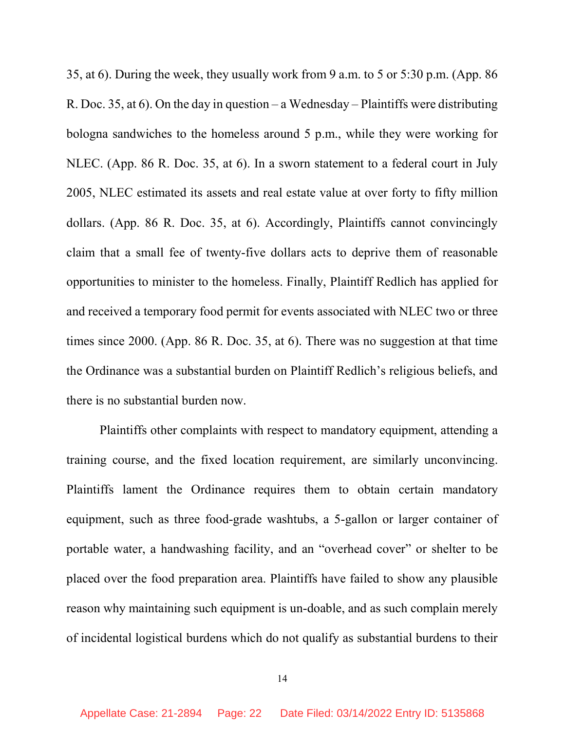35, at 6). During the week, they usually work from 9 a.m. to 5 or 5:30 p.m. (App. 86 R. Doc. 35, at 6). On the day in question – a Wednesday – Plaintiffs were distributing bologna sandwiches to the homeless around 5 p.m., while they were working for NLEC. (App. 86 R. Doc. 35, at 6). In a sworn statement to a federal court in July 2005, NLEC estimated its assets and real estate value at over forty to fifty million dollars. (App. 86 R. Doc. 35, at 6). Accordingly, Plaintiffs cannot convincingly claim that a small fee of twenty-five dollars acts to deprive them of reasonable opportunities to minister to the homeless. Finally, Plaintiff Redlich has applied for and received a temporary food permit for events associated with NLEC two or three times since 2000. (App. 86 R. Doc. 35, at 6). There was no suggestion at that time the Ordinance was a substantial burden on Plaintiff Redlich's religious beliefs, and there is no substantial burden now.

Plaintiffs other complaints with respect to mandatory equipment, attending a training course, and the fixed location requirement, are similarly unconvincing. Plaintiffs lament the Ordinance requires them to obtain certain mandatory equipment, such as three food-grade washtubs, a 5-gallon or larger container of portable water, a handwashing facility, and an "overhead cover" or shelter to be placed over the food preparation area. Plaintiffs have failed to show any plausible reason why maintaining such equipment is un-doable, and as such complain merely of incidental logistical burdens which do not qualify as substantial burdens to their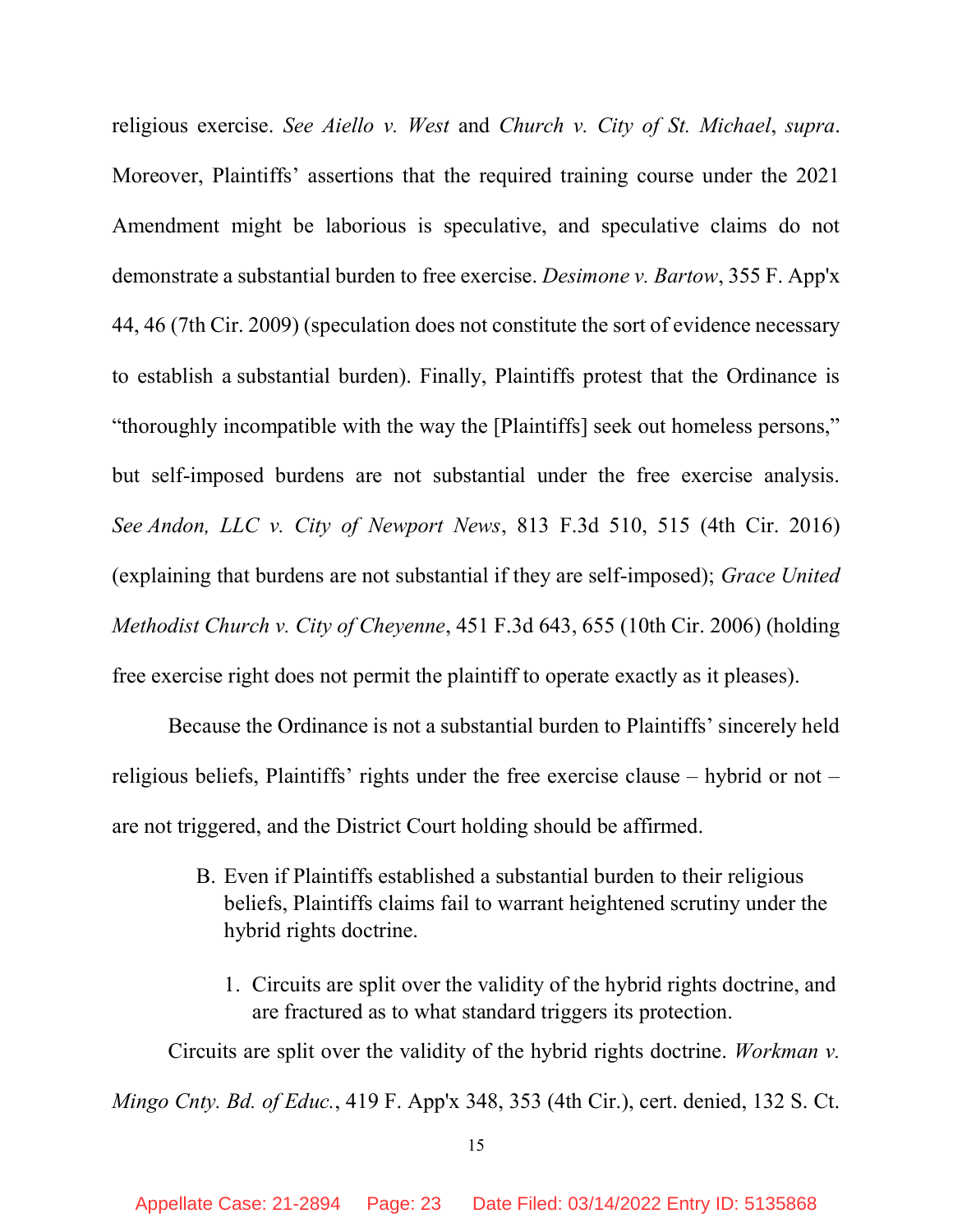religious exercise. *See Aiello v. West* and *Church v. City of St. Michael*, *supra*. Moreover, Plaintiffs' assertions that the required training course under the 2021 Amendment might be laborious is speculative, and speculative claims do not demonstrate a substantial burden to free exercise. *Desimone v. Bartow*, 355 F. App'x 44, 46 (7th Cir. 2009) (speculation does not constitute the sort of evidence necessary to establish a substantial burden). Finally, Plaintiffs protest that the Ordinance is "thoroughly incompatible with the way the [Plaintiffs] seek out homeless persons," but self-imposed burdens are not substantial under the free exercise analysis. *See Andon, LLC v. City of Newport News*, 813 F.3d 510, 515 (4th Cir. 2016) (explaining that burdens are not substantial if they are self-imposed); *Grace United Methodist Church v. City of Cheyenne*, 451 F.3d 643, 655 (10th Cir. 2006) (holding free exercise right does not permit the plaintiff to operate exactly as it pleases).

Because the Ordinance is not a substantial burden to Plaintiffs' sincerely held religious beliefs, Plaintiffs' rights under the free exercise clause – hybrid or not – are not triggered, and the District Court holding should be affirmed.

### B. Even if Plaintiffs established a substantial burden to their religious beliefs, Plaintiffs claims fail to warrant heightened scrutiny under the hybrid rights doctrine.

#### 1. Circuits are split over the validity of the hybrid rights doctrine, and are fractured as to what standard triggers its protection.

Circuits are split over the validity of the hybrid rights doctrine. *Workman v. Mingo Cnty. Bd. of Educ.*, 419 F. App'x 348, 353 (4th Cir.), cert. denied, 132 S. Ct.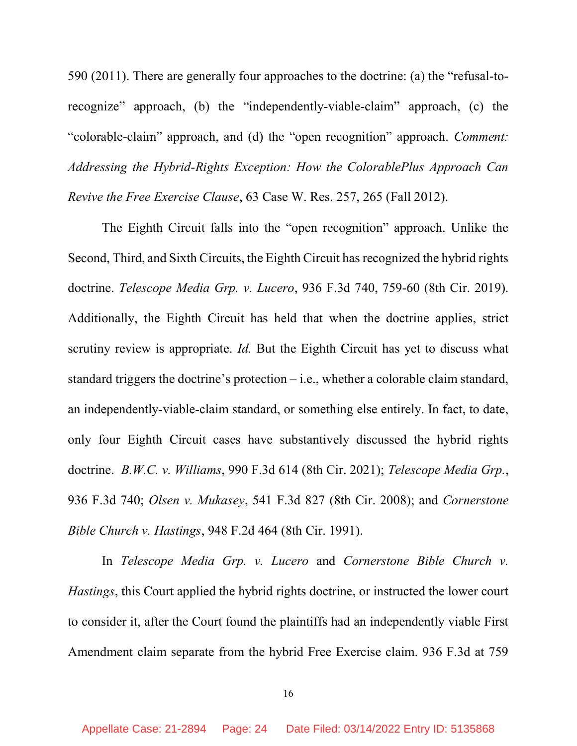590 (2011). There are generally four approaches to the doctrine: (a) the "refusal-to-recognize" approach, (b) the "independently-viable-claim" approach, (c) the "colorable-claim" approach, and (d) the "open recognition" approach. *Comment: Addressing the Hybrid-Rights Exception: How the ColorablePlus Approach Can Revive the Free Exercise Clause*, 63 Case W. Res. 257, 265 (Fall 2012).

The Eighth Circuit falls into the "open recognition" approach. Unlike the Second, Third, and Sixth Circuits, the Eighth Circuit has recognized the hybrid rights doctrine. *Telescope Media Grp. v. Lucero*, 936 F.3d 740, 759-60 (8th Cir. 2019). Additionally, the Eighth Circuit has held that when the doctrine applies, strict scrutiny review is appropriate. *Id.* But the Eighth Circuit has yet to discuss what standard triggers the doctrine's protection – i.e., whether a colorable claim standard, an independently-viable-claim standard, or something else entirely. In fact, to date, only four Eighth Circuit cases have substantively discussed the hybrid rights doctrine. *B.W.C. v. Williams*, 990 F.3d 614 (8th Cir. 2021); *Telescope Media Grp.*, 936 F.3d 740; *Olsen v. Mukasey*, 541 F.3d 827 (8th Cir. 2008); and *Cornerstone Bible Church v. Hastings*, 948 F.2d 464 (8th Cir. 1991).

In *Telescope Media Grp. v. Lucero* and *Cornerstone Bible Church v. Hastings*, this Court applied the hybrid rights doctrine, or instructed the lower court to consider it, after the Court found the plaintiffs had an independently viable First Amendment claim separate from the hybrid Free Exercise claim. 936 F.3d at 759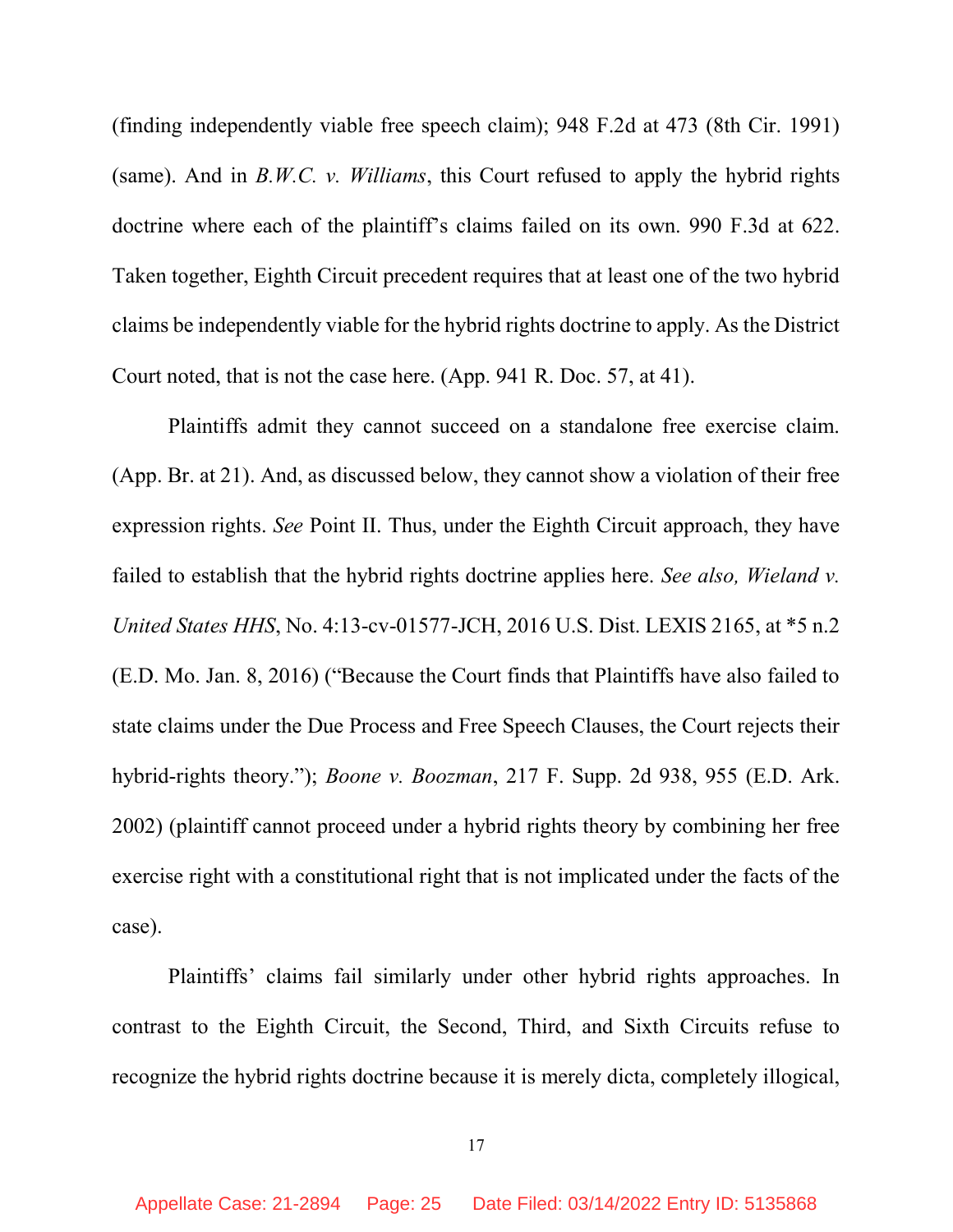(finding independently viable free speech claim); 948 F.2d at 473 (8th Cir. 1991) (same). And in *B.W.C. v. Williams*, this Court refused to apply the hybrid rights doctrine where each of the plaintiff's claims failed on its own. 990 F.3d at 622. Taken together, Eighth Circuit precedent requires that at least one of the two hybrid claims be independently viable for the hybrid rights doctrine to apply. As the District Court noted, that is not the case here. (App. 941 R. Doc. 57, at 41).

Plaintiffs admit they cannot succeed on a standalone free exercise claim. (App. Br. at 21). And, as discussed below, they cannot show a violation of their free expression rights. *See* Point II. Thus, under the Eighth Circuit approach, they have failed to establish that the hybrid rights doctrine applies here. *See also, Wieland v. United States HHS*, No. 4:13-cv-01577-JCH, 2016 U.S. Dist. LEXIS 2165, at *5 n.2 (E.D. Mo. Jan. 8, 2016) ("Because the Court finds that Plaintiffs have also failed to state claims under the Due Process and Free Speech Clauses, the Court rejects their hybrid-rights theory."); *Boone v. Boozman*, 217 F. Supp. 2d 938, 955 (E.D. Ark. 2002) (plaintiff cannot proceed under a hybrid rights theory by combining her free exercise right with a constitutional right that is not implicated under the facts of the case).

Plaintiffs' claims fail similarly under other hybrid rights approaches. In contrast to the Eighth Circuit, the Second, Third, and Sixth Circuits refuse to recognize the hybrid rights doctrine because it is merely dicta, completely illogical,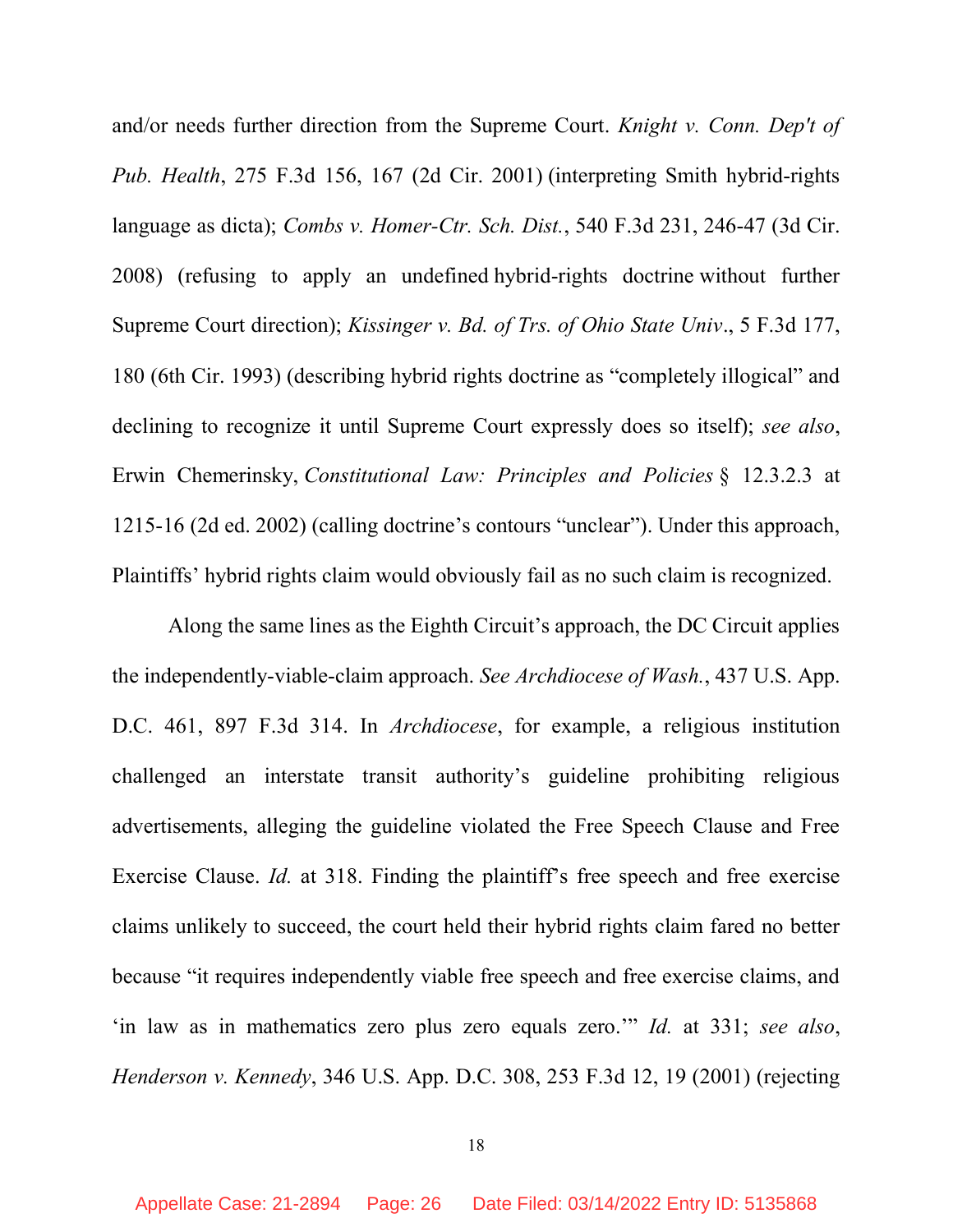and/or needs further direction from the Supreme Court. *Knight v. Conn. Dep't of Pub. Health*, 275 F.3d 156, 167 (2d Cir. 2001) (interpreting Smith hybrid-rights language as dicta); *Combs v. Homer-Ctr. Sch. Dist.*, 540 F.3d 231, 246-47 (3d Cir. 2008) (refusing to apply an undefined hybrid-rights doctrine without further Supreme Court direction); *Kissinger v. Bd. of Trs. of Ohio State Univ*., 5 F.3d 177, 180 (6th Cir. 1993) (describing hybrid rights doctrine as "completely illogical" and declining to recognize it until Supreme Court expressly does so itself); *see also*, Erwin Chemerinsky, *Constitutional Law: Principles and Policies* § 12.3.2.3 at 1215-16 (2d ed. 2002) (calling doctrine's contours "unclear"). Under this approach, Plaintiffs' hybrid rights claim would obviously fail as no such claim is recognized.

Along the same lines as the Eighth Circuit's approach, the DC Circuit applies the independently-viable-claim approach. *See Archdiocese of Wash.*, 437 U.S. App. D.C. 461, 897 F.3d 314. In *Archdiocese*, for example, a religious institution challenged an interstate transit authority's guideline prohibiting religious advertisements, alleging the guideline violated the Free Speech Clause and Free Exercise Clause. *Id.* at 318. Finding the plaintiff's free speech and free exercise claims unlikely to succeed, the court held their hybrid rights claim fared no better because "it requires independently viable free speech and free exercise claims, and 'in law as in mathematics zero plus zero equals zero.'" *Id.* at 331; *see also*, *Henderson v. Kennedy*, 346 U.S. App. D.C. 308, 253 F.3d 12, 19 (2001) (rejecting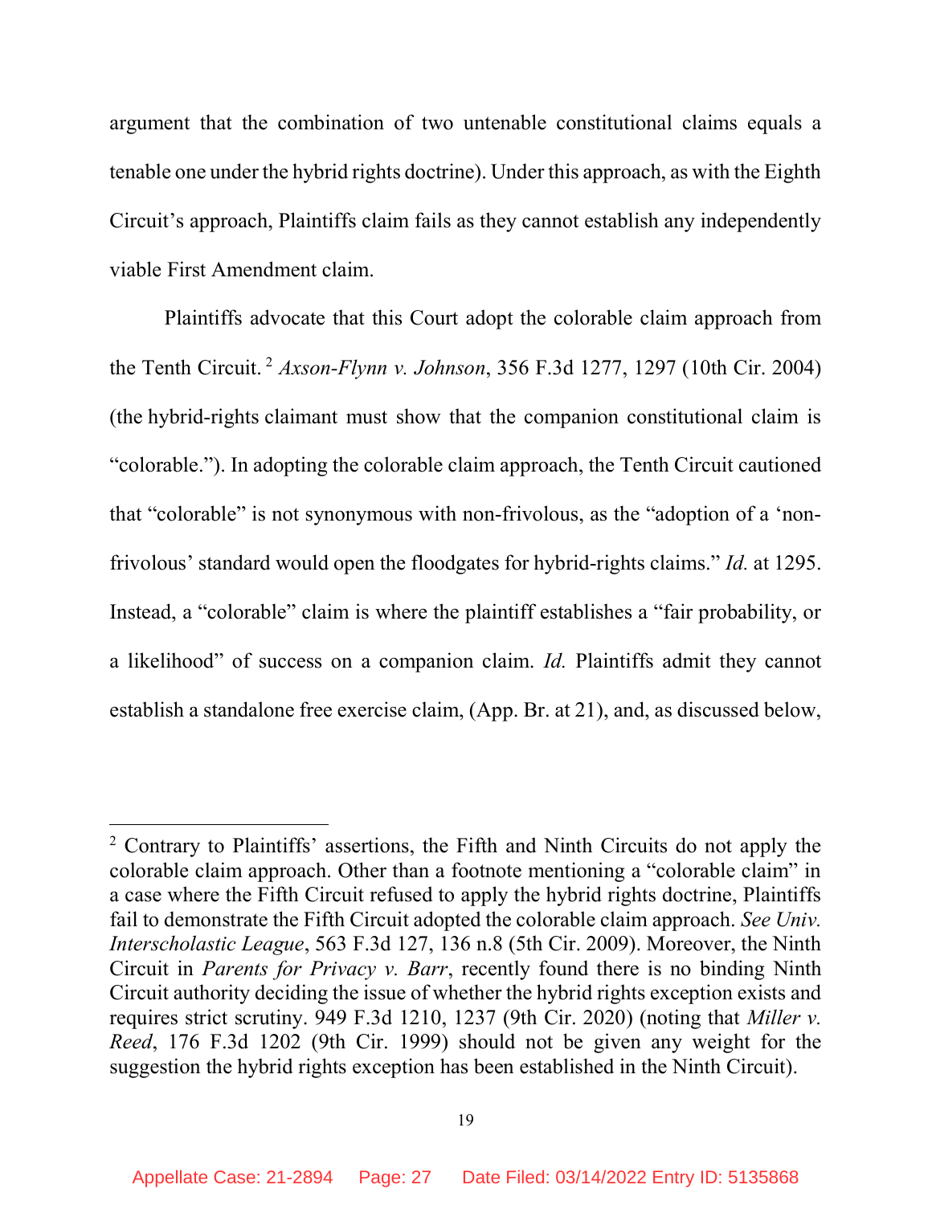argument that the combination of two untenable constitutional claims equals a tenable one under the hybrid rights doctrine). Under this approach, as with the Eighth Circuit's approach, Plaintiffs claim fails as they cannot establish any independently viable First Amendment claim.

Plaintiffs advocate that this Court adopt the colorable claim approach from the Tenth Circuit.[2] *Axson-Flynn v. Johnson*, 356 F.3d 1277, 1297 (10th Cir. 2004) (the hybrid-rights claimant must show that the companion constitutional claim is "colorable."). In adopting the colorable claim approach, the Tenth Circuit cautioned that "colorable" is not synonymous with non-frivolous, as the "adoption of a 'non-frivolous' standard would open the floodgates for hybrid-rights claims." *Id.* at 1295. Instead, a "colorable" claim is where the plaintiff establishes a "fair probability, or a likelihood" of success on a companion claim. *Id.* Plaintiffs admit they cannot establish a standalone free exercise claim, (App. Br. at 21), and, as discussed below,

---

[2] Contrary to Plaintiffs' assertions, the Fifth and Ninth Circuits do not apply the colorable claim approach. Other than a footnote mentioning a "colorable claim" in a case where the Fifth Circuit refused to apply the hybrid rights doctrine, Plaintiffs fail to demonstrate the Fifth Circuit adopted the colorable claim approach. *See Univ. Interscholastic League*, 563 F.3d 127, 136 n.8 (5th Cir. 2009). Moreover, the Ninth Circuit in *Parents for Privacy v. Barr*, recently found there is no binding Ninth Circuit authority deciding the issue of whether the hybrid rights exception exists and requires strict scrutiny. 949 F.3d 1210, 1237 (9th Cir. 2020) (noting that *Miller v. Reed*, 176 F.3d 1202 (9th Cir. 1999) should not be given any weight for the suggestion the hybrid rights exception has been established in the Ninth Circuit).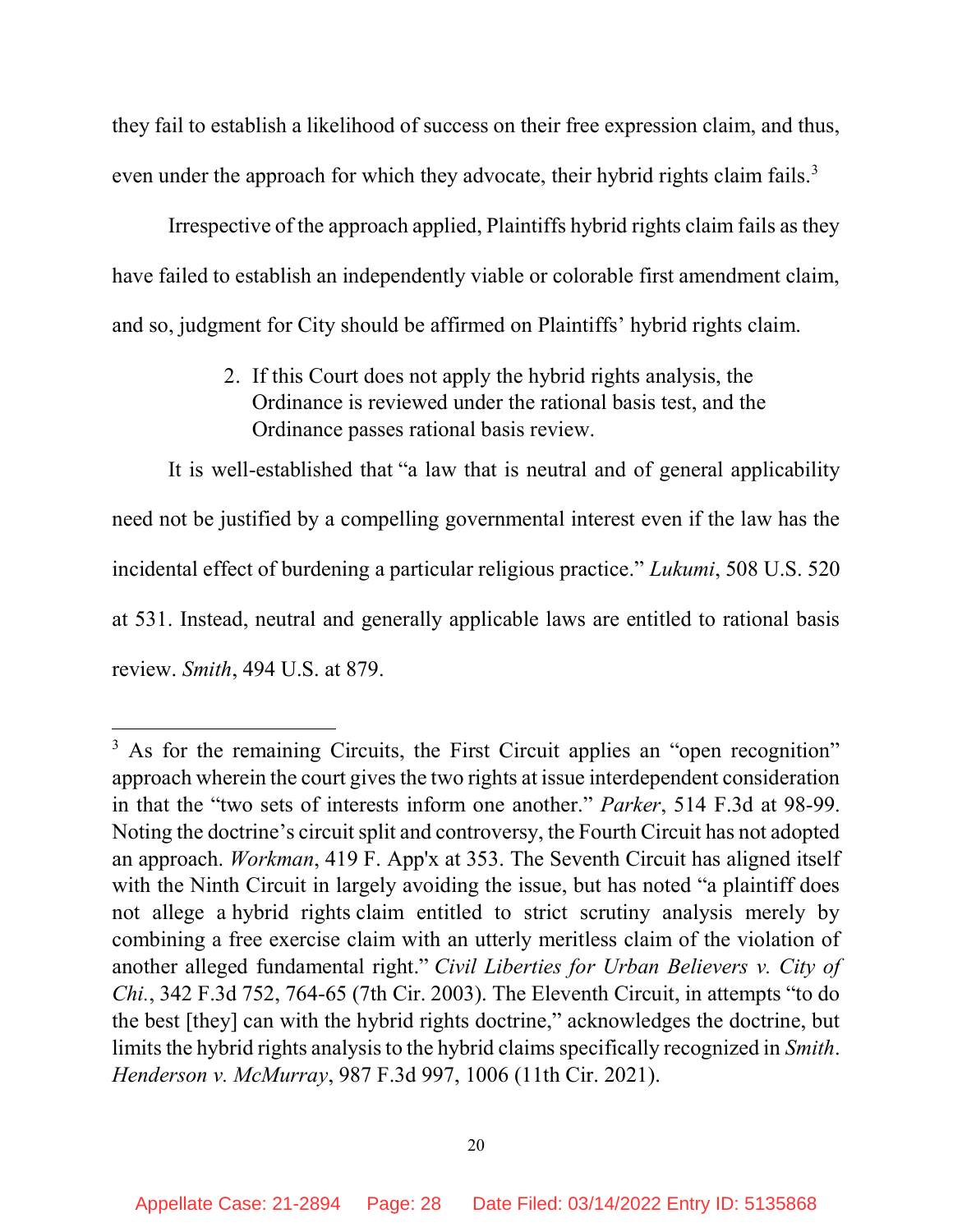they fail to establish a likelihood of success on their free expression claim, and thus, even under the approach for which they advocate, their hybrid rights claim fails.[3]

Irrespective of the approach applied, Plaintiffs hybrid rights claim fails as they have failed to establish an independently viable or colorable first amendment claim, and so, judgment for City should be affirmed on Plaintiffs' hybrid rights claim.

2. If this Court does not apply the hybrid rights analysis, the Ordinance is reviewed under the rational basis test, and the Ordinance passes rational basis review.

It is well-established that "a law that is neutral and of general applicability need not be justified by a compelling governmental interest even if the law has the incidental effect of burdening a particular religious practice." *Lukumi*, 508 U.S. 520 at 531. Instead, neutral and generally applicable laws are entitled to rational basis review. *Smith*, 494 U.S. at 879.

---

[3] As for the remaining Circuits, the First Circuit applies an "open recognition" approach wherein the court gives the two rights at issue interdependent consideration in that the "two sets of interests inform one another." *Parker*, 514 F.3d at 98-99. Noting the doctrine's circuit split and controversy, the Fourth Circuit has not adopted an approach. *Workman*, 419 F. App'x at 353. The Seventh Circuit has aligned itself with the Ninth Circuit in largely avoiding the issue, but has noted "a plaintiff does not allege a hybrid rights claim entitled to strict scrutiny analysis merely by combining a free exercise claim with an utterly meritless claim of the violation of another alleged fundamental right." *Civil Liberties for Urban Believers v. City of Chi.*, 342 F.3d 752, 764-65 (7th Cir. 2003). The Eleventh Circuit, in attempts "to do the best [they] can with the hybrid rights doctrine," acknowledges the doctrine, but limits the hybrid rights analysis to the hybrid claims specifically recognized in *Smith*. *Henderson v. McMurray*, 987 F.3d 997, 1006 (11th Cir. 2021).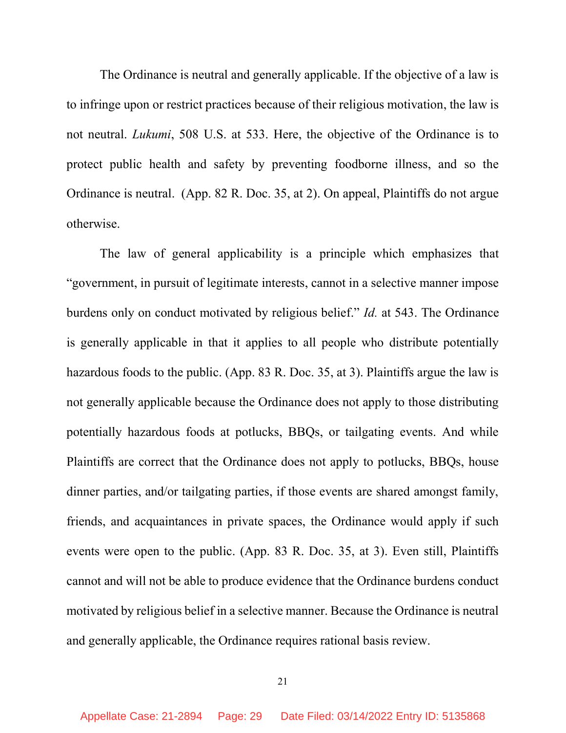The Ordinance is neutral and generally applicable. If the objective of a law is to infringe upon or restrict practices because of their religious motivation, the law is not neutral. *Lukumi*, 508 U.S. at 533. Here, the objective of the Ordinance is to protect public health and safety by preventing foodborne illness, and so the Ordinance is neutral. (App. 82 R. Doc. 35, at 2). On appeal, Plaintiffs do not argue otherwise.

The law of general applicability is a principle which emphasizes that "government, in pursuit of legitimate interests, cannot in a selective manner impose burdens only on conduct motivated by religious belief." *Id.* at 543. The Ordinance is generally applicable in that it applies to all people who distribute potentially hazardous foods to the public. (App. 83 R. Doc. 35, at 3). Plaintiffs argue the law is not generally applicable because the Ordinance does not apply to those distributing potentially hazardous foods at potlucks, BBQs, or tailgating events. And while Plaintiffs are correct that the Ordinance does not apply to potlucks, BBQs, house dinner parties, and/or tailgating parties, if those events are shared amongst family, friends, and acquaintances in private spaces, the Ordinance would apply if such events were open to the public. (App. 83 R. Doc. 35, at 3). Even still, Plaintiffs cannot and will not be able to produce evidence that the Ordinance burdens conduct motivated by religious belief in a selective manner. Because the Ordinance is neutral and generally applicable, the Ordinance requires rational basis review.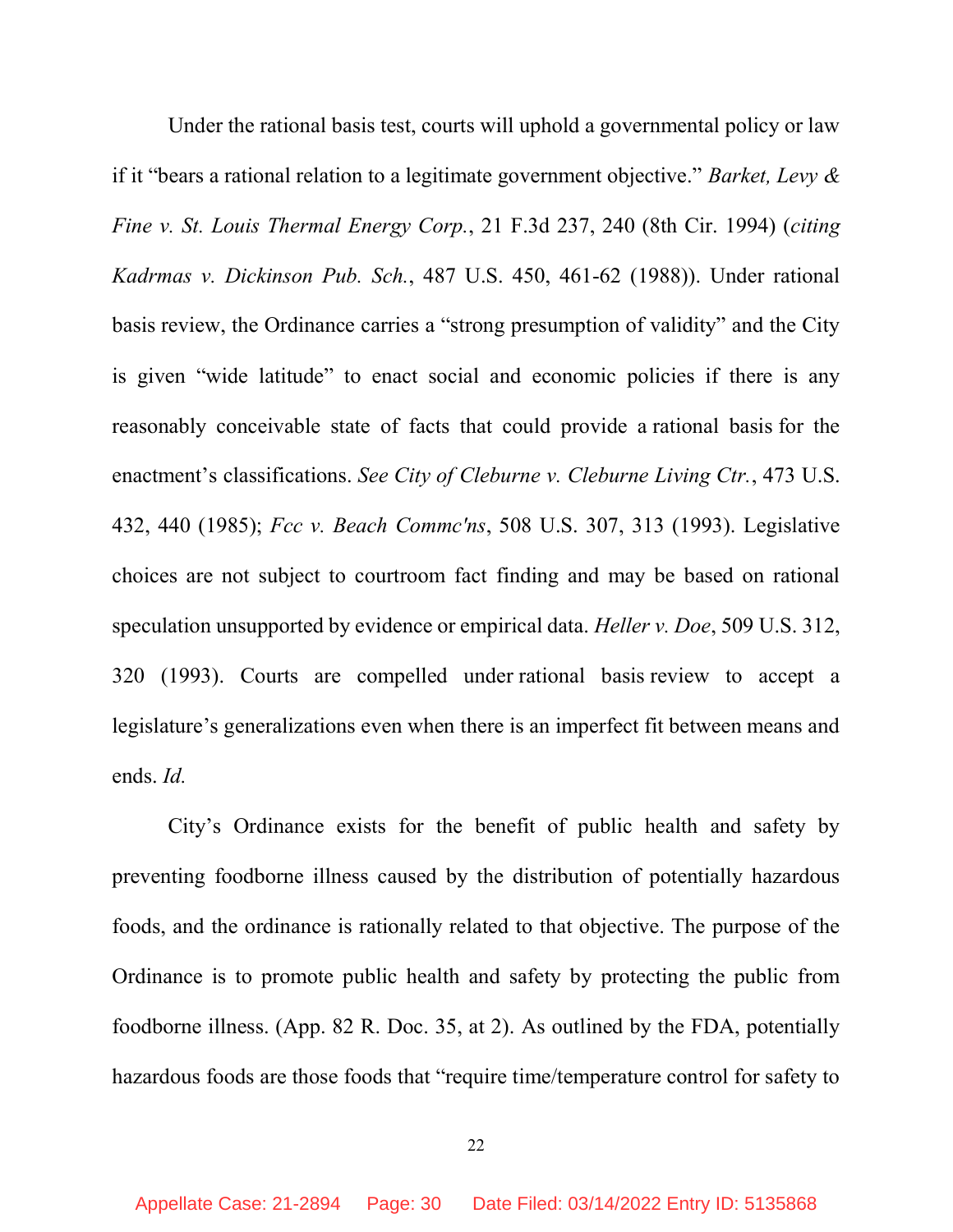Under the rational basis test, courts will uphold a governmental policy or law if it "bears a rational relation to a legitimate government objective." *Barket, Levy & Fine v. St. Louis Thermal Energy Corp.*, 21 F.3d 237, 240 (8th Cir. 1994) (*citing Kadrmas v. Dickinson Pub. Sch.*, 487 U.S. 450, 461-62 (1988)). Under rational basis review, the Ordinance carries a "strong presumption of validity" and the City is given "wide latitude" to enact social and economic policies if there is any reasonably conceivable state of facts that could provide a rational basis for the enactment's classifications. *See City of Cleburne v. Cleburne Living Ctr.*, 473 U.S. 432, 440 (1985); *Fcc v. Beach Commc'ns*, 508 U.S. 307, 313 (1993). Legislative choices are not subject to courtroom fact finding and may be based on rational speculation unsupported by evidence or empirical data. *Heller v. Doe*, 509 U.S. 312, 320 (1993). Courts are compelled under rational basis review to accept a legislature's generalizations even when there is an imperfect fit between means and ends. *Id.*

City's Ordinance exists for the benefit of public health and safety by preventing foodborne illness caused by the distribution of potentially hazardous foods, and the ordinance is rationally related to that objective. The purpose of the Ordinance is to promote public health and safety by protecting the public from foodborne illness. (App. 82 R. Doc. 35, at 2). As outlined by the FDA, potentially hazardous foods are those foods that "require time/temperature control for safety to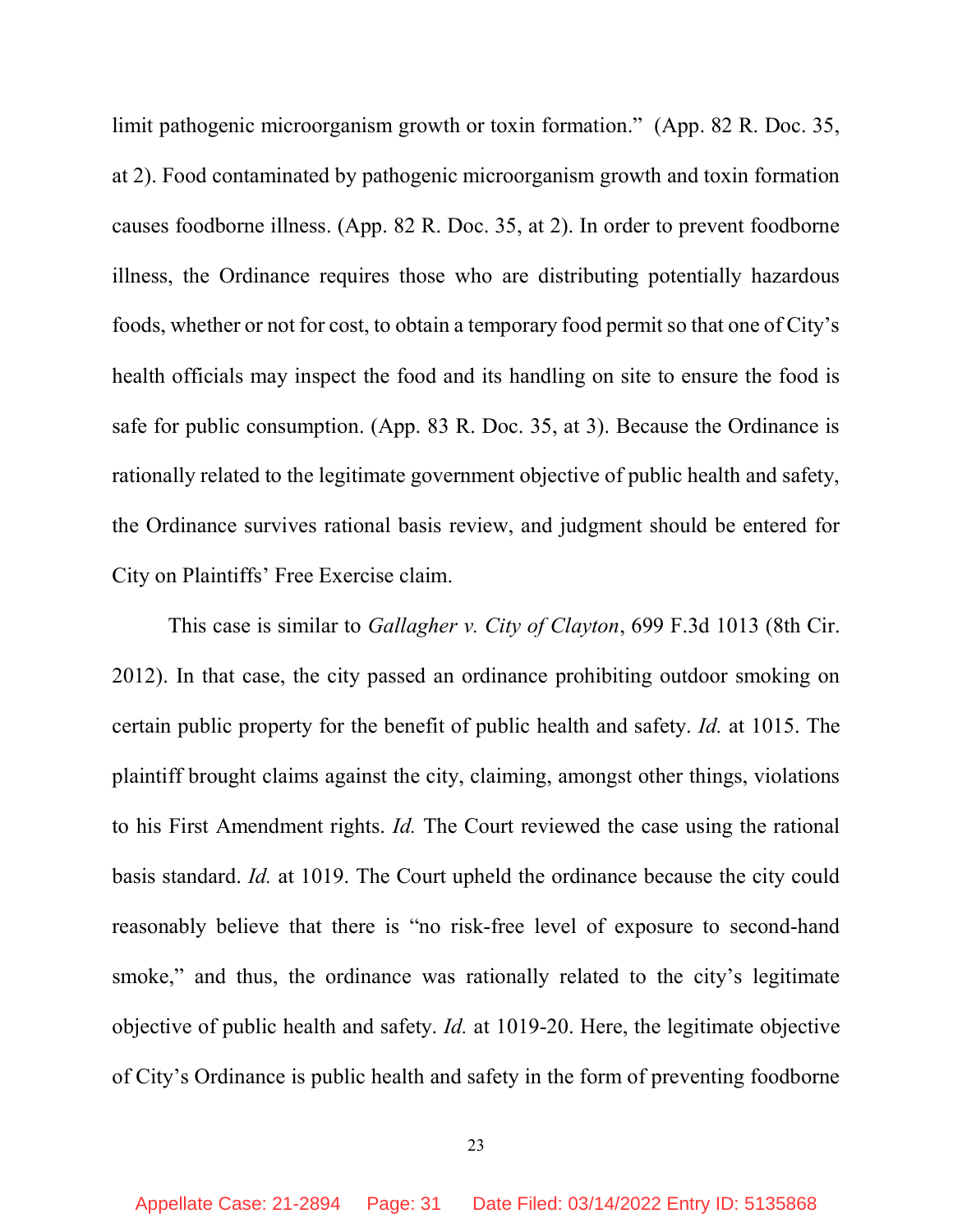limit pathogenic microorganism growth or toxin formation." (App. 82 R. Doc. 35, at 2). Food contaminated by pathogenic microorganism growth and toxin formation causes foodborne illness. (App. 82 R. Doc. 35, at 2). In order to prevent foodborne illness, the Ordinance requires those who are distributing potentially hazardous foods, whether or not for cost, to obtain a temporary food permit so that one of City's health officials may inspect the food and its handling on site to ensure the food is safe for public consumption. (App. 83 R. Doc. 35, at 3). Because the Ordinance is rationally related to the legitimate government objective of public health and safety, the Ordinance survives rational basis review, and judgment should be entered for City on Plaintiffs' Free Exercise claim.

This case is similar to *Gallagher v. City of Clayton*, 699 F.3d 1013 (8th Cir. 2012). In that case, the city passed an ordinance prohibiting outdoor smoking on certain public property for the benefit of public health and safety. *Id.* at 1015. The plaintiff brought claims against the city, claiming, amongst other things, violations to his First Amendment rights. *Id.* The Court reviewed the case using the rational basis standard. *Id.* at 1019. The Court upheld the ordinance because the city could reasonably believe that there is "no risk-free level of exposure to second-hand smoke," and thus, the ordinance was rationally related to the city's legitimate objective of public health and safety. *Id.* at 1019-20. Here, the legitimate objective of City's Ordinance is public health and safety in the form of preventing foodborne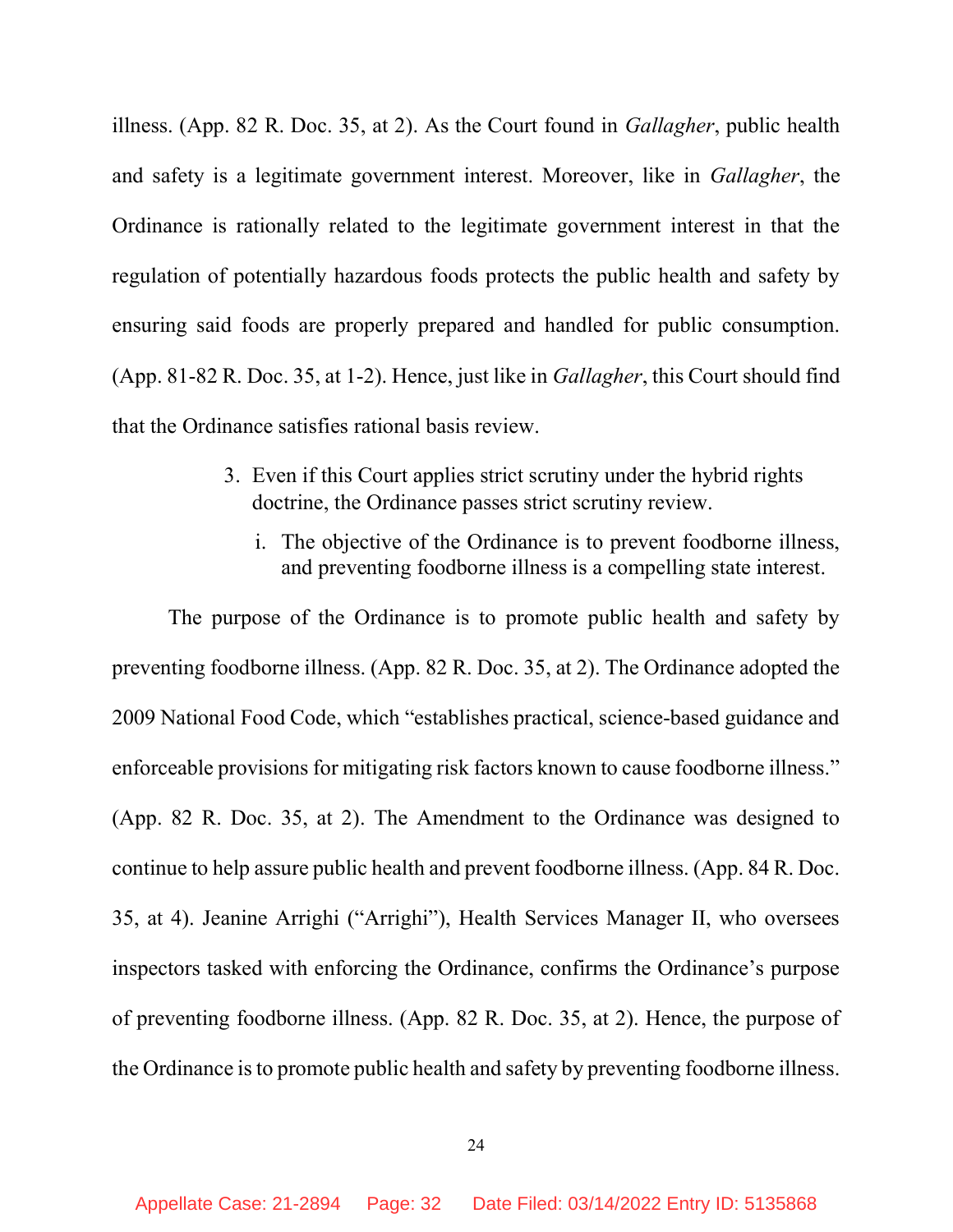illness. (App. 82 R. Doc. 35, at 2). As the Court found in *Gallagher*, public health and safety is a legitimate government interest. Moreover, like in *Gallagher*, the Ordinance is rationally related to the legitimate government interest in that the regulation of potentially hazardous foods protects the public health and safety by ensuring said foods are properly prepared and handled for public consumption. (App. 81-82 R. Doc. 35, at 1-2). Hence, just like in *Gallagher*, this Court should find that the Ordinance satisfies rational basis review.

3. Even if this Court applies strict scrutiny under the hybrid rights doctrine, the Ordinance passes strict scrutiny review.

   i. The objective of the Ordinance is to prevent foodborne illness, and preventing foodborne illness is a compelling state interest.

The purpose of the Ordinance is to promote public health and safety by preventing foodborne illness. (App. 82 R. Doc. 35, at 2). The Ordinance adopted the 2009 National Food Code, which "establishes practical, science-based guidance and enforceable provisions for mitigating risk factors known to cause foodborne illness." (App. 82 R. Doc. 35, at 2). The Amendment to the Ordinance was designed to continue to help assure public health and prevent foodborne illness. (App. 84 R. Doc. 35, at 4). Jeanine Arrighi ("Arrighi"), Health Services Manager II, who oversees inspectors tasked with enforcing the Ordinance, confirms the Ordinance's purpose of preventing foodborne illness. (App. 82 R. Doc. 35, at 2). Hence, the purpose of the Ordinance is to promote public health and safety by preventing foodborne illness.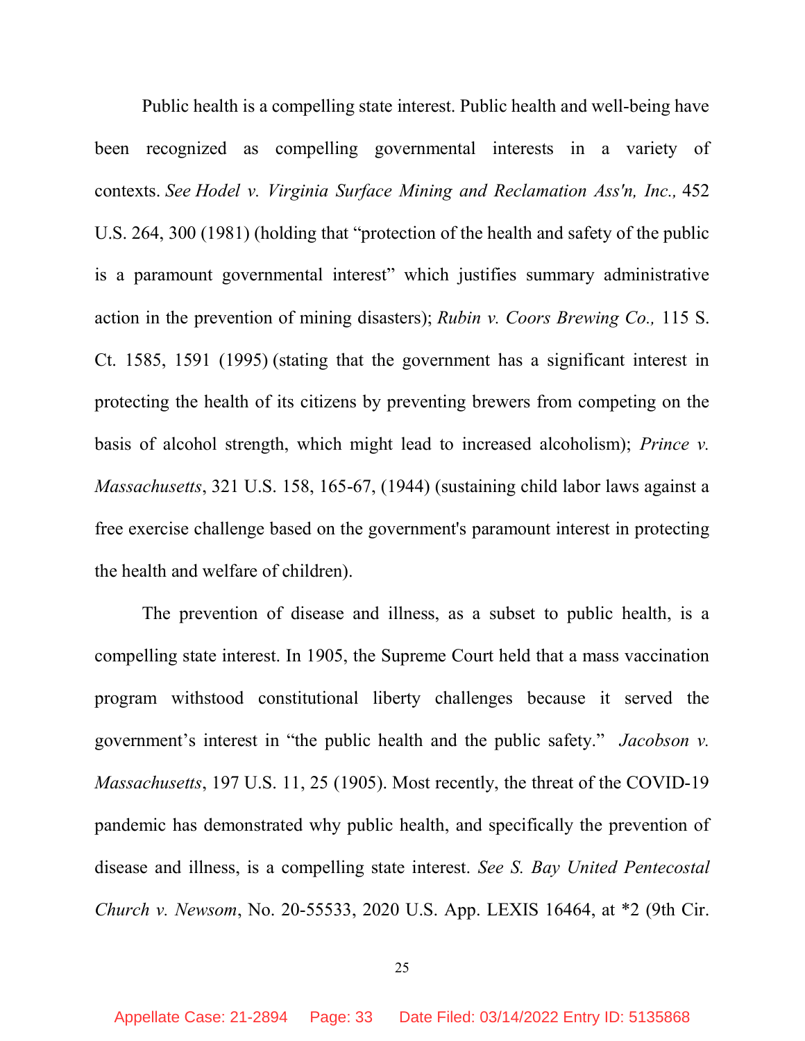Public health is a compelling state interest. Public health and well-being have been recognized as compelling governmental interests in a variety of contexts. *See Hodel v. Virginia Surface Mining and Reclamation Ass'n, Inc.,* 452 U.S. 264, 300 (1981) (holding that "protection of the health and safety of the public is a paramount governmental interest" which justifies summary administrative action in the prevention of mining disasters); *Rubin v. Coors Brewing Co.,* 115 S. Ct. 1585, 1591 (1995) (stating that the government has a significant interest in protecting the health of its citizens by preventing brewers from competing on the basis of alcohol strength, which might lead to increased alcoholism); *Prince v. Massachusetts*, 321 U.S. 158, 165-67, (1944) (sustaining child labor laws against a free exercise challenge based on the government's paramount interest in protecting the health and welfare of children).

The prevention of disease and illness, as a subset to public health, is a compelling state interest. In 1905, the Supreme Court held that a mass vaccination program withstood constitutional liberty challenges because it served the government's interest in "the public health and the public safety." *Jacobson v. Massachusetts*, 197 U.S. 11, 25 (1905). Most recently, the threat of the COVID-19 pandemic has demonstrated why public health, and specifically the prevention of disease and illness, is a compelling state interest. *See S. Bay United Pentecostal Church v. Newsom*, No. 20-55533, 2020 U.S. App. LEXIS 16464, at *2 (9th Cir.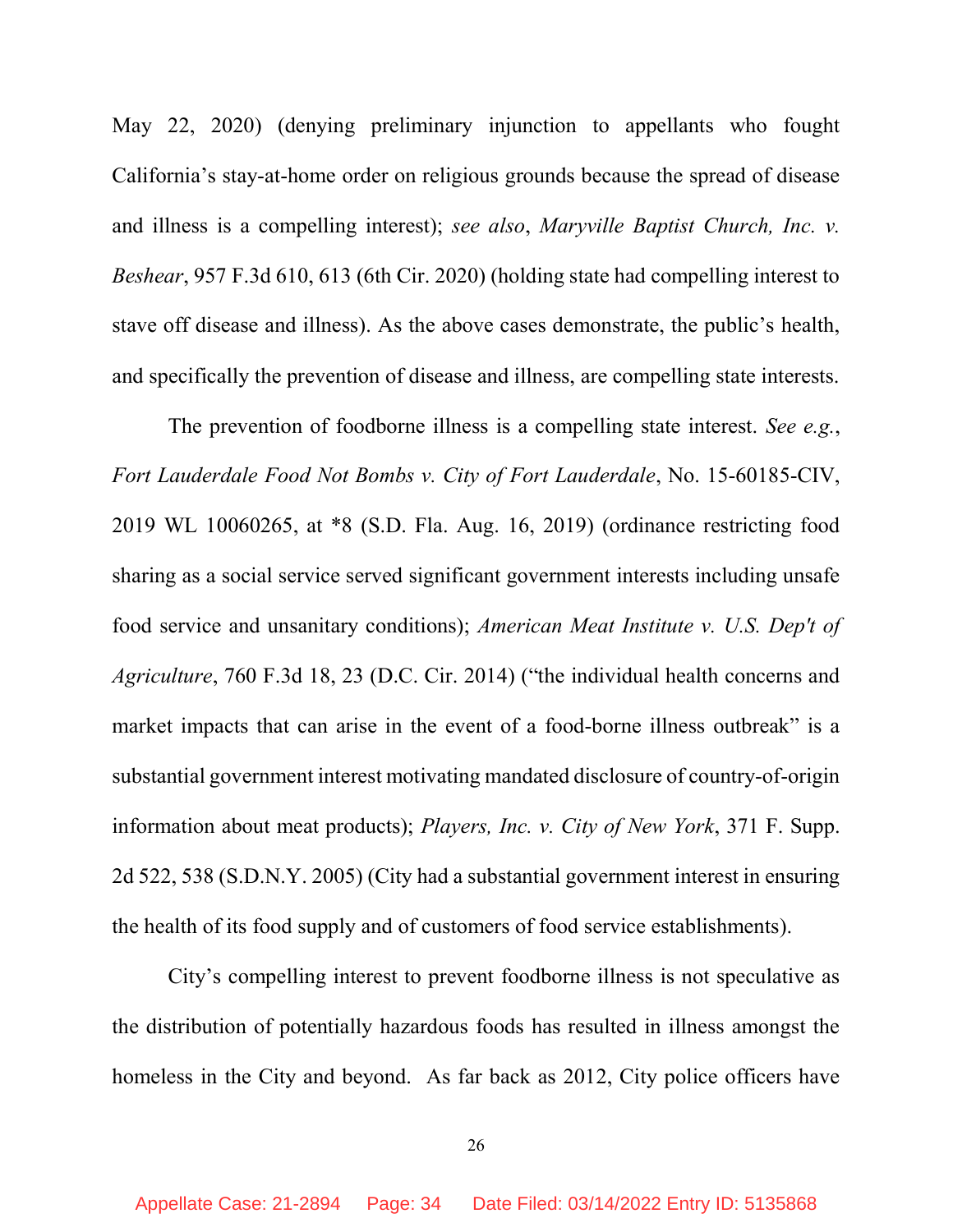May 22, 2020) (denying preliminary injunction to appellants who fought California's stay-at-home order on religious grounds because the spread of disease and illness is a compelling interest); *see also*, *Maryville Baptist Church, Inc. v. Beshear*, 957 F.3d 610, 613 (6th Cir. 2020) (holding state had compelling interest to stave off disease and illness). As the above cases demonstrate, the public's health, and specifically the prevention of disease and illness, are compelling state interests.

The prevention of foodborne illness is a compelling state interest. *See e.g.*, *Fort Lauderdale Food Not Bombs v. City of Fort Lauderdale*, No. 15-60185-CIV, 2019 WL 10060265, at *8 (S.D. Fla. Aug. 16, 2019) (ordinance restricting food sharing as a social service served significant government interests including unsafe food service and unsanitary conditions); *American Meat Institute v. U.S. Dep't of Agriculture*, 760 F.3d 18, 23 (D.C. Cir. 2014) ("the individual health concerns and market impacts that can arise in the event of a food-borne illness outbreak" is a substantial government interest motivating mandated disclosure of country-of-origin information about meat products); *Players, Inc. v. City of New York*, 371 F. Supp. 2d 522, 538 (S.D.N.Y. 2005) (City had a substantial government interest in ensuring the health of its food supply and of customers of food service establishments).

City's compelling interest to prevent foodborne illness is not speculative as the distribution of potentially hazardous foods has resulted in illness amongst the homeless in the City and beyond. As far back as 2012, City police officers have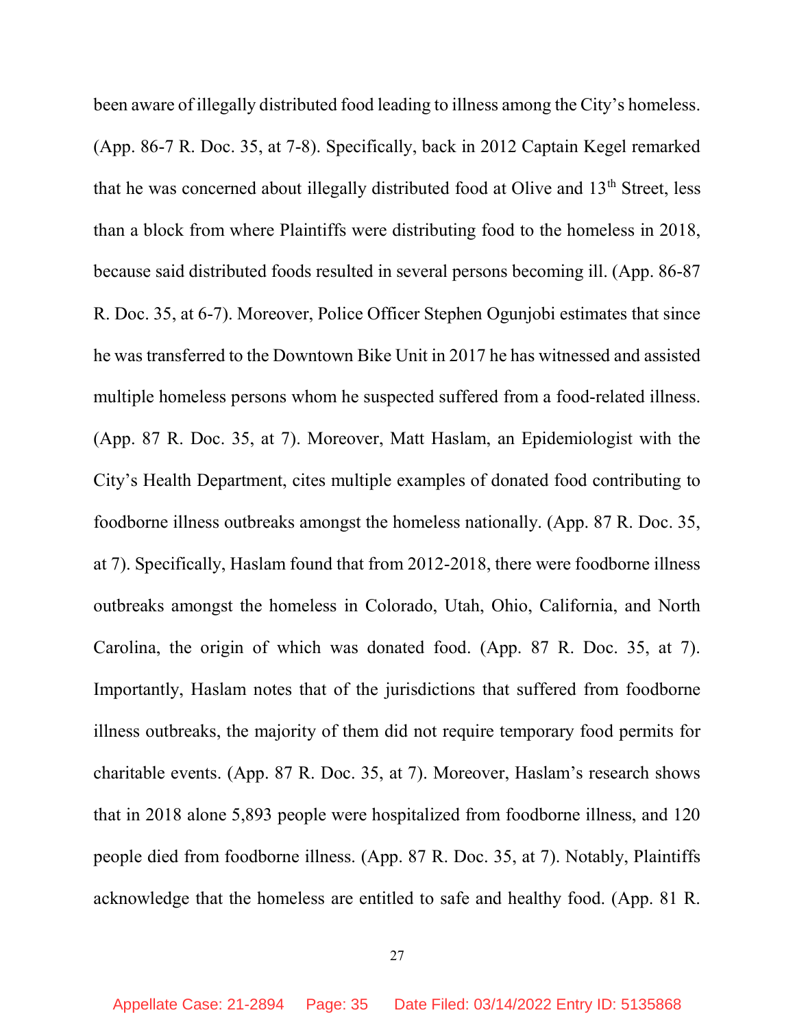been aware of illegally distributed food leading to illness among the City's homeless. (App. 86-7 R. Doc. 35, at 7-8). Specifically, back in 2012 Captain Kegel remarked that he was concerned about illegally distributed food at Olive and 13th Street, less than a block from where Plaintiffs were distributing food to the homeless in 2018, because said distributed foods resulted in several persons becoming ill. (App. 86-87 R. Doc. 35, at 6-7). Moreover, Police Officer Stephen Ogunjobi estimates that since he was transferred to the Downtown Bike Unit in 2017 he has witnessed and assisted multiple homeless persons whom he suspected suffered from a food-related illness. (App. 87 R. Doc. 35, at 7). Moreover, Matt Haslam, an Epidemiologist with the City's Health Department, cites multiple examples of donated food contributing to foodborne illness outbreaks amongst the homeless nationally. (App. 87 R. Doc. 35, at 7). Specifically, Haslam found that from 2012-2018, there were foodborne illness outbreaks amongst the homeless in Colorado, Utah, Ohio, California, and North Carolina, the origin of which was donated food. (App. 87 R. Doc. 35, at 7). Importantly, Haslam notes that of the jurisdictions that suffered from foodborne illness outbreaks, the majority of them did not require temporary food permits for charitable events. (App. 87 R. Doc. 35, at 7). Moreover, Haslam's research shows that in 2018 alone 5,893 people were hospitalized from foodborne illness, and 120 people died from foodborne illness. (App. 87 R. Doc. 35, at 7). Notably, Plaintiffs acknowledge that the homeless are entitled to safe and healthy food. (App. 81 R.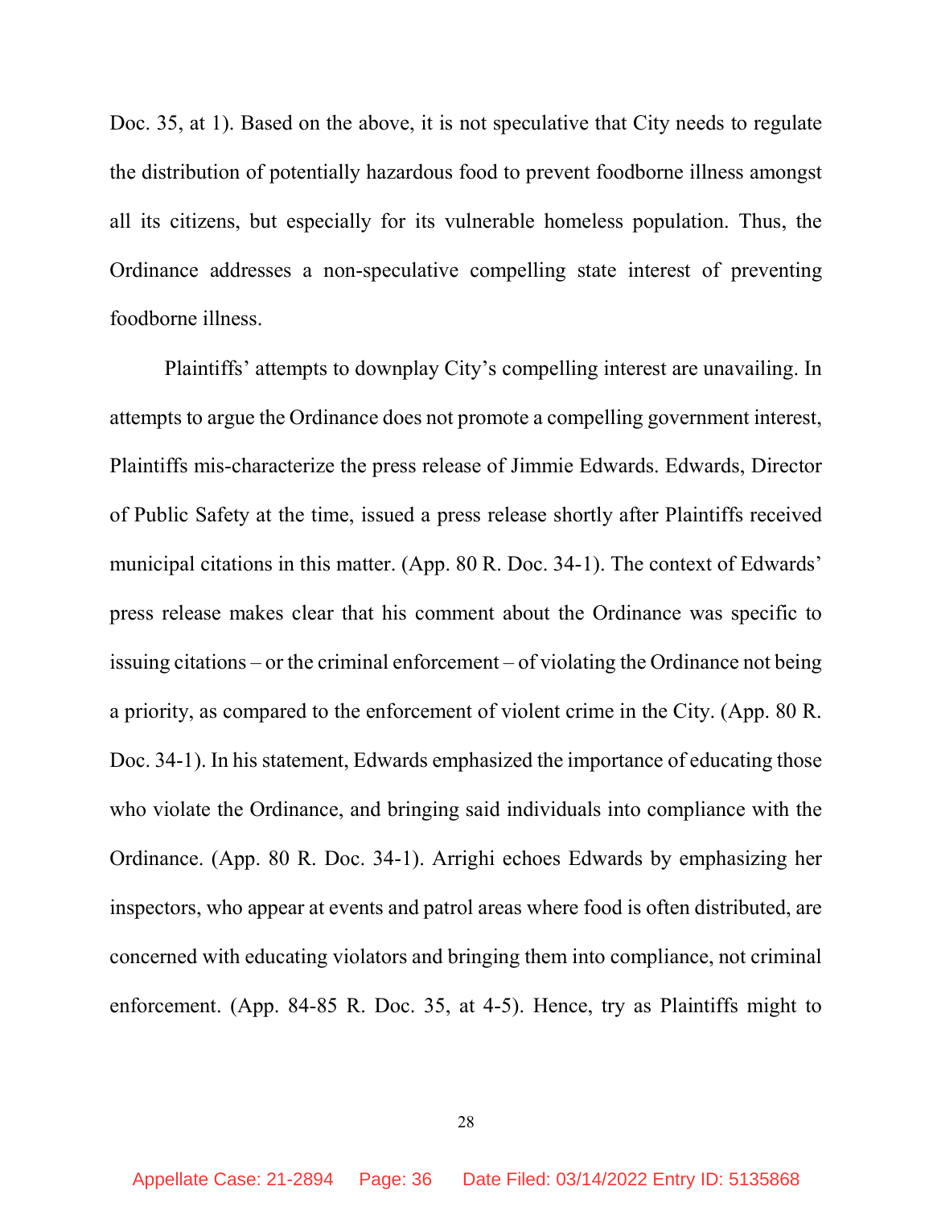Doc. 35, at 1). Based on the above, it is not speculative that City needs to regulate the distribution of potentially hazardous food to prevent foodborne illness amongst all its citizens, but especially for its vulnerable homeless population. Thus, the Ordinance addresses a non-speculative compelling state interest of preventing foodborne illness.

Plaintiffs' attempts to downplay City's compelling interest are unavailing. In attempts to argue the Ordinance does not promote a compelling government interest, Plaintiffs mis-characterize the press release of Jimmie Edwards. Edwards, Director of Public Safety at the time, issued a press release shortly after Plaintiffs received municipal citations in this matter. (App. 80 R. Doc. 34-1). The context of Edwards' press release makes clear that his comment about the Ordinance was specific to issuing citations – or the criminal enforcement – of violating the Ordinance not being a priority, as compared to the enforcement of violent crime in the City. (App. 80 R. Doc. 34-1). In his statement, Edwards emphasized the importance of educating those who violate the Ordinance, and bringing said individuals into compliance with the Ordinance. (App. 80 R. Doc. 34-1). Arrighi echoes Edwards by emphasizing her inspectors, who appear at events and patrol areas where food is often distributed, are concerned with educating violators and bringing them into compliance, not criminal enforcement. (App. 84-85 R. Doc. 35, at 4-5). Hence, try as Plaintiffs might to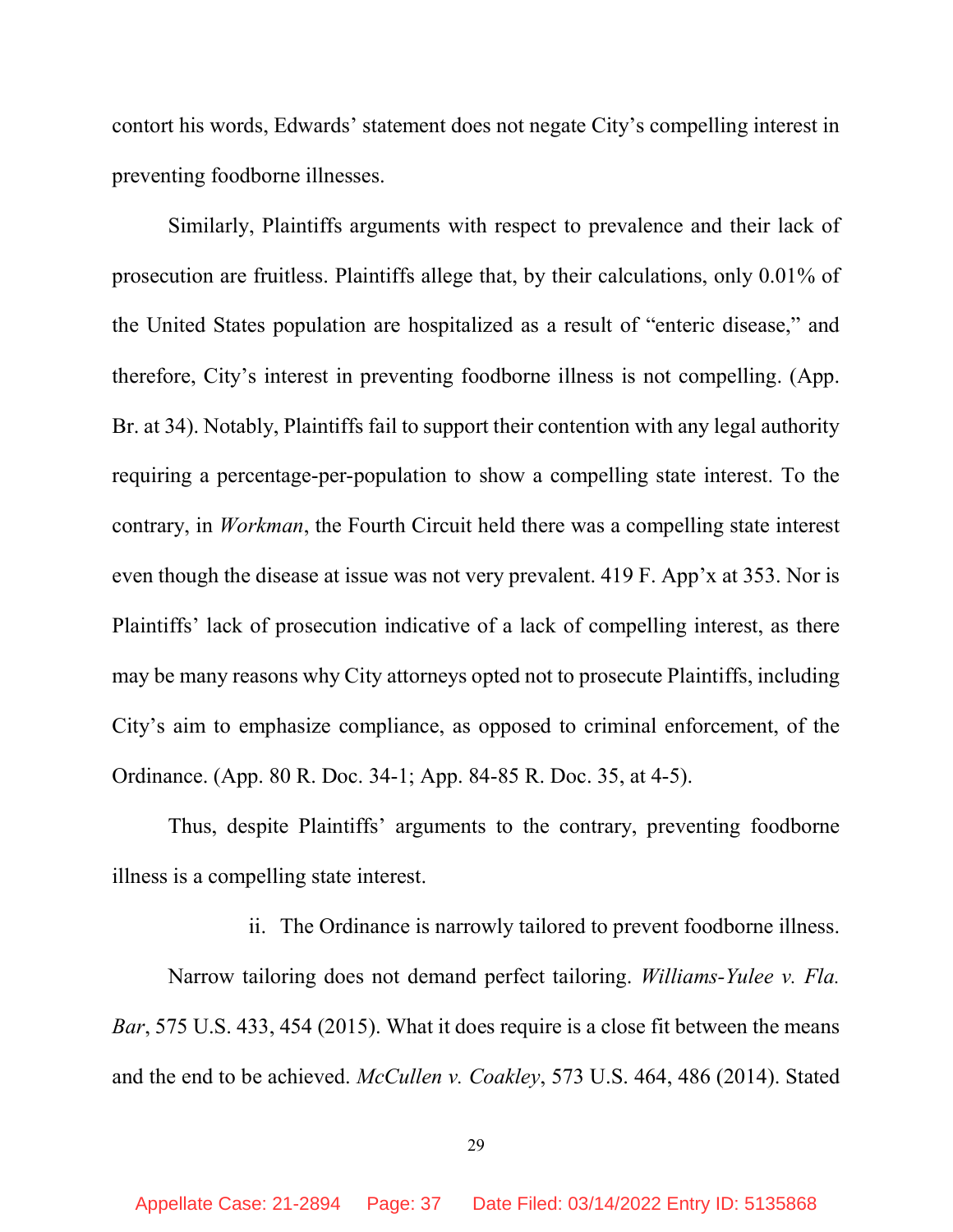contort his words, Edwards' statement does not negate City's compelling interest in preventing foodborne illnesses.

Similarly, Plaintiffs arguments with respect to prevalence and their lack of prosecution are fruitless. Plaintiffs allege that, by their calculations, only 0.01% of the United States population are hospitalized as a result of "enteric disease," and therefore, City's interest in preventing foodborne illness is not compelling. (App. Br. at 34). Notably, Plaintiffs fail to support their contention with any legal authority requiring a percentage-per-population to show a compelling state interest. To the contrary, in *Workman*, the Fourth Circuit held there was a compelling state interest even though the disease at issue was not very prevalent. 419 F. App'x at 353. Nor is Plaintiffs' lack of prosecution indicative of a lack of compelling interest, as there may be many reasons why City attorneys opted not to prosecute Plaintiffs, including City's aim to emphasize compliance, as opposed to criminal enforcement, of the Ordinance. (App. 80 R. Doc. 34-1; App. 84-85 R. Doc. 35, at 4-5).

Thus, despite Plaintiffs' arguments to the contrary, preventing foodborne illness is a compelling state interest.

ii. The Ordinance is narrowly tailored to prevent foodborne illness.

Narrow tailoring does not demand perfect tailoring. *Williams-Yulee v. Fla. Bar*, 575 U.S. 433, 454 (2015). What it does require is a close fit between the means and the end to be achieved. *McCullen v. Coakley*, 573 U.S. 464, 486 (2014). Stated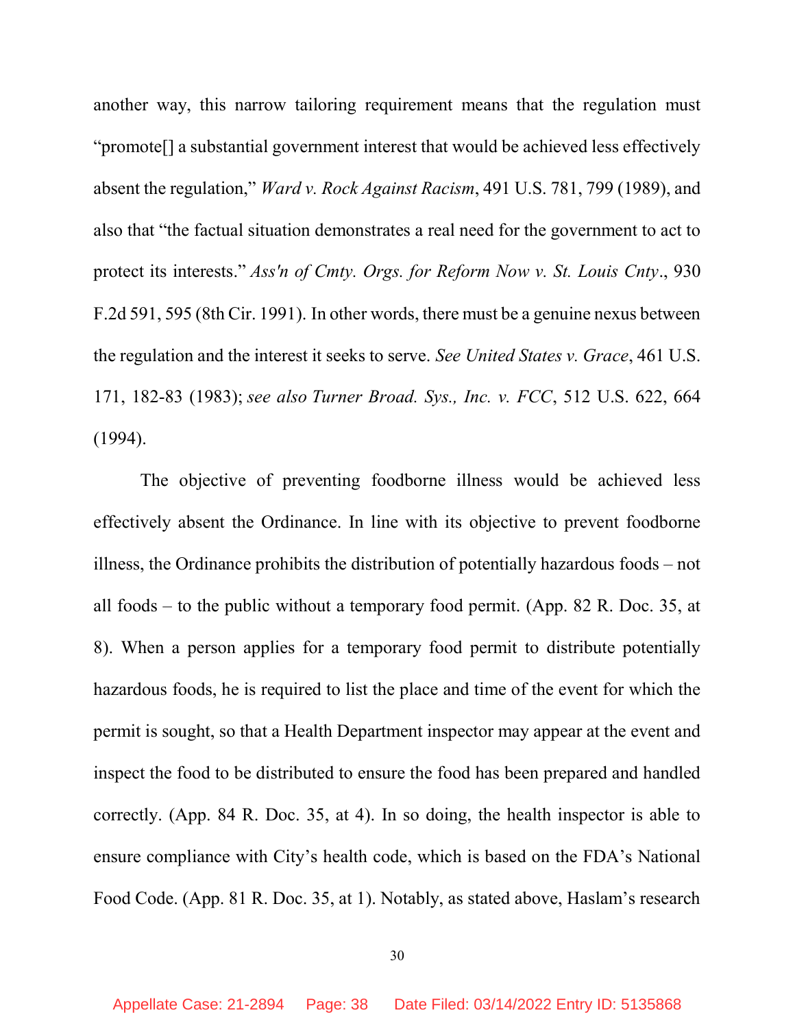another way, this narrow tailoring requirement means that the regulation must "promote[] a substantial government interest that would be achieved less effectively absent the regulation," *Ward v. Rock Against Racism*, 491 U.S. 781, 799 (1989), and also that "the factual situation demonstrates a real need for the government to act to protect its interests." *Ass'n of Cmty. Orgs. for Reform Now v. St. Louis Cnty*., 930 F.2d 591, 595 (8th Cir. 1991). In other words, there must be a genuine nexus between the regulation and the interest it seeks to serve. *See United States v. Grace*, 461 U.S. 171, 182-83 (1983); *see also Turner Broad. Sys., Inc. v. FCC*, 512 U.S. 622, 664 (1994).

The objective of preventing foodborne illness would be achieved less effectively absent the Ordinance. In line with its objective to prevent foodborne illness, the Ordinance prohibits the distribution of potentially hazardous foods – not all foods – to the public without a temporary food permit. (App. 82 R. Doc. 35, at 8). When a person applies for a temporary food permit to distribute potentially hazardous foods, he is required to list the place and time of the event for which the permit is sought, so that a Health Department inspector may appear at the event and inspect the food to be distributed to ensure the food has been prepared and handled correctly. (App. 84 R. Doc. 35, at 4). In so doing, the health inspector is able to ensure compliance with City's health code, which is based on the FDA's National Food Code. (App. 81 R. Doc. 35, at 1). Notably, as stated above, Haslam's research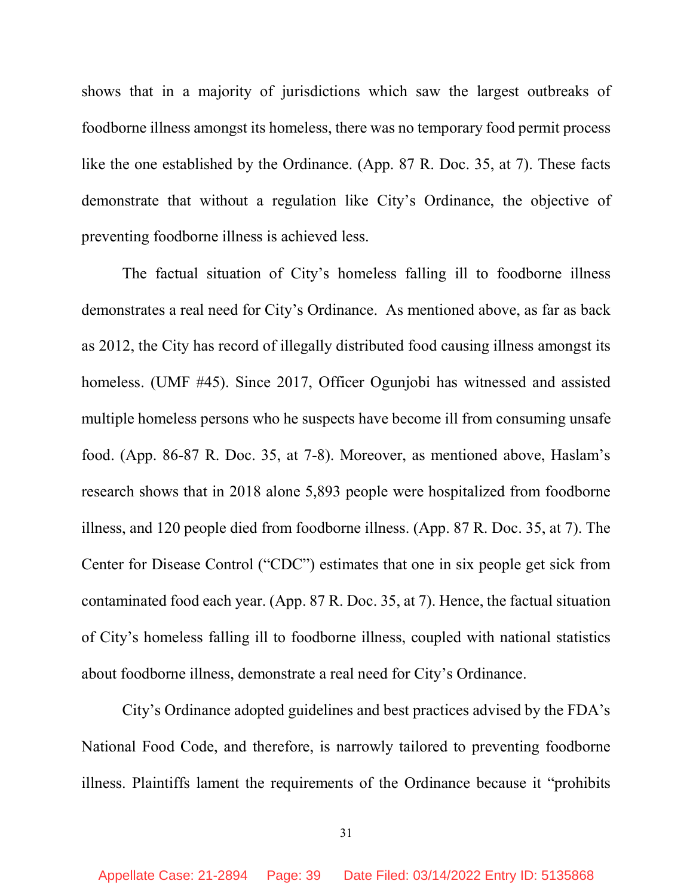shows that in a majority of jurisdictions which saw the largest outbreaks of foodborne illness amongst its homeless, there was no temporary food permit process like the one established by the Ordinance. (App. 87 R. Doc. 35, at 7). These facts demonstrate that without a regulation like City's Ordinance, the objective of preventing foodborne illness is achieved less.

The factual situation of City's homeless falling ill to foodborne illness demonstrates a real need for City's Ordinance. As mentioned above, as far as back as 2012, the City has record of illegally distributed food causing illness amongst its homeless. (UMF #45). Since 2017, Officer Ogunjobi has witnessed and assisted multiple homeless persons who he suspects have become ill from consuming unsafe food. (App. 86-87 R. Doc. 35, at 7-8). Moreover, as mentioned above, Haslam's research shows that in 2018 alone 5,893 people were hospitalized from foodborne illness, and 120 people died from foodborne illness. (App. 87 R. Doc. 35, at 7). The Center for Disease Control ("CDC") estimates that one in six people get sick from contaminated food each year. (App. 87 R. Doc. 35, at 7). Hence, the factual situation of City's homeless falling ill to foodborne illness, coupled with national statistics about foodborne illness, demonstrate a real need for City's Ordinance.

City's Ordinance adopted guidelines and best practices advised by the FDA's National Food Code, and therefore, is narrowly tailored to preventing foodborne illness. Plaintiffs lament the requirements of the Ordinance because it "prohibits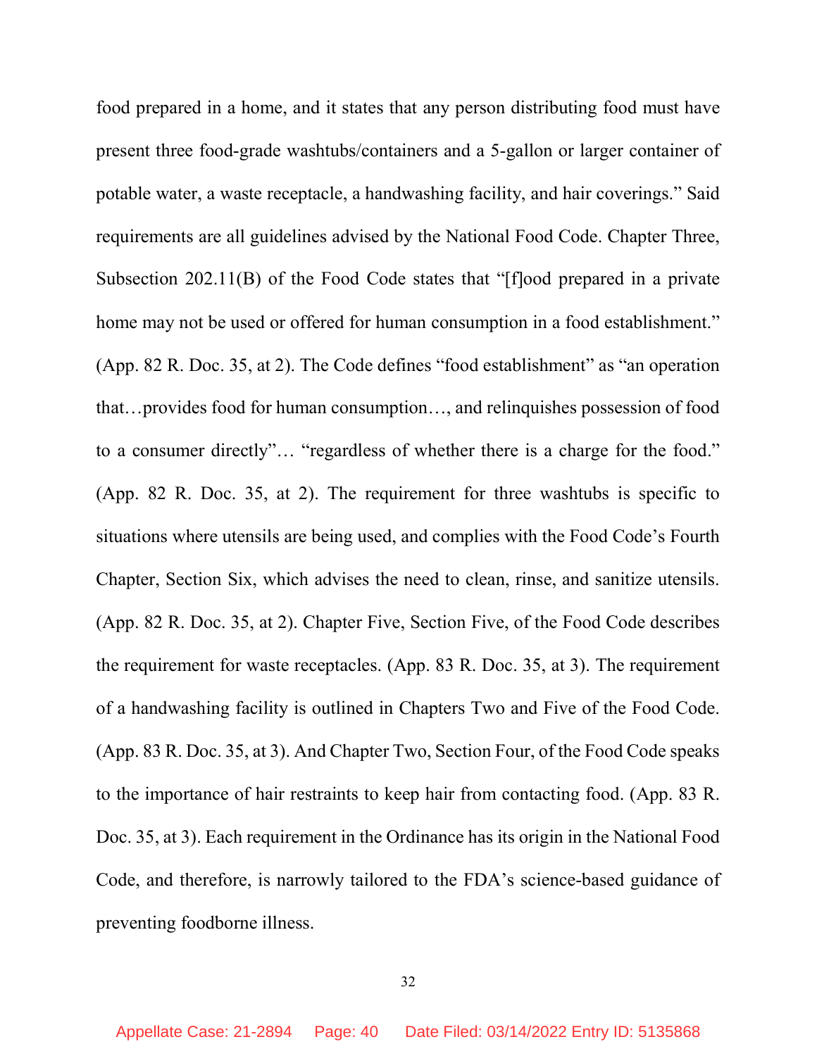food prepared in a home, and it states that any person distributing food must have present three food-grade washtubs/containers and a 5-gallon or larger container of potable water, a waste receptacle, a handwashing facility, and hair coverings." Said requirements are all guidelines advised by the National Food Code. Chapter Three, Subsection 202.11(B) of the Food Code states that "[f]ood prepared in a private home may not be used or offered for human consumption in a food establishment." (App. 82 R. Doc. 35, at 2). The Code defines "food establishment" as "an operation that…provides food for human consumption…, and relinquishes possession of food to a consumer directly"… "regardless of whether there is a charge for the food." (App. 82 R. Doc. 35, at 2). The requirement for three washtubs is specific to situations where utensils are being used, and complies with the Food Code's Fourth Chapter, Section Six, which advises the need to clean, rinse, and sanitize utensils. (App. 82 R. Doc. 35, at 2). Chapter Five, Section Five, of the Food Code describes the requirement for waste receptacles. (App. 83 R. Doc. 35, at 3). The requirement of a handwashing facility is outlined in Chapters Two and Five of the Food Code. (App. 83 R. Doc. 35, at 3). And Chapter Two, Section Four, of the Food Code speaks to the importance of hair restraints to keep hair from contacting food. (App. 83 R. Doc. 35, at 3). Each requirement in the Ordinance has its origin in the National Food Code, and therefore, is narrowly tailored to the FDA's science-based guidance of preventing foodborne illness.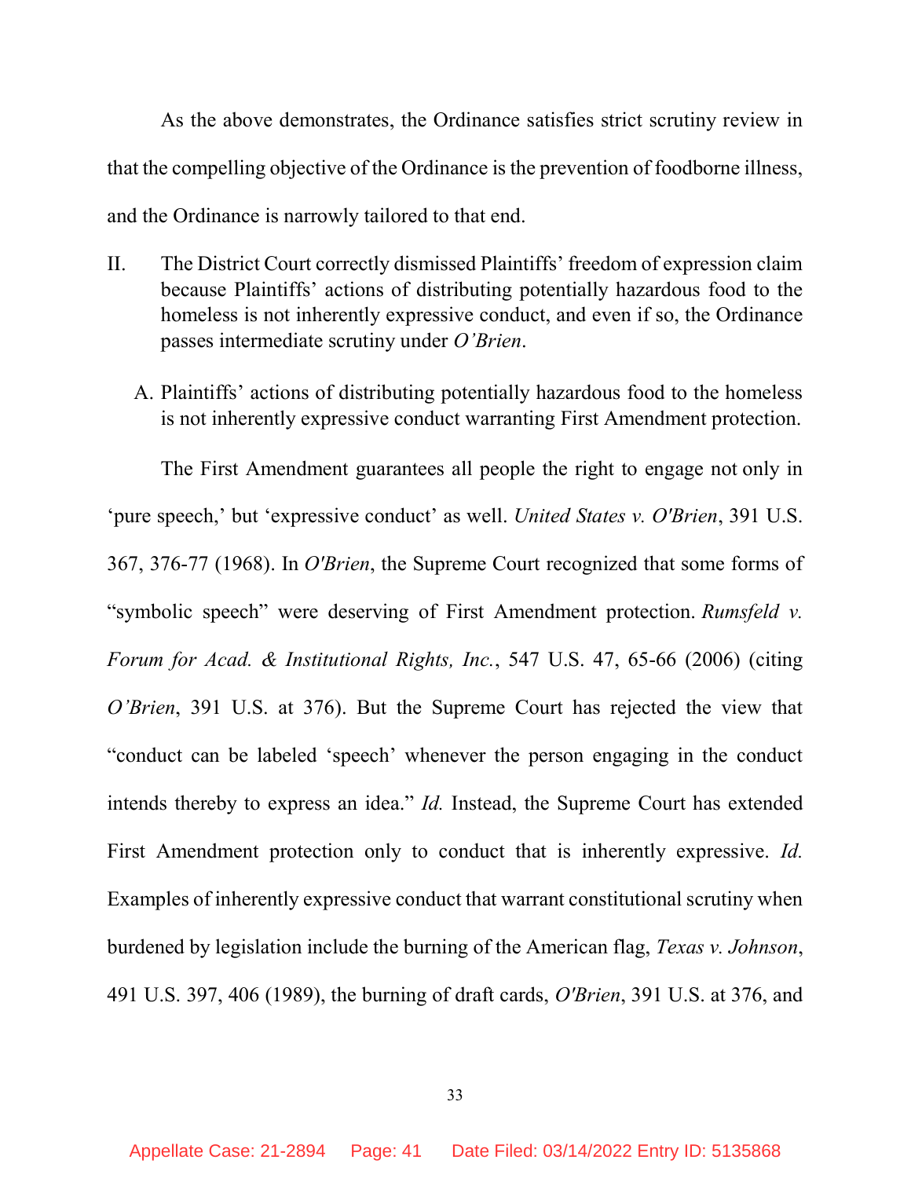As the above demonstrates, the Ordinance satisfies strict scrutiny review in that the compelling objective of the Ordinance is the prevention of foodborne illness, and the Ordinance is narrowly tailored to that end.

## II. The District Court correctly dismissed Plaintiffs' freedom of expression claim because Plaintiffs' actions of distributing potentially hazardous food to the homeless is not inherently expressive conduct, and even if so, the Ordinance passes intermediate scrutiny under *O'Brien*.

### A. Plaintiffs' actions of distributing potentially hazardous food to the homeless is not inherently expressive conduct warranting First Amendment protection.

The First Amendment guarantees all people the right to engage not only in 'pure speech,' but 'expressive conduct' as well. *United States v. O'Brien*, 391 U.S. 367, 376-77 (1968). In *O'Brien*, the Supreme Court recognized that some forms of "symbolic speech" were deserving of First Amendment protection. *Rumsfeld v. Forum for Acad. & Institutional Rights, Inc.*, 547 U.S. 47, 65-66 (2006) (citing *O'Brien*, 391 U.S. at 376). But the Supreme Court has rejected the view that "conduct can be labeled 'speech' whenever the person engaging in the conduct intends thereby to express an idea." *Id.* Instead, the Supreme Court has extended First Amendment protection only to conduct that is inherently expressive. *Id.* Examples of inherently expressive conduct that warrant constitutional scrutiny when burdened by legislation include the burning of the American flag, *Texas v. Johnson*, 491 U.S. 397, 406 (1989), the burning of draft cards, *O'Brien*, 391 U.S. at 376, and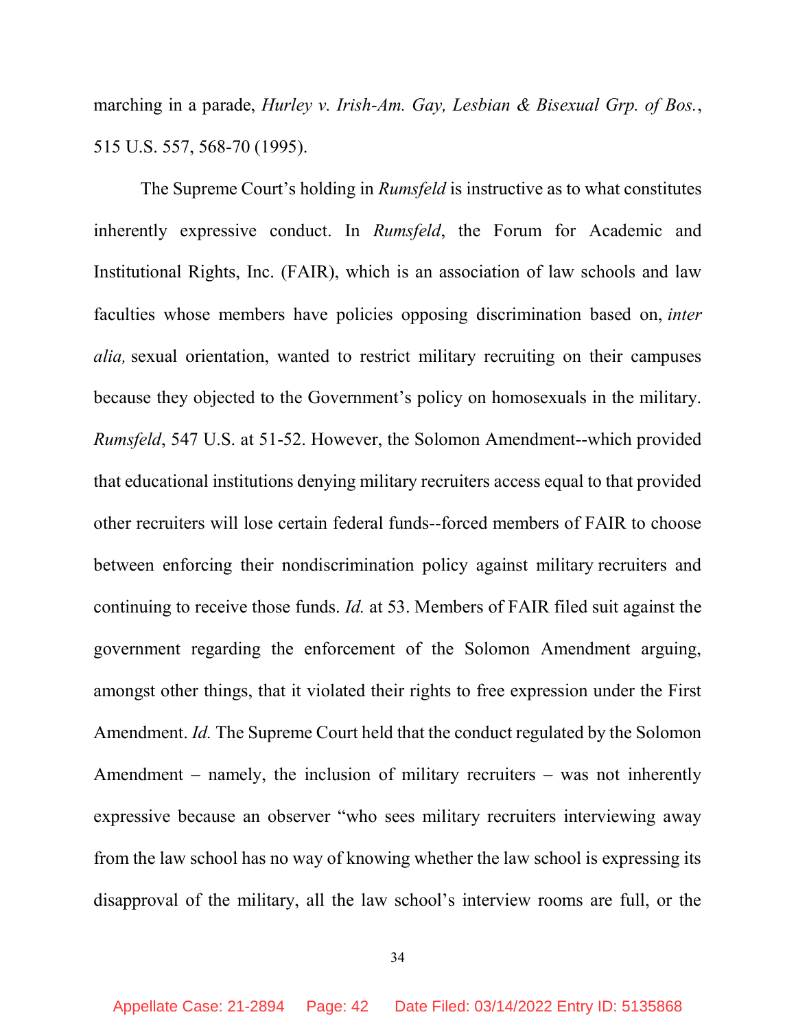marching in a parade, *Hurley v. Irish-Am. Gay, Lesbian & Bisexual Grp. of Bos.*, 515 U.S. 557, 568-70 (1995).

The Supreme Court's holding in *Rumsfeld* is instructive as to what constitutes inherently expressive conduct. In *Rumsfeld*, the Forum for Academic and Institutional Rights, Inc. (FAIR), which is an association of law schools and law faculties whose members have policies opposing discrimination based on, *inter alia,* sexual orientation, wanted to restrict military recruiting on their campuses because they objected to the Government's policy on homosexuals in the military. *Rumsfeld*, 547 U.S. at 51-52. However, the Solomon Amendment--which provided that educational institutions denying military recruiters access equal to that provided other recruiters will lose certain federal funds--forced members of FAIR to choose between enforcing their nondiscrimination policy against military recruiters and continuing to receive those funds. *Id.* at 53. Members of FAIR filed suit against the government regarding the enforcement of the Solomon Amendment arguing, amongst other things, that it violated their rights to free expression under the First Amendment. *Id.* The Supreme Court held that the conduct regulated by the Solomon Amendment – namely, the inclusion of military recruiters – was not inherently expressive because an observer "who sees military recruiters interviewing away from the law school has no way of knowing whether the law school is expressing its disapproval of the military, all the law school's interview rooms are full, or the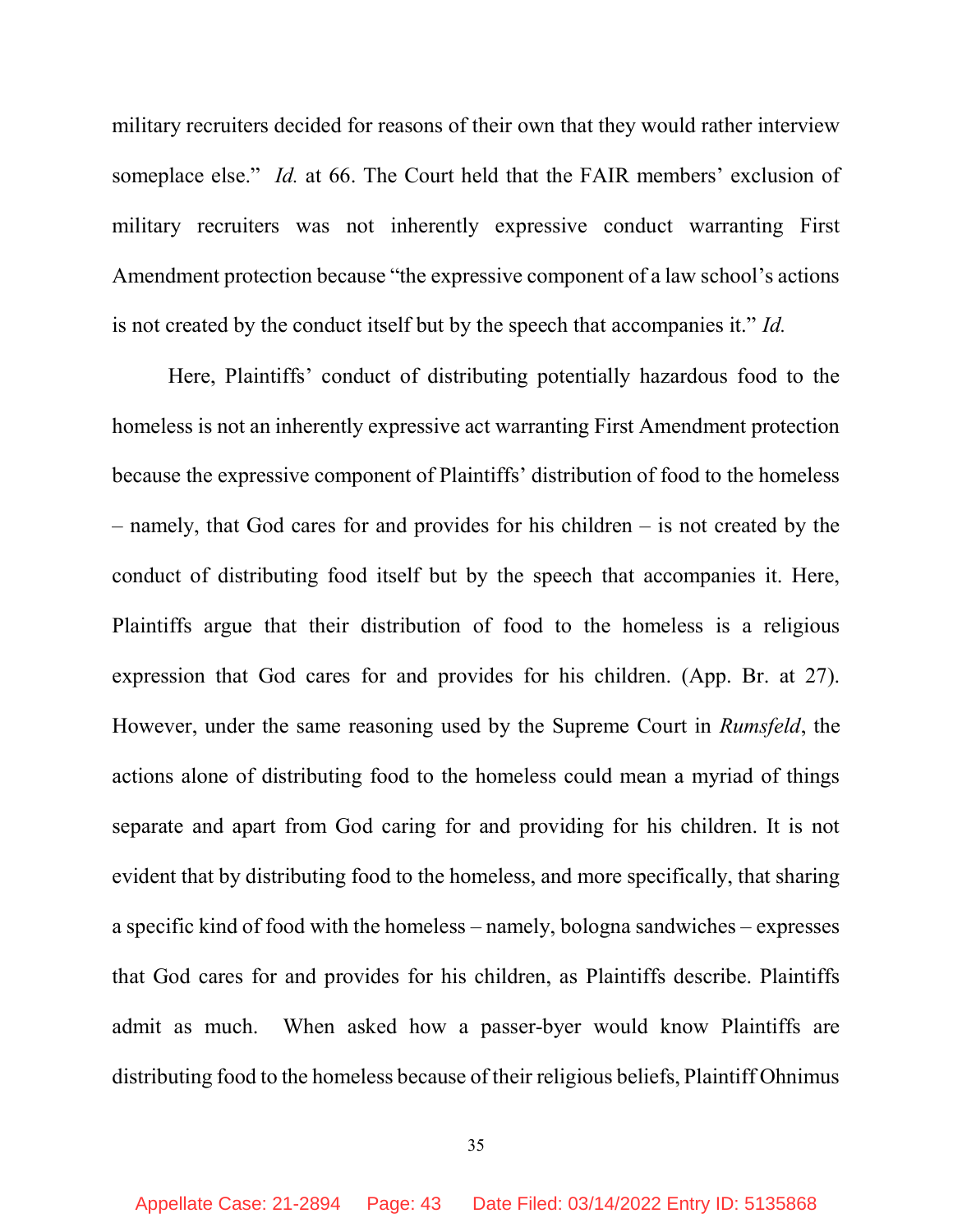military recruiters decided for reasons of their own that they would rather interview someplace else." *Id.* at 66. The Court held that the FAIR members' exclusion of military recruiters was not inherently expressive conduct warranting First Amendment protection because "the expressive component of a law school's actions is not created by the conduct itself but by the speech that accompanies it." *Id.*

Here, Plaintiffs' conduct of distributing potentially hazardous food to the homeless is not an inherently expressive act warranting First Amendment protection because the expressive component of Plaintiffs' distribution of food to the homeless – namely, that God cares for and provides for his children – is not created by the conduct of distributing food itself but by the speech that accompanies it. Here, Plaintiffs argue that their distribution of food to the homeless is a religious expression that God cares for and provides for his children. (App. Br. at 27). However, under the same reasoning used by the Supreme Court in *Rumsfeld*, the actions alone of distributing food to the homeless could mean a myriad of things separate and apart from God caring for and providing for his children. It is not evident that by distributing food to the homeless, and more specifically, that sharing a specific kind of food with the homeless – namely, bologna sandwiches – expresses that God cares for and provides for his children, as Plaintiffs describe. Plaintiffs admit as much. When asked how a passer-byer would know Plaintiffs are distributing food to the homeless because of their religious beliefs, Plaintiff Ohnimus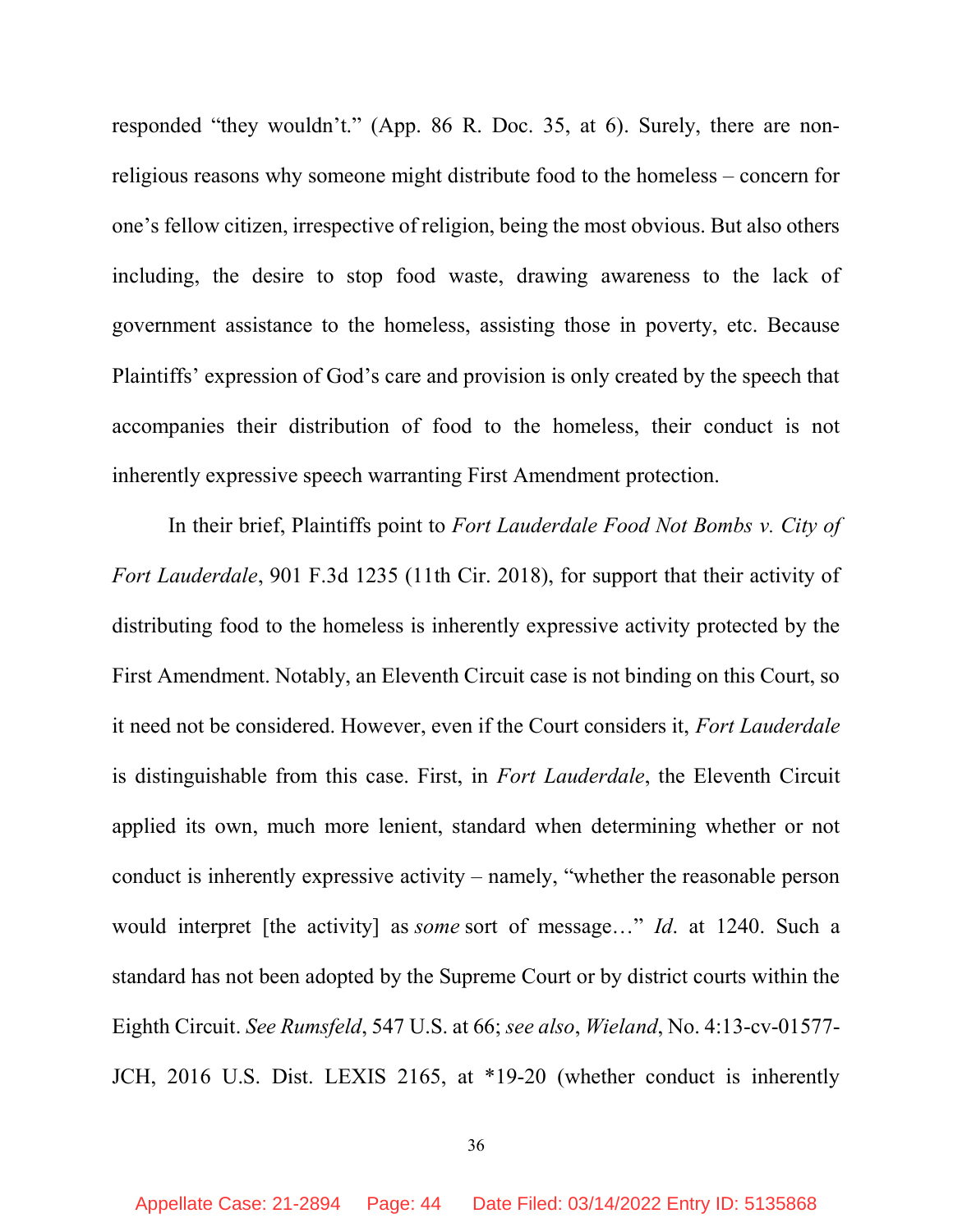responded "they wouldn't." (App. 86 R. Doc. 35, at 6). Surely, there are non-religious reasons why someone might distribute food to the homeless – concern for one's fellow citizen, irrespective of religion, being the most obvious. But also others including, the desire to stop food waste, drawing awareness to the lack of government assistance to the homeless, assisting those in poverty, etc. Because Plaintiffs' expression of God's care and provision is only created by the speech that accompanies their distribution of food to the homeless, their conduct is not inherently expressive speech warranting First Amendment protection.

In their brief, Plaintiffs point to *Fort Lauderdale Food Not Bombs v. City of Fort Lauderdale*, 901 F.3d 1235 (11th Cir. 2018), for support that their activity of distributing food to the homeless is inherently expressive activity protected by the First Amendment. Notably, an Eleventh Circuit case is not binding on this Court, so it need not be considered. However, even if the Court considers it, *Fort Lauderdale* is distinguishable from this case. First, in *Fort Lauderdale*, the Eleventh Circuit applied its own, much more lenient, standard when determining whether or not conduct is inherently expressive activity – namely, "whether the reasonable person would interpret [the activity] as *some* sort of message…" *Id.* at 1240. Such a standard has not been adopted by the Supreme Court or by district courts within the Eighth Circuit. *See Rumsfeld*, 547 U.S. at 66; *see also*, *Wieland*, No. 4:13-cv-01577-JCH, 2016 U.S. Dist. LEXIS 2165, at *19-20 (whether conduct is inherently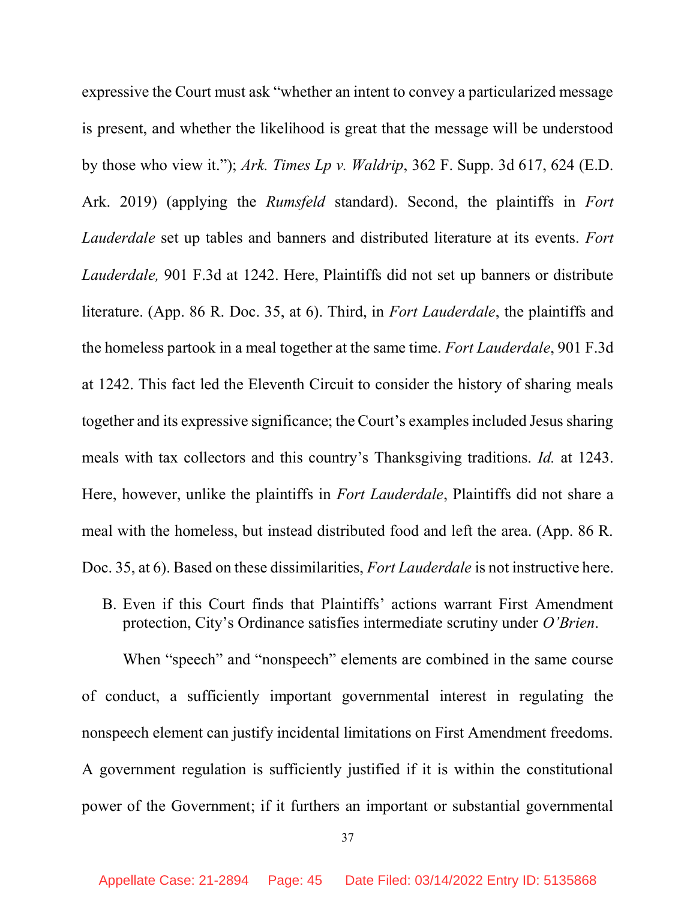expressive the Court must ask "whether an intent to convey a particularized message is present, and whether the likelihood is great that the message will be understood by those who view it."); *Ark. Times Lp v. Waldrip*, 362 F. Supp. 3d 617, 624 (E.D. Ark. 2019) (applying the *Rumsfeld* standard). Second, the plaintiffs in *Fort Lauderdale* set up tables and banners and distributed literature at its events. *Fort Lauderdale,* 901 F.3d at 1242. Here, Plaintiffs did not set up banners or distribute literature. (App. 86 R. Doc. 35, at 6). Third, in *Fort Lauderdale*, the plaintiffs and the homeless partook in a meal together at the same time. *Fort Lauderdale*, 901 F.3d at 1242. This fact led the Eleventh Circuit to consider the history of sharing meals together and its expressive significance; the Court's examples included Jesus sharing meals with tax collectors and this country's Thanksgiving traditions. *Id.* at 1243. Here, however, unlike the plaintiffs in *Fort Lauderdale*, Plaintiffs did not share a meal with the homeless, but instead distributed food and left the area. (App. 86 R. Doc. 35, at 6). Based on these dissimilarities, *Fort Lauderdale* is not instructive here.

B. Even if this Court finds that Plaintiffs' actions warrant First Amendment protection, City's Ordinance satisfies intermediate scrutiny under *O'Brien*.

When "speech" and "nonspeech" elements are combined in the same course of conduct, a sufficiently important governmental interest in regulating the nonspeech element can justify incidental limitations on First Amendment freedoms. A government regulation is sufficiently justified if it is within the constitutional power of the Government; if it furthers an important or substantial governmental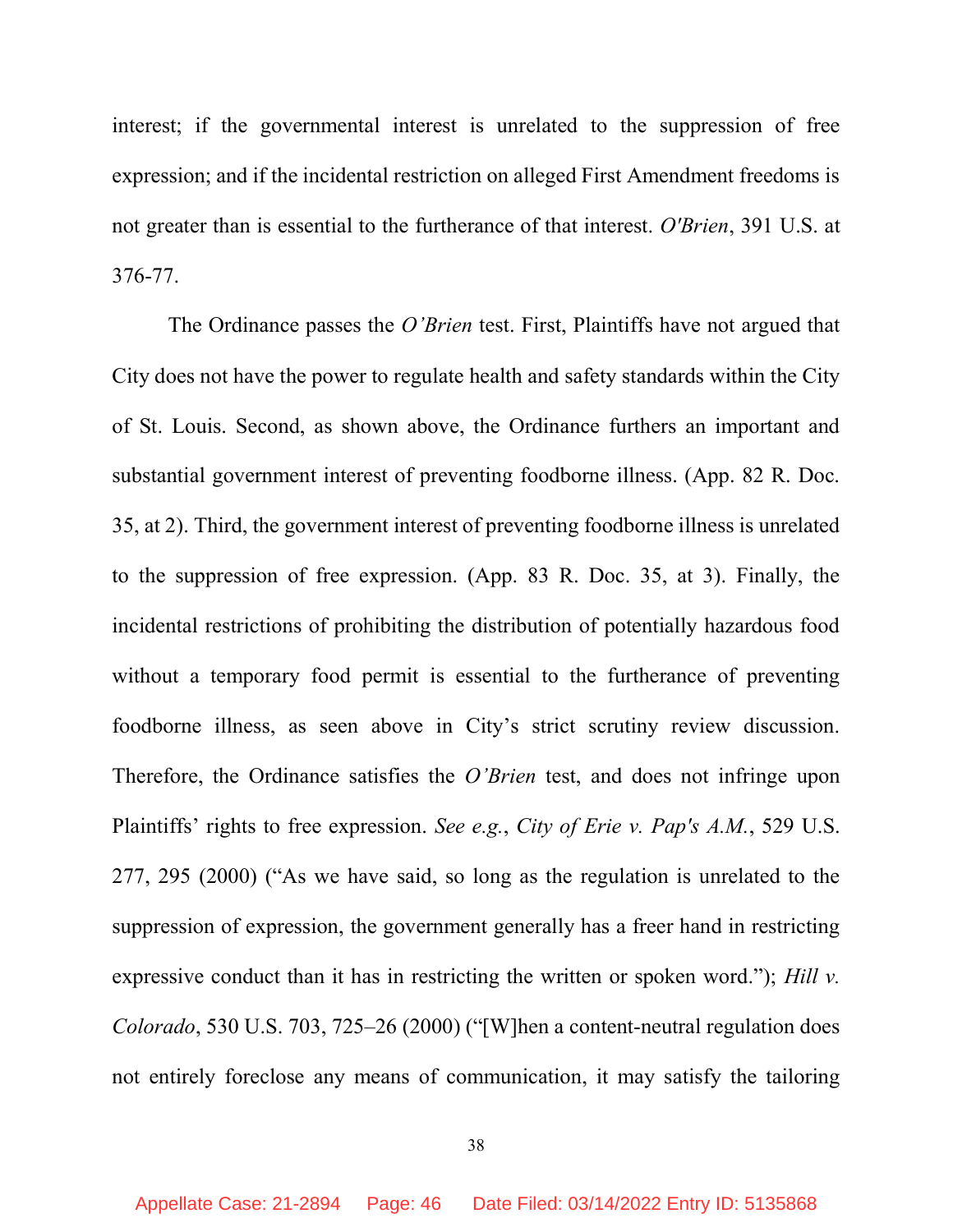interest; if the governmental interest is unrelated to the suppression of free expression; and if the incidental restriction on alleged First Amendment freedoms is not greater than is essential to the furtherance of that interest. *O'Brien*, 391 U.S. at 376-77.

The Ordinance passes the *O'Brien* test. First, Plaintiffs have not argued that City does not have the power to regulate health and safety standards within the City of St. Louis. Second, as shown above, the Ordinance furthers an important and substantial government interest of preventing foodborne illness. (App. 82 R. Doc. 35, at 2). Third, the government interest of preventing foodborne illness is unrelated to the suppression of free expression. (App. 83 R. Doc. 35, at 3). Finally, the incidental restrictions of prohibiting the distribution of potentially hazardous food without a temporary food permit is essential to the furtherance of preventing foodborne illness, as seen above in City's strict scrutiny review discussion. Therefore, the Ordinance satisfies the *O'Brien* test, and does not infringe upon Plaintiffs' rights to free expression. *See e.g.*, *City of Erie v. Pap's A.M.*, 529 U.S. 277, 295 (2000) ("As we have said, so long as the regulation is unrelated to the suppression of expression, the government generally has a freer hand in restricting expressive conduct than it has in restricting the written or spoken word."); *Hill v. Colorado*, 530 U.S. 703, 725–26 (2000) ("[W]hen a content-neutral regulation does not entirely foreclose any means of communication, it may satisfy the tailoring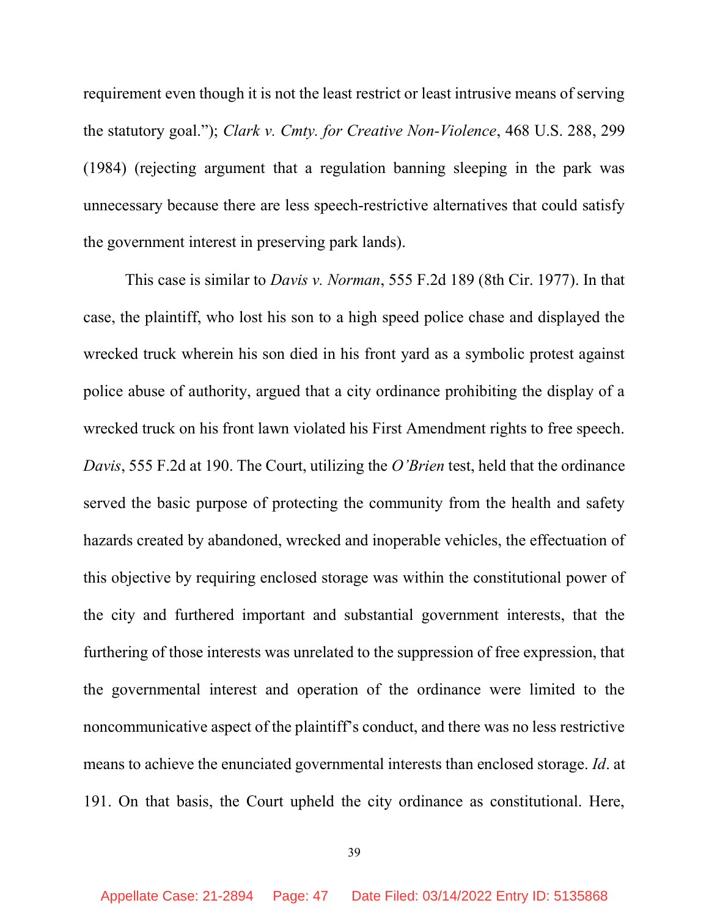requirement even though it is not the least restrict or least intrusive means of serving the statutory goal."); *Clark v. Cmty. for Creative Non-Violence*, 468 U.S. 288, 299 (1984) (rejecting argument that a regulation banning sleeping in the park was unnecessary because there are less speech-restrictive alternatives that could satisfy the government interest in preserving park lands).

This case is similar to *Davis v. Norman*, 555 F.2d 189 (8th Cir. 1977). In that case, the plaintiff, who lost his son to a high speed police chase and displayed the wrecked truck wherein his son died in his front yard as a symbolic protest against police abuse of authority, argued that a city ordinance prohibiting the display of a wrecked truck on his front lawn violated his First Amendment rights to free speech. *Davis*, 555 F.2d at 190. The Court, utilizing the *O'Brien* test, held that the ordinance served the basic purpose of protecting the community from the health and safety hazards created by abandoned, wrecked and inoperable vehicles, the effectuation of this objective by requiring enclosed storage was within the constitutional power of the city and furthered important and substantial government interests, that the furthering of those interests was unrelated to the suppression of free expression, that the governmental interest and operation of the ordinance were limited to the noncommunicative aspect of the plaintiff's conduct, and there was no less restrictive means to achieve the enunciated governmental interests than enclosed storage. *Id*. at 191. On that basis, the Court upheld the city ordinance as constitutional. Here,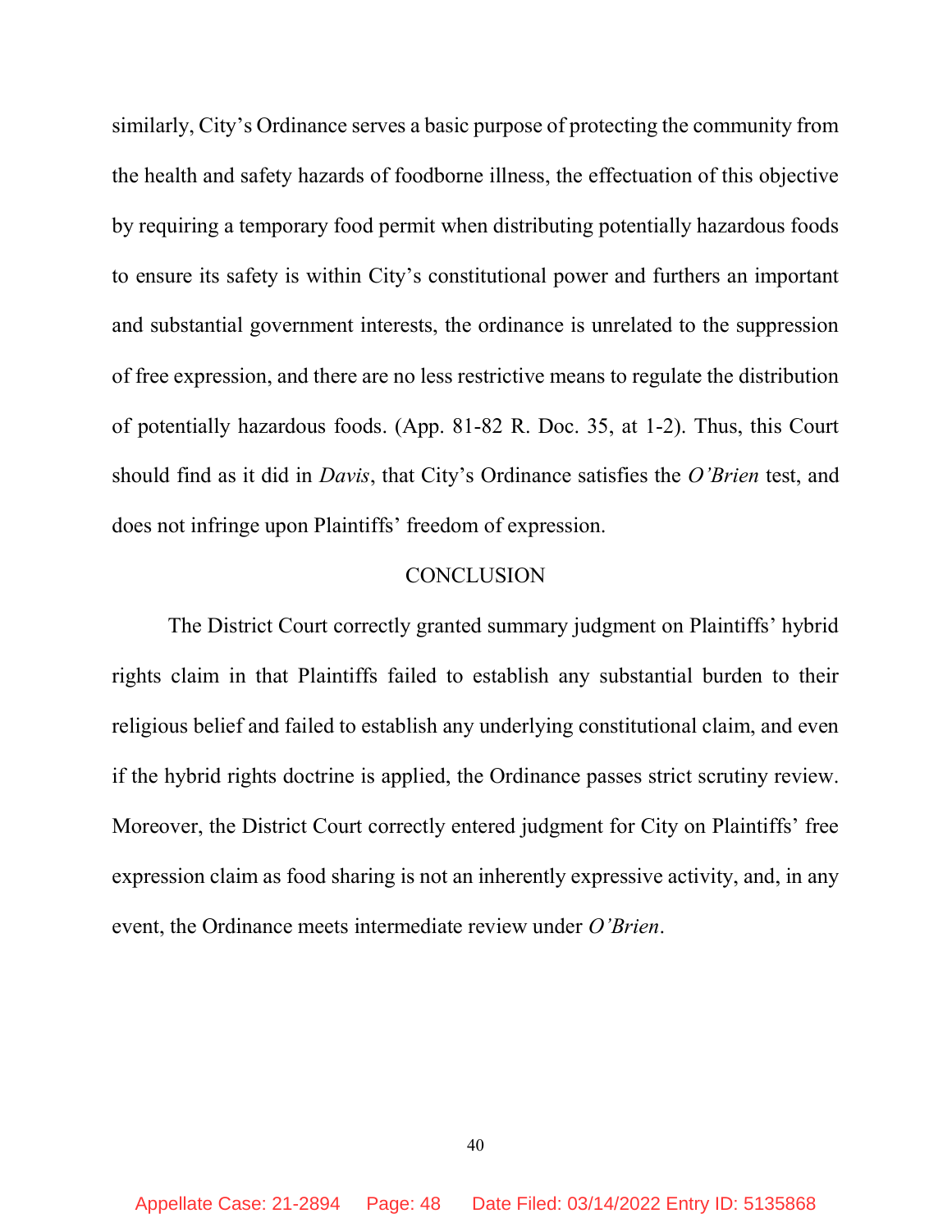similarly, City's Ordinance serves a basic purpose of protecting the community from the health and safety hazards of foodborne illness, the effectuation of this objective by requiring a temporary food permit when distributing potentially hazardous foods to ensure its safety is within City's constitutional power and furthers an important and substantial government interests, the ordinance is unrelated to the suppression of free expression, and there are no less restrictive means to regulate the distribution of potentially hazardous foods. (App. 81-82 R. Doc. 35, at 1-2). Thus, this Court should find as it did in *Davis*, that City's Ordinance satisfies the *O'Brien* test, and does not infringe upon Plaintiffs' freedom of expression.

## CONCLUSION

The District Court correctly granted summary judgment on Plaintiffs' hybrid rights claim in that Plaintiffs failed to establish any substantial burden to their religious belief and failed to establish any underlying constitutional claim, and even if the hybrid rights doctrine is applied, the Ordinance passes strict scrutiny review. Moreover, the District Court correctly entered judgment for City on Plaintiffs' free expression claim as food sharing is not an inherently expressive activity, and, in any event, the Ordinance meets intermediate review under *O'Brien*.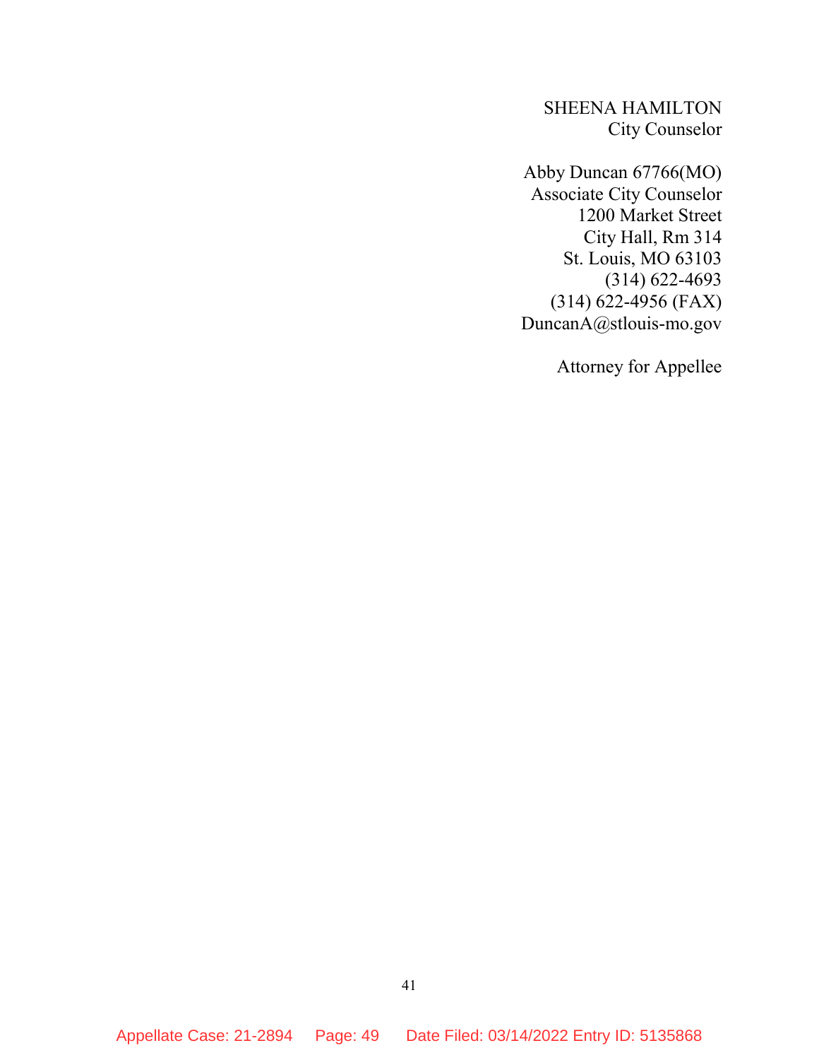SHEENA HAMILTON
City Counselor

Abby Duncan 67766(MO)
Associate City Counselor
1200 Market Street
City Hall, Rm 314
St. Louis, MO 63103
(314) 622-4693
(314) 622-4956 (FAX)
DuncanA@stlouis-mo.gov

Attorney for Appellee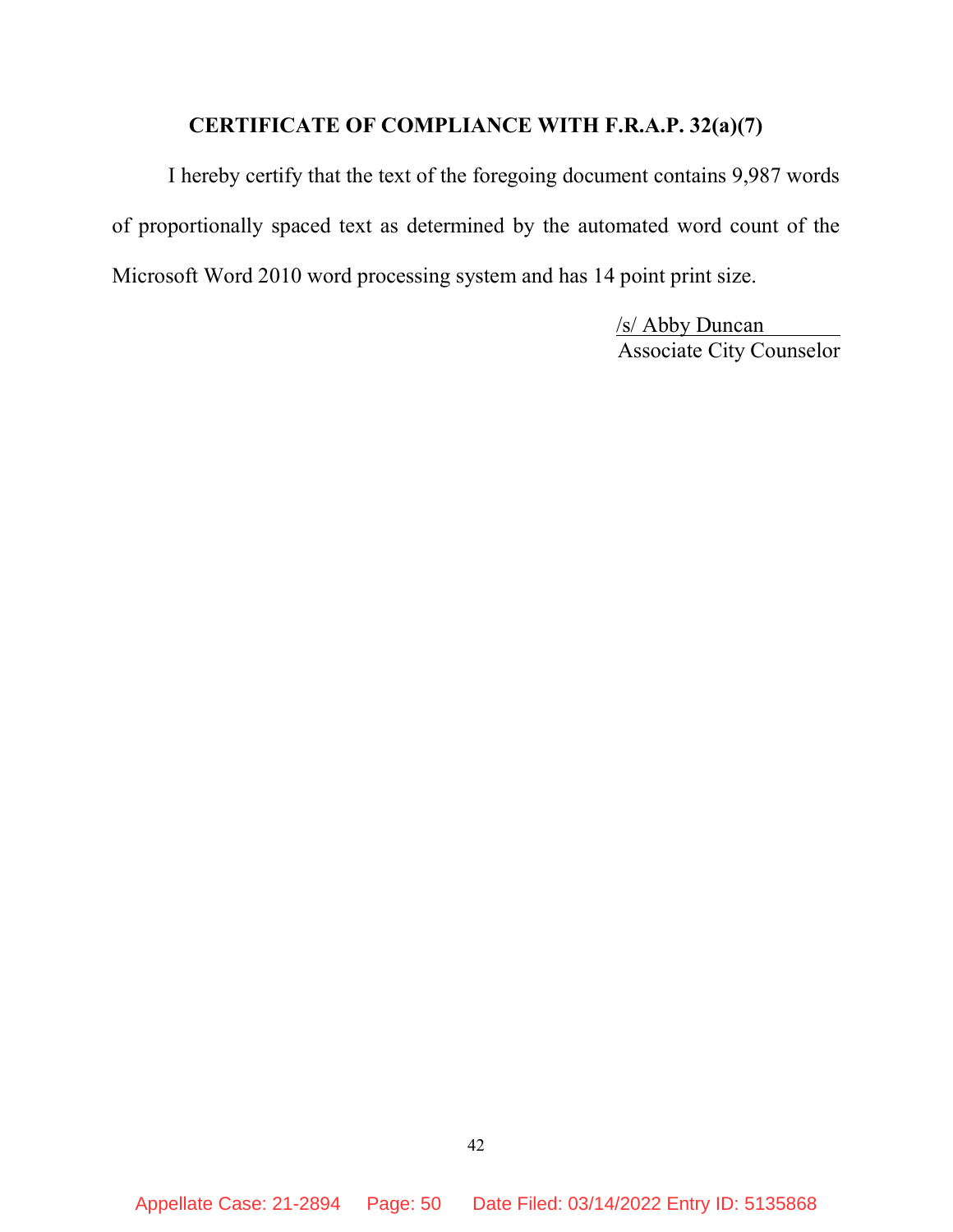## CERTIFICATE OF COMPLIANCE WITH F.R.A.P. 32(a)(7)

I hereby certify that the text of the foregoing document contains 9,987 words of proportionally spaced text as determined by the automated word count of the Microsoft Word 2010 word processing system and has 14 point print size.

/s/ Abby Duncan
Associate City Counselor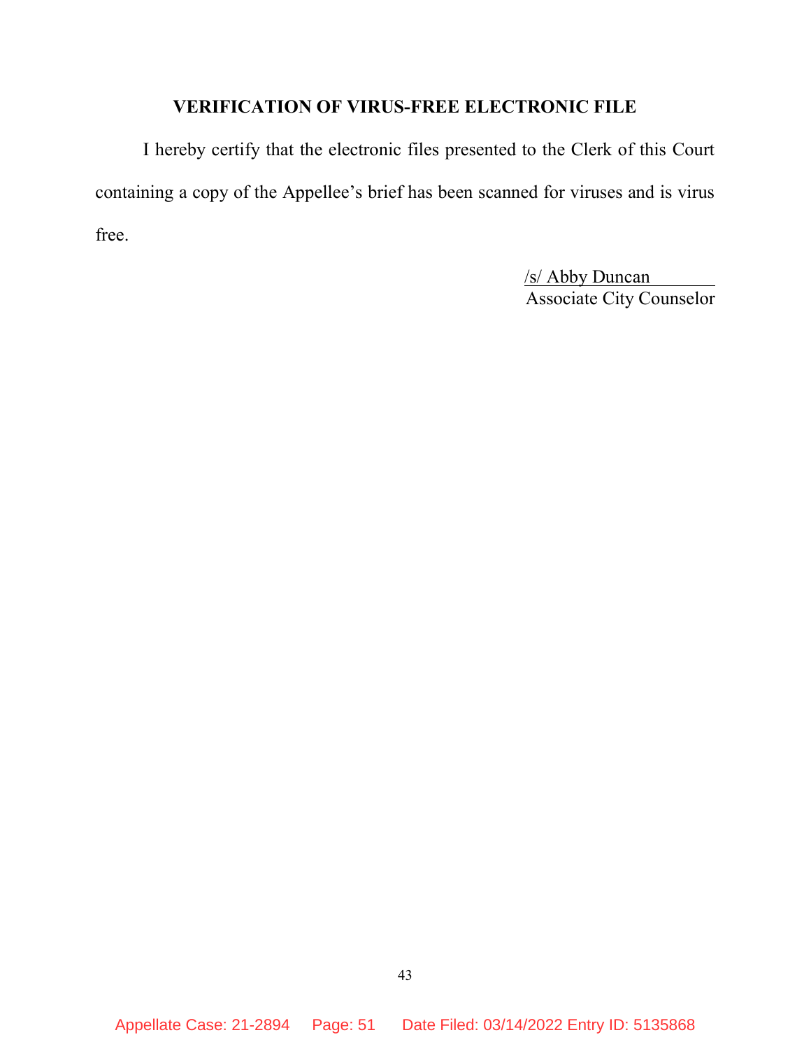## VERIFICATION OF VIRUS-FREE ELECTRONIC FILE

I hereby certify that the electronic files presented to the Clerk of this Court containing a copy of the Appellee's brief has been scanned for viruses and is virus free.

/s/ Abby Duncan
Associate City Counselor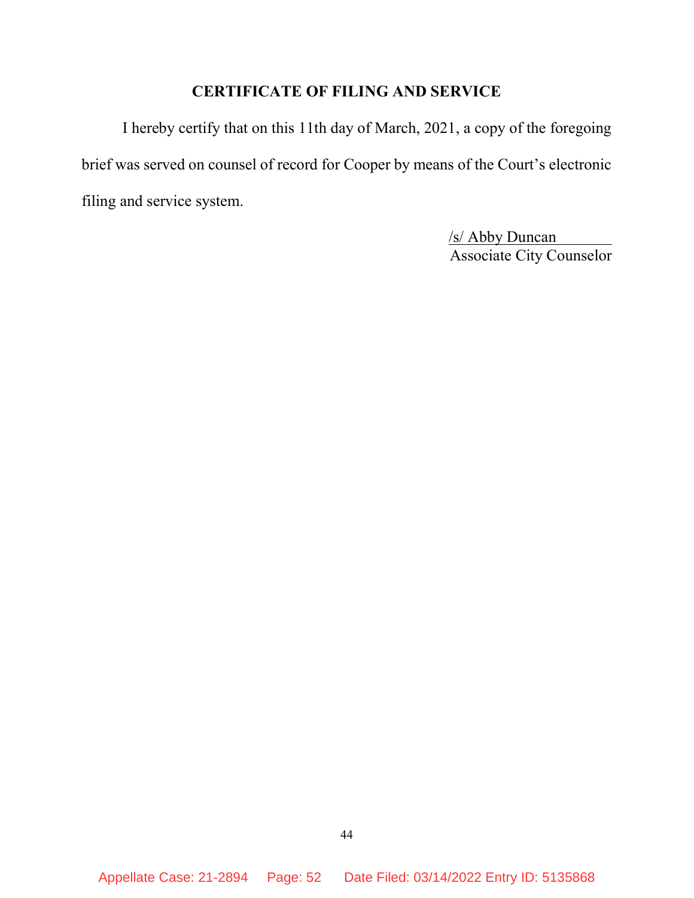## CERTIFICATE OF FILING AND SERVICE

I hereby certify that on this 11th day of March, 2021, a copy of the foregoing brief was served on counsel of record for Cooper by means of the Court's electronic filing and service system.

/s/ Abby Duncan
Associate City Counselor